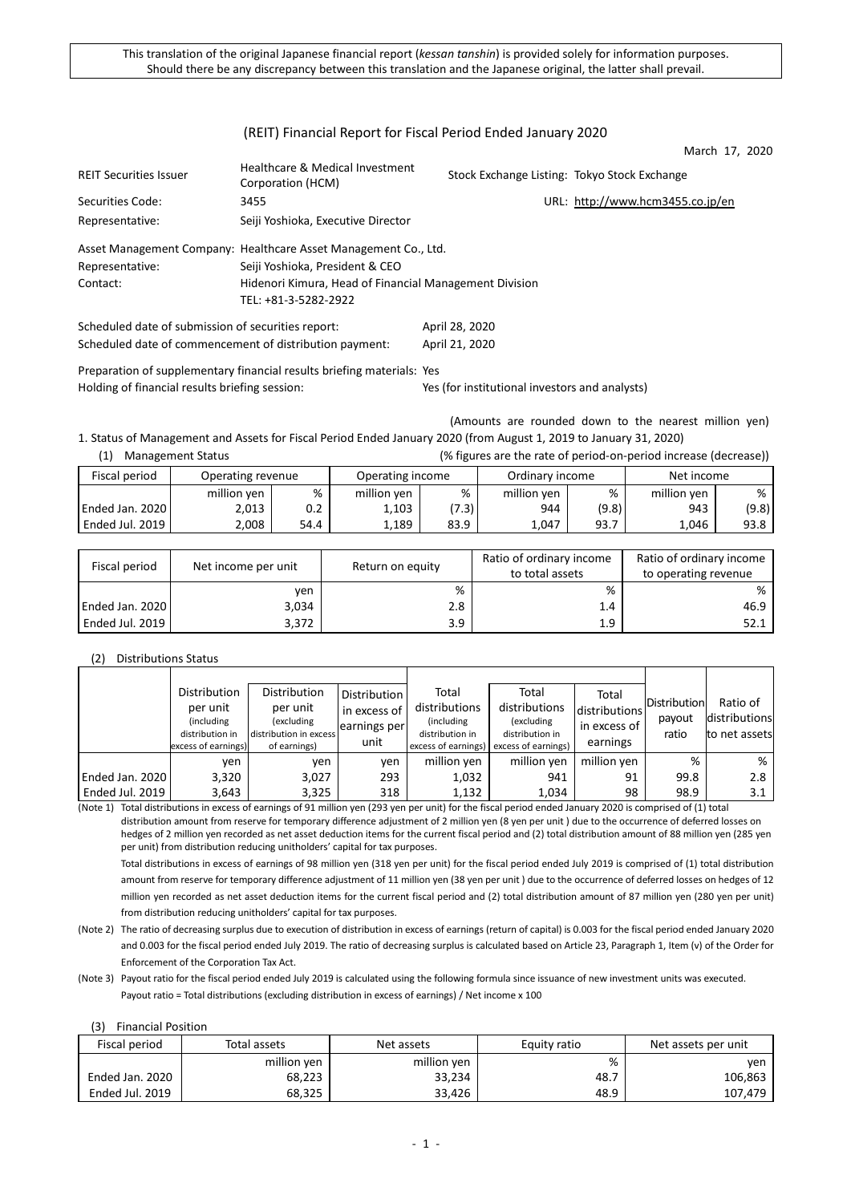This translation of the original Japanese financial report (*kessan tanshin*) is provided solely for information purposes. Should there be any discrepancy between this translation and the Japanese original, the latter shall prevail.

# (REIT) Financial Report for Fiscal Period Ended January 2020

March 17, 2020

| | | | |
|---|---|---|---|
| REIT Securities Issuer | Healthcare & Medical Investment Corporation (HCM) | Stock Exchange Listing: Tokyo Stock Exchange | |
| Securities Code: | 3455 | URL: http://www.hcm3455.co.jp/en | |
| Representative: | Seiji Yoshioka, Executive Director | | |

Asset Management Company: Healthcare Asset Management Co., Ltd.
Representative: Seiji Yoshioka, President & CEO
Contact: Hidenori Kimura, Head of Financial Management Division
TEL: +81-3-5282-2922

Scheduled date of submission of securities report: April 28, 2020
Scheduled date of commencement of distribution payment: April 21, 2020

Preparation of supplementary financial results briefing materials: Yes
Holding of financial results briefing session: Yes (for institutional investors and analysts)

(Amounts are rounded down to the nearest million yen)

## 1. Status of Management and Assets for Fiscal Period Ended January 2020 (from August 1, 2019 to January 31, 2020)

### (1) Management Status

(% figures are the rate of period-on-period increase (decrease))

| Fiscal period | Operating revenue | | Operating income | | Ordinary income | | Net income | |
|---|---|---|---|---|---|---|---|---|
| | million yen | % | million yen | % | million yen | % | million yen | % |
| Ended Jan. 2020 | 2,013 | 0.2 | 1,103 | (7.3) | 944 | (9.8) | 943 | (9.8) |
| Ended Jul. 2019 | 2,008 | 54.4 | 1,189 | 83.9 | 1,047 | 93.7 | 1,046 | 93.8 |

| Fiscal period | Net income per unit | Return on equity | Ratio of ordinary income to total assets | Ratio of ordinary income to operating revenue |
|---|---|---|---|---|
| | yen | % | % | % |
| Ended Jan. 2020 | 3,034 | 2.8 | 1.4 | 46.9 |
| Ended Jul. 2019 | 3,372 | 3.9 | 1.9 | 52.1 |

### (2) Distributions Status

| | Distribution per unit (including distribution in excess of earnings) | Distribution per unit (excluding distribution in excess of earnings) | Distribution in excess of earnings per unit | Total distributions (including distribution in excess of earnings) | Total distributions (excluding distribution in excess of earnings) | Total distributions in excess of earnings | Distribution payout ratio | Ratio of distributions to net assets |
|---|---|---|---|---|---|---|---|---|
| | yen | yen | yen | million yen | million yen | million yen | % | % |
| Ended Jan. 2020 | 3,320 | 3,027 | 293 | 1,032 | 941 | 91 | 99.8 | 2.8 |
| Ended Jul. 2019 | 3,643 | 3,325 | 318 | 1,132 | 1,034 | 98 | 98.9 | 3.1 |

(Note 1) Total distributions in excess of earnings of 91 million yen (293 yen per unit) for the fiscal period ended January 2020 is comprised of (1) total distribution amount from reserve for temporary difference adjustment of 2 million yen (8 yen per unit ) due to the occurrence of deferred losses on hedges of 2 million yen recorded as net asset deduction items for the current fiscal period and (2) total distribution amount of 88 million yen (285 yen per unit) from distribution reducing unitholders' capital for tax purposes.

Total distributions in excess of earnings of 98 million yen (318 yen per unit) for the fiscal period ended July 2019 is comprised of (1) total distribution amount from reserve for temporary difference adjustment of 11 million yen (38 yen per unit ) due to the occurrence of deferred losses on hedges of 12 million yen recorded as net asset deduction items for the current fiscal period and (2) total distribution amount of 87 million yen (280 yen per unit) from distribution reducing unitholders' capital for tax purposes.

(Note 2) The ratio of decreasing surplus due to execution of distribution in excess of earnings (return of capital) is 0.003 for the fiscal period ended January 2020 and 0.003 for the fiscal period ended July 2019. The ratio of decreasing surplus is calculated based on Article 23, Paragraph 1, Item (v) of the Order for Enforcement of the Corporation Tax Act.

(Note 3) Payout ratio for the fiscal period ended July 2019 is calculated using the following formula since issuance of new investment units was executed.
Payout ratio = Total distributions (excluding distribution in excess of earnings) / Net income x 100

### (3) Financial Position

| Fiscal period | Total assets | Net assets | Equity ratio | Net assets per unit |
|---|---|---|---|---|
| | million yen | million yen | % | yen |
| Ended Jan. 2020 | 68,223 | 33,234 | 48.7 | 106,863 |
| Ended Jul. 2019 | 68,325 | 33,426 | 48.9 | 107,479 |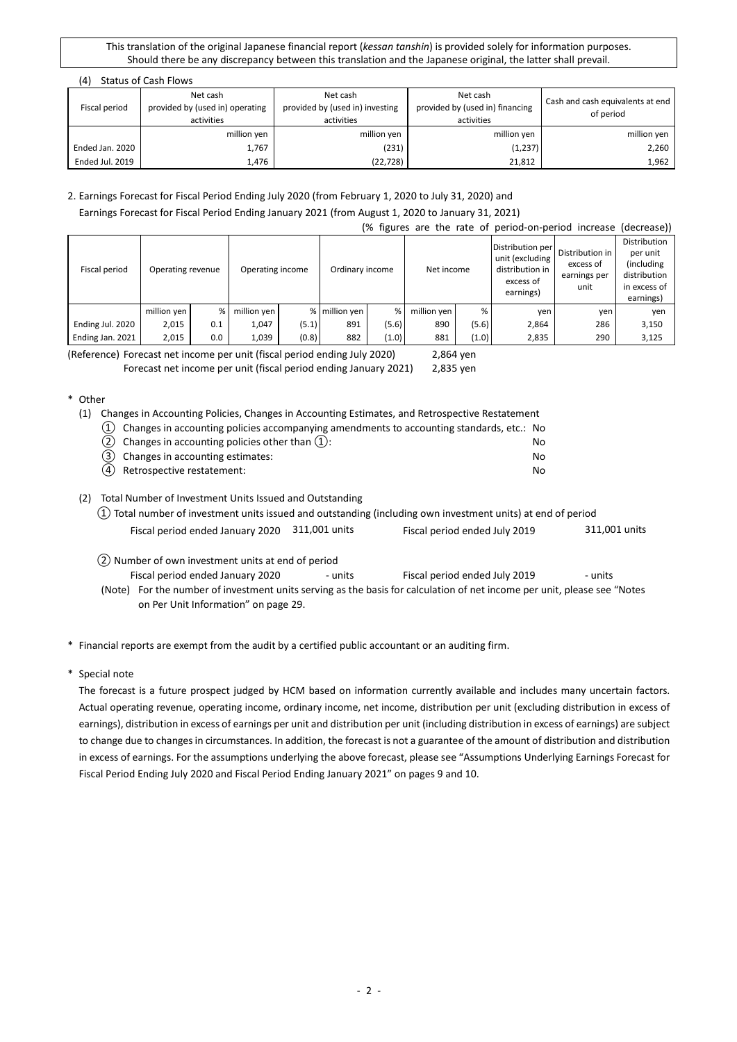This translation of the original Japanese financial report (*kessan tanshin*) is provided solely for information purposes. Should there be any discrepancy between this translation and the Japanese original, the latter shall prevail.

(4) Status of Cash Flows

| Fiscal period | Net cash provided by (used in) operating activities | Net cash provided by (used in) investing activities | Net cash provided by (used in) financing activities | Cash and cash equivalents at end of period |
|---|---|---|---|---|
| | million yen | million yen | million yen | million yen |
| Ended Jan. 2020 | 1,767 | (231) | (1,237) | 2,260 |
| Ended Jul. 2019 | 1,476 | (22,728) | 21,812 | 1,962 |

2. Earnings Forecast for Fiscal Period Ending July 2020 (from February 1, 2020 to July 31, 2020) and Earnings Forecast for Fiscal Period Ending January 2021 (from August 1, 2020 to January 31, 2021)

(% figures are the rate of period-on-period increase (decrease))

| Fiscal period | Operating revenue | | Operating income | | Ordinary income | | Net income | | Distribution per unit (excluding distribution in excess of earnings) | Distribution in excess of earnings per unit | Distribution per unit (including distribution in excess of earnings) |
|---|---|---|---|---|---|---|---|---|---|---|---|
| | million yen | % | million yen | % | million yen | % | million yen | % | yen | yen | yen |
| Ending Jul. 2020 | 2,015 | 0.1 | 1,047 | (5.1) | 891 | (5.6) | 890 | (5.6) | 2,864 | 286 | 3,150 |
| Ending Jan. 2021 | 2,015 | 0.0 | 1,039 | (0.8) | 882 | (1.0) | 881 | (1.0) | 2,835 | 290 | 3,125 |

(Reference) Forecast net income per unit (fiscal period ending July 2020) 2,864 yen
Forecast net income per unit (fiscal period ending January 2021) 2,835 yen

\* Other

(1) Changes in Accounting Policies, Changes in Accounting Estimates, and Retrospective Restatement

① Changes in accounting policies accompanying amendments to accounting standards, etc.: No
② Changes in accounting policies other than ①: No
③ Changes in accounting estimates: No
④ Retrospective restatement: No

(2) Total Number of Investment Units Issued and Outstanding

① Total number of investment units issued and outstanding (including own investment units) at end of period

Fiscal period ended January 2020 311,001 units Fiscal period ended July 2019 311,001 units

② Number of own investment units at end of period

Fiscal period ended January 2020 - units Fiscal period ended July 2019 - units

(Note) For the number of investment units serving as the basis for calculation of net income per unit, please see "Notes on Per Unit Information" on page 29.

\* Financial reports are exempt from the audit by a certified public accountant or an auditing firm.

\* Special note

The forecast is a future prospect judged by HCM based on information currently available and includes many uncertain factors. Actual operating revenue, operating income, ordinary income, net income, distribution per unit (excluding distribution in excess of earnings), distribution in excess of earnings per unit and distribution per unit (including distribution in excess of earnings) are subject to change due to changes in circumstances. In addition, the forecast is not a guarantee of the amount of distribution and distribution in excess of earnings. For the assumptions underlying the above forecast, please see "Assumptions Underlying Earnings Forecast for Fiscal Period Ending July 2020 and Fiscal Period Ending January 2021" on pages 9 and 10.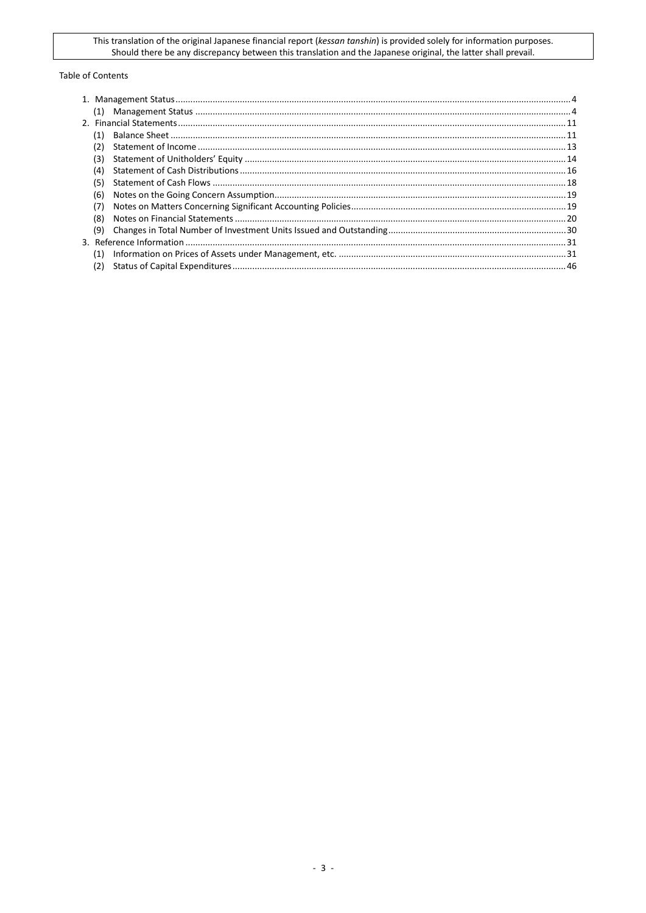This translation of the original Japanese financial report (*kessan tanshin*) is provided solely for information purposes. Should there be any discrepancy between this translation and the Japanese original, the latter shall prevail.

Table of Contents

1. Management Status .......................................................... 4
   (1) Management Status .......................................................... 4
2. Financial Statements .......................................................... 11
   (1) Balance Sheet .......................................................... 11
   (2) Statement of Income .......................................................... 13
   (3) Statement of Unitholders' Equity .......................................................... 14
   (4) Statement of Cash Distributions .......................................................... 16
   (5) Statement of Cash Flows .......................................................... 18
   (6) Notes on the Going Concern Assumption .......................................................... 19
   (7) Notes on Matters Concerning Significant Accounting Policies .......................................................... 19
   (8) Notes on Financial Statements .......................................................... 20
   (9) Changes in Total Number of Investment Units Issued and Outstanding .......................................................... 30
3. Reference Information .......................................................... 31
   (1) Information on Prices of Assets under Management, etc. .......................................................... 31
   (2) Status of Capital Expenditures .......................................................... 46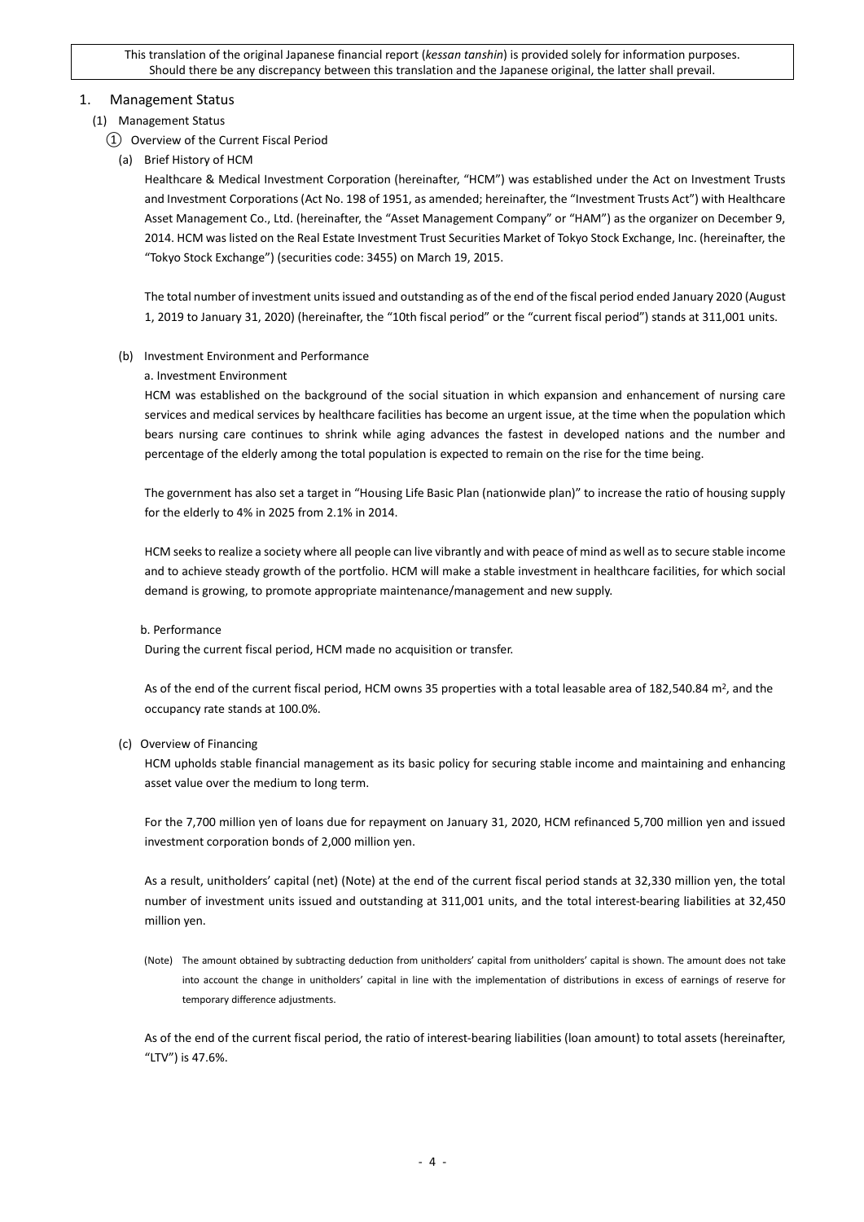This translation of the original Japanese financial report (*kessan tanshin*) is provided solely for information purposes. Should there be any discrepancy between this translation and the Japanese original, the latter shall prevail.

# 1. Management Status

## (1) Management Status

### ① Overview of the Current Fiscal Period

#### (a) Brief History of HCM

Healthcare & Medical Investment Corporation (hereinafter, "HCM") was established under the Act on Investment Trusts and Investment Corporations (Act No. 198 of 1951, as amended; hereinafter, the "Investment Trusts Act") with Healthcare Asset Management Co., Ltd. (hereinafter, the "Asset Management Company" or "HAM") as the organizer on December 9, 2014. HCM was listed on the Real Estate Investment Trust Securities Market of Tokyo Stock Exchange, Inc. (hereinafter, the "Tokyo Stock Exchange") (securities code: 3455) on March 19, 2015.

The total number of investment units issued and outstanding as of the end of the fiscal period ended January 2020 (August 1, 2019 to January 31, 2020) (hereinafter, the "10th fiscal period" or the "current fiscal period") stands at 311,001 units.

#### (b) Investment Environment and Performance

a. Investment Environment

HCM was established on the background of the social situation in which expansion and enhancement of nursing care services and medical services by healthcare facilities has become an urgent issue, at the time when the population which bears nursing care continues to shrink while aging advances the fastest in developed nations and the number and percentage of the elderly among the total population is expected to remain on the rise for the time being.

The government has also set a target in "Housing Life Basic Plan (nationwide plan)" to increase the ratio of housing supply for the elderly to 4% in 2025 from 2.1% in 2014.

HCM seeks to realize a society where all people can live vibrantly and with peace of mind as well as to secure stable income and to achieve steady growth of the portfolio. HCM will make a stable investment in healthcare facilities, for which social demand is growing, to promote appropriate maintenance/management and new supply.

b. Performance

During the current fiscal period, HCM made no acquisition or transfer.

As of the end of the current fiscal period, HCM owns 35 properties with a total leasable area of 182,540.84 m$^2$, and the occupancy rate stands at 100.0%.

#### (c) Overview of Financing

HCM upholds stable financial management as its basic policy for securing stable income and maintaining and enhancing asset value over the medium to long term.

For the 7,700 million yen of loans due for repayment on January 31, 2020, HCM refinanced 5,700 million yen and issued investment corporation bonds of 2,000 million yen.

As a result, unitholders' capital (net) (Note) at the end of the current fiscal period stands at 32,330 million yen, the total number of investment units issued and outstanding at 311,001 units, and the total interest-bearing liabilities at 32,450 million yen.

(Note) The amount obtained by subtracting deduction from unitholders' capital from unitholders' capital is shown. The amount does not take into account the change in unitholders' capital in line with the implementation of distributions in excess of earnings of reserve for temporary difference adjustments.

As of the end of the current fiscal period, the ratio of interest-bearing liabilities (loan amount) to total assets (hereinafter, "LTV") is 47.6%.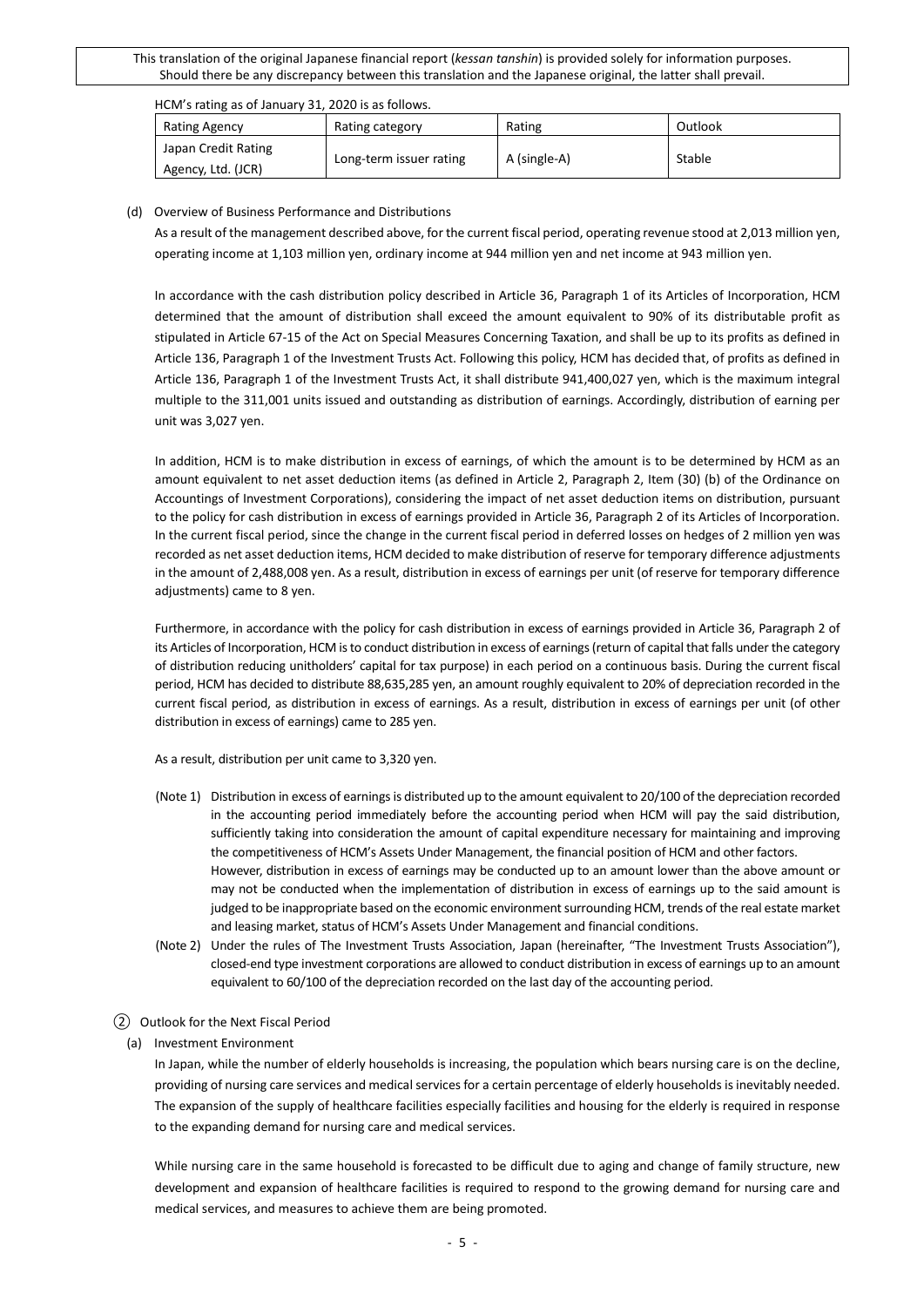HCM's rating as of January 31, 2020 is as follows.

| Rating Agency | Rating category | Rating | Outlook |
|---|---|---|---|
| Japan Credit Rating Agency, Ltd. (JCR) | Long-term issuer rating | A (single-A) | Stable |

(d) Overview of Business Performance and Distributions

As a result of the management described above, for the current fiscal period, operating revenue stood at 2,013 million yen, operating income at 1,103 million yen, ordinary income at 944 million yen and net income at 943 million yen.

In accordance with the cash distribution policy described in Article 36, Paragraph 1 of its Articles of Incorporation, HCM determined that the amount of distribution shall exceed the amount equivalent to 90% of its distributable profit as stipulated in Article 67-15 of the Act on Special Measures Concerning Taxation, and shall be up to its profits as defined in Article 136, Paragraph 1 of the Investment Trusts Act. Following this policy, HCM has decided that, of profits as defined in Article 136, Paragraph 1 of the Investment Trusts Act, it shall distribute 941,400,027 yen, which is the maximum integral multiple to the 311,001 units issued and outstanding as distribution of earnings. Accordingly, distribution of earning per unit was 3,027 yen.

In addition, HCM is to make distribution in excess of earnings, of which the amount is to be determined by HCM as an amount equivalent to net asset deduction items (as defined in Article 2, Paragraph 2, Item (30) (b) of the Ordinance on Accountings of Investment Corporations), considering the impact of net asset deduction items on distribution, pursuant to the policy for cash distribution in excess of earnings provided in Article 36, Paragraph 2 of its Articles of Incorporation. In the current fiscal period, since the change in the current fiscal period in deferred losses on hedges of 2 million yen was recorded as net asset deduction items, HCM decided to make distribution of reserve for temporary difference adjustments in the amount of 2,488,008 yen. As a result, distribution in excess of earnings per unit (of reserve for temporary difference adjustments) came to 8 yen.

Furthermore, in accordance with the policy for cash distribution in excess of earnings provided in Article 36, Paragraph 2 of its Articles of Incorporation, HCM is to conduct distribution in excess of earnings (return of capital that falls under the category of distribution reducing unitholders' capital for tax purpose) in each period on a continuous basis. During the current fiscal period, HCM has decided to distribute 88,635,285 yen, an amount roughly equivalent to 20% of depreciation recorded in the current fiscal period, as distribution in excess of earnings. As a result, distribution in excess of earnings per unit (of other distribution in excess of earnings) came to 285 yen.

As a result, distribution per unit came to 3,320 yen.

(Note 1) Distribution in excess of earnings is distributed up to the amount equivalent to 20/100 of the depreciation recorded in the accounting period immediately before the accounting period when HCM will pay the said distribution, sufficiently taking into consideration the amount of capital expenditure necessary for maintaining and improving the competitiveness of HCM's Assets Under Management, the financial position of HCM and other factors. However, distribution in excess of earnings may be conducted up to an amount lower than the above amount or may not be conducted when the implementation of distribution in excess of earnings up to the said amount is judged to be inappropriate based on the economic environment surrounding HCM, trends of the real estate market and leasing market, status of HCM's Assets Under Management and financial conditions.

(Note 2) Under the rules of The Investment Trusts Association, Japan (hereinafter, "The Investment Trusts Association"), closed-end type investment corporations are allowed to conduct distribution in excess of earnings up to an amount equivalent to 60/100 of the depreciation recorded on the last day of the accounting period.

② Outlook for the Next Fiscal Period

(a) Investment Environment

In Japan, while the number of elderly households is increasing, the population which bears nursing care is on the decline, providing of nursing care services and medical services for a certain percentage of elderly households is inevitably needed. The expansion of the supply of healthcare facilities especially facilities and housing for the elderly is required in response to the expanding demand for nursing care and medical services.

While nursing care in the same household is forecasted to be difficult due to aging and change of family structure, new development and expansion of healthcare facilities is required to respond to the growing demand for nursing care and medical services, and measures to achieve them are being promoted.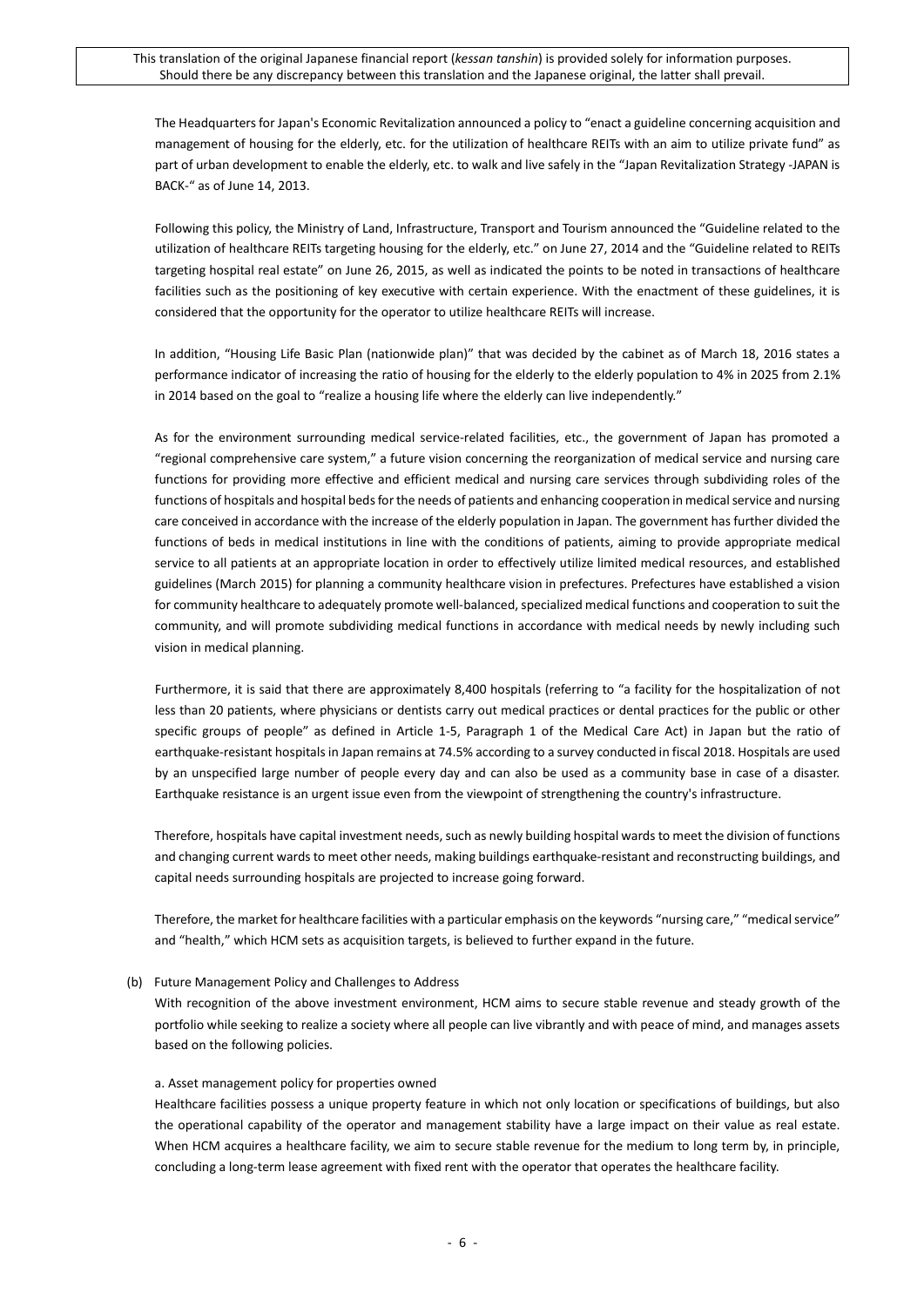The Headquarters for Japan's Economic Revitalization announced a policy to "enact a guideline concerning acquisition and management of housing for the elderly, etc. for the utilization of healthcare REITs with an aim to utilize private fund" as part of urban development to enable the elderly, etc. to walk and live safely in the "Japan Revitalization Strategy -JAPAN is BACK-" as of June 14, 2013.

Following this policy, the Ministry of Land, Infrastructure, Transport and Tourism announced the "Guideline related to the utilization of healthcare REITs targeting housing for the elderly, etc." on June 27, 2014 and the "Guideline related to REITs targeting hospital real estate" on June 26, 2015, as well as indicated the points to be noted in transactions of healthcare facilities such as the positioning of key executive with certain experience. With the enactment of these guidelines, it is considered that the opportunity for the operator to utilize healthcare REITs will increase.

In addition, "Housing Life Basic Plan (nationwide plan)" that was decided by the cabinet as of March 18, 2016 states a performance indicator of increasing the ratio of housing for the elderly to the elderly population to 4% in 2025 from 2.1% in 2014 based on the goal to "realize a housing life where the elderly can live independently."

As for the environment surrounding medical service-related facilities, etc., the government of Japan has promoted a "regional comprehensive care system," a future vision concerning the reorganization of medical service and nursing care functions for providing more effective and efficient medical and nursing care services through subdividing roles of the functions of hospitals and hospital beds for the needs of patients and enhancing cooperation in medical service and nursing care conceived in accordance with the increase of the elderly population in Japan. The government has further divided the functions of beds in medical institutions in line with the conditions of patients, aiming to provide appropriate medical service to all patients at an appropriate location in order to effectively utilize limited medical resources, and established guidelines (March 2015) for planning a community healthcare vision in prefectures. Prefectures have established a vision for community healthcare to adequately promote well-balanced, specialized medical functions and cooperation to suit the community, and will promote subdividing medical functions in accordance with medical needs by newly including such vision in medical planning.

Furthermore, it is said that there are approximately 8,400 hospitals (referring to "a facility for the hospitalization of not less than 20 patients, where physicians or dentists carry out medical practices or dental practices for the public or other specific groups of people" as defined in Article 1-5, Paragraph 1 of the Medical Care Act) in Japan but the ratio of earthquake-resistant hospitals in Japan remains at 74.5% according to a survey conducted in fiscal 2018. Hospitals are used by an unspecified large number of people every day and can also be used as a community base in case of a disaster. Earthquake resistance is an urgent issue even from the viewpoint of strengthening the country's infrastructure.

Therefore, hospitals have capital investment needs, such as newly building hospital wards to meet the division of functions and changing current wards to meet other needs, making buildings earthquake-resistant and reconstructing buildings, and capital needs surrounding hospitals are projected to increase going forward.

Therefore, the market for healthcare facilities with a particular emphasis on the keywords "nursing care," "medical service" and "health," which HCM sets as acquisition targets, is believed to further expand in the future.

(b) Future Management Policy and Challenges to Address

With recognition of the above investment environment, HCM aims to secure stable revenue and steady growth of the portfolio while seeking to realize a society where all people can live vibrantly and with peace of mind, and manages assets based on the following policies.

a. Asset management policy for properties owned

Healthcare facilities possess a unique property feature in which not only location or specifications of buildings, but also the operational capability of the operator and management stability have a large impact on their value as real estate. When HCM acquires a healthcare facility, we aim to secure stable revenue for the medium to long term by, in principle, concluding a long-term lease agreement with fixed rent with the operator that operates the healthcare facility.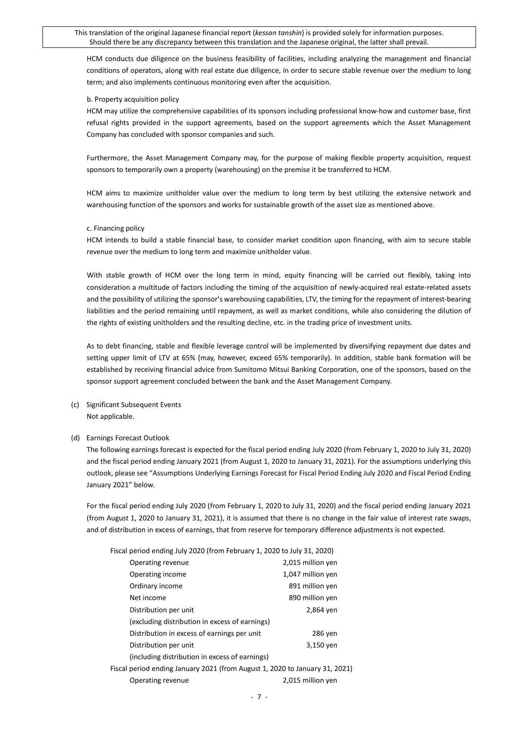HCM conducts due diligence on the business feasibility of facilities, including analyzing the management and financial conditions of operators, along with real estate due diligence, in order to secure stable revenue over the medium to long term; and also implements continuous monitoring even after the acquisition.

b. Property acquisition policy

HCM may utilize the comprehensive capabilities of its sponsors including professional know-how and customer base, first refusal rights provided in the support agreements, based on the support agreements which the Asset Management Company has concluded with sponsor companies and such.

Furthermore, the Asset Management Company may, for the purpose of making flexible property acquisition, request sponsors to temporarily own a property (warehousing) on the premise it be transferred to HCM.

HCM aims to maximize unitholder value over the medium to long term by best utilizing the extensive network and warehousing function of the sponsors and works for sustainable growth of the asset size as mentioned above.

c. Financing policy

HCM intends to build a stable financial base, to consider market condition upon financing, with aim to secure stable revenue over the medium to long term and maximize unitholder value.

With stable growth of HCM over the long term in mind, equity financing will be carried out flexibly, taking into consideration a multitude of factors including the timing of the acquisition of newly-acquired real estate-related assets and the possibility of utilizing the sponsor's warehousing capabilities, LTV, the timing for the repayment of interest-bearing liabilities and the period remaining until repayment, as well as market conditions, while also considering the dilution of the rights of existing unitholders and the resulting decline, etc. in the trading price of investment units.

As to debt financing, stable and flexible leverage control will be implemented by diversifying repayment due dates and setting upper limit of LTV at 65% (may, however, exceed 65% temporarily). In addition, stable bank formation will be established by receiving financial advice from Sumitomo Mitsui Banking Corporation, one of the sponsors, based on the sponsor support agreement concluded between the bank and the Asset Management Company.

(c) Significant Subsequent Events

Not applicable.

(d) Earnings Forecast Outlook

The following earnings forecast is expected for the fiscal period ending July 2020 (from February 1, 2020 to July 31, 2020) and the fiscal period ending January 2021 (from August 1, 2020 to January 31, 2021). For the assumptions underlying this outlook, please see "Assumptions Underlying Earnings Forecast for Fiscal Period Ending July 2020 and Fiscal Period Ending January 2021" below.

For the fiscal period ending July 2020 (from February 1, 2020 to July 31, 2020) and the fiscal period ending January 2021 (from August 1, 2020 to January 31, 2021), it is assumed that there is no change in the fair value of interest rate swaps, and of distribution in excess of earnings, that from reserve for temporary difference adjustments is not expected.

Fiscal period ending July 2020 (from February 1, 2020 to July 31, 2020)

| | |
|---|---|
| Operating revenue | 2,015 million yen |
| Operating income | 1,047 million yen |
| Ordinary income | 891 million yen |
| Net income | 890 million yen |
| Distribution per unit (excluding distribution in excess of earnings) | 2,864 yen |
| Distribution in excess of earnings per unit | 286 yen |
| Distribution per unit (including distribution in excess of earnings) | 3,150 yen |

Fiscal period ending January 2021 (from August 1, 2020 to January 31, 2021)

| | |
|---|---|
| Operating revenue | 2,015 million yen |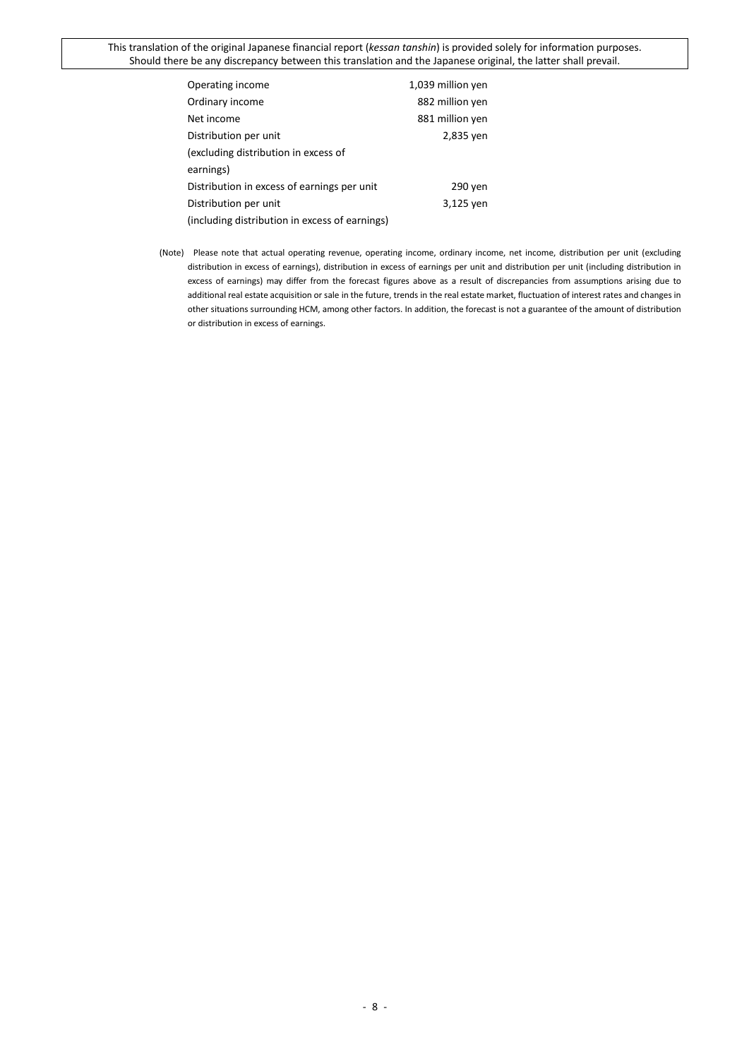| | |
|---|---|
| Operating income | 1,039 million yen |
| Ordinary income | 882 million yen |
| Net income | 881 million yen |
| Distribution per unit (excluding distribution in excess of earnings) | 2,835 yen |
| Distribution in excess of earnings per unit | 290 yen |
| Distribution per unit (including distribution in excess of earnings) | 3,125 yen |

(Note) Please note that actual operating revenue, operating income, ordinary income, net income, distribution per unit (excluding distribution in excess of earnings), distribution in excess of earnings per unit and distribution per unit (including distribution in excess of earnings) may differ from the forecast figures above as a result of discrepancies from assumptions arising due to additional real estate acquisition or sale in the future, trends in the real estate market, fluctuation of interest rates and changes in other situations surrounding HCM, among other factors. In addition, the forecast is not a guarantee of the amount of distribution or distribution in excess of earnings.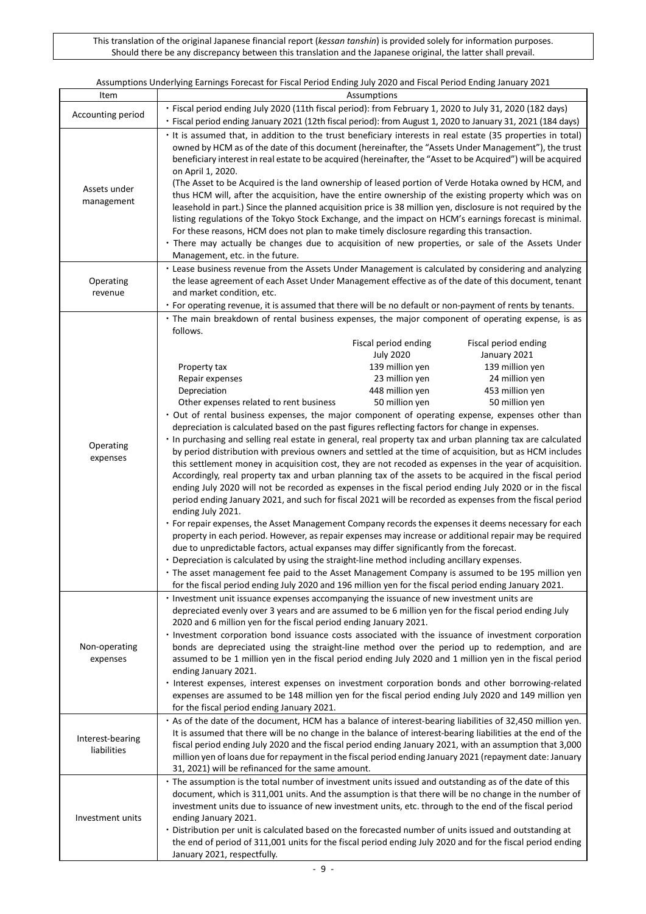This translation of the original Japanese financial report (*kessan tanshin*) is provided solely for information purposes. Should there be any discrepancy between this translation and the Japanese original, the latter shall prevail.

Assumptions Underlying Earnings Forecast for Fiscal Period Ending July 2020 and Fiscal Period Ending January 2021

| Item | Assumptions |
|---|---|
| Accounting period | ・Fiscal period ending July 2020 (11th fiscal period): from February 1, 2020 to July 31, 2020 (182 days)<br>・Fiscal period ending January 2021 (12th fiscal period): from August 1, 2020 to January 31, 2021 (184 days) |
| Assets under management | ・It is assumed that, in addition to the trust beneficiary interests in real estate (35 properties in total) owned by HCM as of the date of this document (hereinafter, the "Assets Under Management"), the trust beneficiary interest in real estate to be acquired (hereinafter, the "Asset to be Acquired") will be acquired on April 1, 2020.<br>(The Asset to be Acquired is the land ownership of leased portion of Verde Hotaka owned by HCM, and thus HCM will, after the acquisition, have the entire ownership of the existing property which was on leasehold in part.) Since the planned acquisition price is 38 million yen, disclosure is not required by the listing regulations of the Tokyo Stock Exchange, and the impact on HCM's earnings forecast is minimal. For these reasons, HCM does not plan to make timely disclosure regarding this transaction.<br>・There may actually be changes due to acquisition of new properties, or sale of the Assets Under Management, etc. in the future. |
| Operating revenue | ・Lease business revenue from the Assets Under Management is calculated by considering and analyzing the lease agreement of each Asset Under Management effective as of the date of this document, tenant and market condition, etc.<br>・For operating revenue, it is assumed that there will be no default or non-payment of rents by tenants. |
| Operating expenses | ・The main breakdown of rental business expenses, the major component of operating expense, is as follows.<br><br>(Fiscal period ending July 2020 / Fiscal period ending January 2021)<br>Property tax: 139 million yen / 139 million yen<br>Repair expenses: 23 million yen / 24 million yen<br>Depreciation: 448 million yen / 453 million yen<br>Other expenses related to rent business: 50 million yen / 50 million yen<br><br>・Out of rental business expenses, the major component of operating expense, expenses other than depreciation is calculated based on the past figures reflecting factors for change in expenses.<br>・In purchasing and selling real estate in general, real property tax and urban planning tax are calculated by period distribution with previous owners and settled at the time of acquisition, but as HCM includes this settlement money in acquisition cost, they are not recoded as expenses in the year of acquisition. Accordingly, real property tax and urban planning tax of the assets to be acquired in the fiscal period ending July 2020 will not be recorded as expenses in the fiscal period ending July 2020 or in the fiscal period ending January 2021, and such for fiscal 2021 will be recorded as expenses from the fiscal period ending July 2021.<br>・For repair expenses, the Asset Management Company records the expenses it deems necessary for each property in each period. However, as repair expenses may increase or additional repair may be required due to unpredictable factors, actual expanses may differ significantly from the forecast.<br>・Depreciation is calculated by using the straight-line method including ancillary expenses.<br>・The asset management fee paid to the Asset Management Company is assumed to be 195 million yen for the fiscal period ending July 2020 and 196 million yen for the fiscal period ending January 2021. |
| Non-operating expenses | ・Investment unit issuance expenses accompanying the issuance of new investment units are depreciated evenly over 3 years and are assumed to be 6 million yen for the fiscal period ending July 2020 and 6 million yen for the fiscal period ending January 2021.<br>・Investment corporation bond issuance costs associated with the issuance of investment corporation bonds are depreciated using the straight-line method over the period up to redemption, and are assumed to be 1 million yen in the fiscal period ending July 2020 and 1 million yen in the fiscal period ending January 2021.<br>・Interest expenses, interest expenses on investment corporation bonds and other borrowing-related expenses are assumed to be 148 million yen for the fiscal period ending July 2020 and 149 million yen for the fiscal period ending January 2021. |
| Interest-bearing liabilities | ・As of the date of the document, HCM has a balance of interest-bearing liabilities of 32,450 million yen. It is assumed that there will be no change in the balance of interest-bearing liabilities at the end of the fiscal period ending July 2020 and the fiscal period ending January 2021, with an assumption that 3,000 million yen of loans due for repayment in the fiscal period ending January 2021 (repayment date: January 31, 2021) will be refinanced for the same amount. |
| Investment units | ・The assumption is the total number of investment units issued and outstanding as of the date of this document, which is 311,001 units. And the assumption is that there will be no change in the number of investment units due to issuance of new investment units, etc. through to the end of the fiscal period ending January 2021.<br>・Distribution per unit is calculated based on the forecasted number of units issued and outstanding at the end of period of 311,001 units for the fiscal period ending July 2020 and for the fiscal period ending January 2021, respectfully. |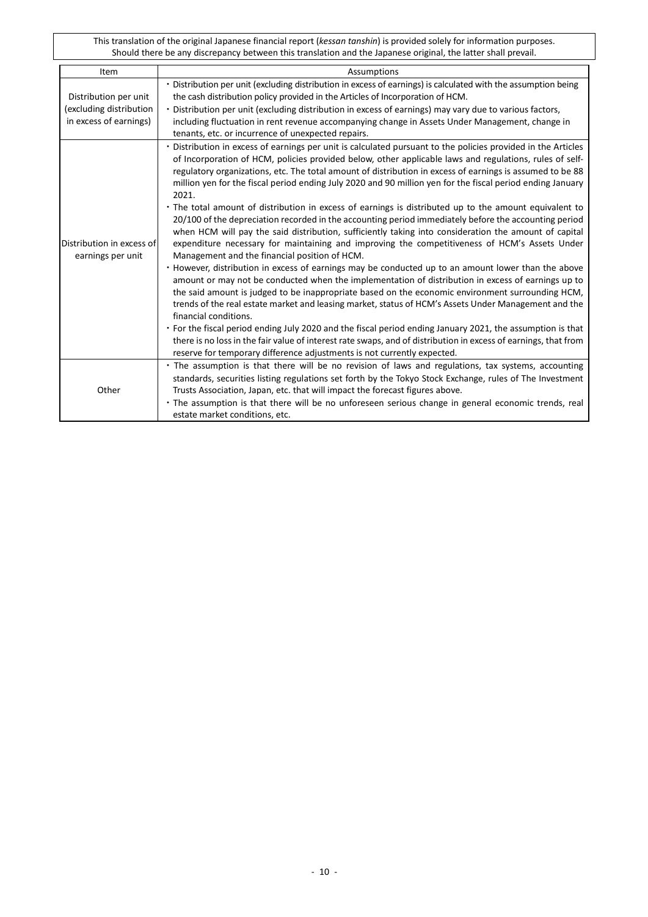This translation of the original Japanese financial report (*kessan tanshin*) is provided solely for information purposes. Should there be any discrepancy between this translation and the Japanese original, the latter shall prevail.

| Item | Assumptions |
| --- | --- |
| Distribution per unit (excluding distribution in excess of earnings) | ・Distribution per unit (excluding distribution in excess of earnings) is calculated with the assumption being the cash distribution policy provided in the Articles of Incorporation of HCM.<br>・Distribution per unit (excluding distribution in excess of earnings) may vary due to various factors, including fluctuation in rent revenue accompanying change in Assets Under Management, change in tenants, etc. or incurrence of unexpected repairs. |
| Distribution in excess of earnings per unit | ・Distribution in excess of earnings per unit is calculated pursuant to the policies provided in the Articles of Incorporation of HCM, policies provided below, other applicable laws and regulations, rules of self-regulatory organizations, etc. The total amount of distribution in excess of earnings is assumed to be 88 million yen for the fiscal period ending July 2020 and 90 million yen for the fiscal period ending January 2021.<br>・The total amount of distribution in excess of earnings is distributed up to the amount equivalent to 20/100 of the depreciation recorded in the accounting period immediately before the accounting period when HCM will pay the said distribution, sufficiently taking into consideration the amount of capital expenditure necessary for maintaining and improving the competitiveness of HCM's Assets Under Management and the financial position of HCM.<br>・However, distribution in excess of earnings may be conducted up to an amount lower than the above amount or may not be conducted when the implementation of distribution in excess of earnings up to the said amount is judged to be inappropriate based on the economic environment surrounding HCM, trends of the real estate market and leasing market, status of HCM's Assets Under Management and the financial conditions.<br>・For the fiscal period ending July 2020 and the fiscal period ending January 2021, the assumption is that there is no loss in the fair value of interest rate swaps, and of distribution in excess of earnings, that from reserve for temporary difference adjustments is not currently expected. |
| Other | ・The assumption is that there will be no revision of laws and regulations, tax systems, accounting standards, securities listing regulations set forth by the Tokyo Stock Exchange, rules of The Investment Trusts Association, Japan, etc. that will impact the forecast figures above.<br>・The assumption is that there will be no unforeseen serious change in general economic trends, real estate market conditions, etc. |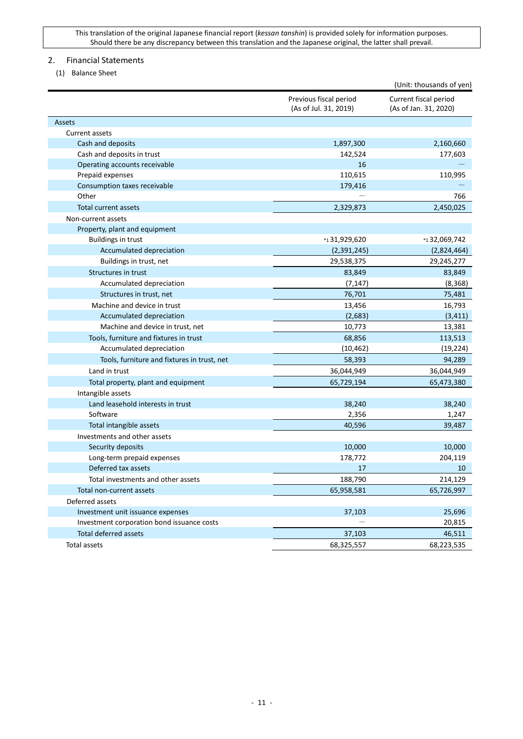This translation of the original Japanese financial report (*kessan tanshin*) is provided solely for information purposes. Should there be any discrepancy between this translation and the Japanese original, the latter shall prevail.

## 2. Financial Statements

### (1) Balance Sheet

(Unit: thousands of yen)

| | Previous fiscal period (As of Jul. 31, 2019) | Current fiscal period (As of Jan. 31, 2020) |
|---|---|---|
| Assets | | |
| Current assets | | |
| Cash and deposits | 1,897,300 | 2,160,660 |
| Cash and deposits in trust | 142,524 | 177,603 |
| Operating accounts receivable | 16 | — |
| Prepaid expenses | 110,615 | 110,995 |
| Consumption taxes receivable | 179,416 | — |
| Other | — | 766 |
| Total current assets | 2,329,873 | 2,450,025 |
| Non-current assets | | |
| Property, plant and equipment | | |
| Buildings in trust | *1 31,929,620 | *1 32,069,742 |
| Accumulated depreciation | (2,391,245) | (2,824,464) |
| Buildings in trust, net | 29,538,375 | 29,245,277 |
| Structures in trust | 83,849 | 83,849 |
| Accumulated depreciation | (7,147) | (8,368) |
| Structures in trust, net | 76,701 | 75,481 |
| Machine and device in trust | 13,456 | 16,793 |
| Accumulated depreciation | (2,683) | (3,411) |
| Machine and device in trust, net | 10,773 | 13,381 |
| Tools, furniture and fixtures in trust | 68,856 | 113,513 |
| Accumulated depreciation | (10,462) | (19,224) |
| Tools, furniture and fixtures in trust, net | 58,393 | 94,289 |
| Land in trust | 36,044,949 | 36,044,949 |
| Total property, plant and equipment | 65,729,194 | 65,473,380 |
| Intangible assets | | |
| Land leasehold interests in trust | 38,240 | 38,240 |
| Software | 2,356 | 1,247 |
| Total intangible assets | 40,596 | 39,487 |
| Investments and other assets | | |
| Security deposits | 10,000 | 10,000 |
| Long-term prepaid expenses | 178,772 | 204,119 |
| Deferred tax assets | 17 | 10 |
| Total investments and other assets | 188,790 | 214,129 |
| Total non-current assets | 65,958,581 | 65,726,997 |
| Deferred assets | | |
| Investment unit issuance expenses | 37,103 | 25,696 |
| Investment corporation bond issuance costs | — | 20,815 |
| Total deferred assets | 37,103 | 46,511 |
| Total assets | 68,325,557 | 68,223,535 |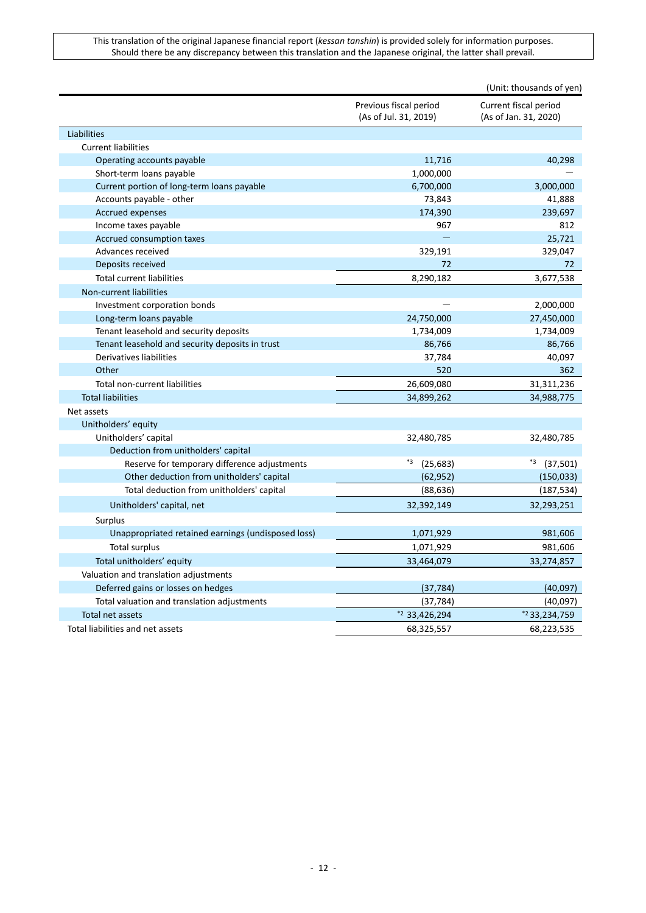This translation of the original Japanese financial report (*kessan tanshin*) is provided solely for information purposes. Should there be any discrepancy between this translation and the Japanese original, the latter shall prevail.

(Unit: thousands of yen)

| | Previous fiscal period (As of Jul. 31, 2019) | Current fiscal period (As of Jan. 31, 2020) |
|---|---|---|
| Liabilities | | |
| Current liabilities | | |
| Operating accounts payable | 11,716 | 40,298 |
| Short-term loans payable | 1,000,000 | — |
| Current portion of long-term loans payable | 6,700,000 | 3,000,000 |
| Accounts payable - other | 73,843 | 41,888 |
| Accrued expenses | 174,390 | 239,697 |
| Income taxes payable | 967 | 812 |
| Accrued consumption taxes | — | 25,721 |
| Advances received | 329,191 | 329,047 |
| Deposits received | 72 | 72 |
| Total current liabilities | 8,290,182 | 3,677,538 |
| Non-current liabilities | | |
| Investment corporation bonds | — | 2,000,000 |
| Long-term loans payable | 24,750,000 | 27,450,000 |
| Tenant leasehold and security deposits | 1,734,009 | 1,734,009 |
| Tenant leasehold and security deposits in trust | 86,766 | 86,766 |
| Derivatives liabilities | 37,784 | 40,097 |
| Other | 520 | 362 |
| Total non-current liabilities | 26,609,080 | 31,311,236 |
| Total liabilities | 34,899,262 | 34,988,775 |
| Net assets | | |
| Unitholders' equity | | |
| Unitholders' capital | 32,480,785 | 32,480,785 |
| Deduction from unitholders' capital | | |
| Reserve for temporary difference adjustments | *3 (25,683) | *3 (37,501) |
| Other deduction from unitholders' capital | (62,952) | (150,033) |
| Total deduction from unitholders' capital | (88,636) | (187,534) |
| Unitholders' capital, net | 32,392,149 | 32,293,251 |
| Surplus | | |
| Unappropriated retained earnings (undisposed loss) | 1,071,929 | 981,606 |
| Total surplus | 1,071,929 | 981,606 |
| Total unitholders' equity | 33,464,079 | 33,274,857 |
| Valuation and translation adjustments | | |
| Deferred gains or losses on hedges | (37,784) | (40,097) |
| Total valuation and translation adjustments | (37,784) | (40,097) |
| Total net assets | *2 33,426,294 | *2 33,234,759 |
| Total liabilities and net assets | 68,325,557 | 68,223,535 |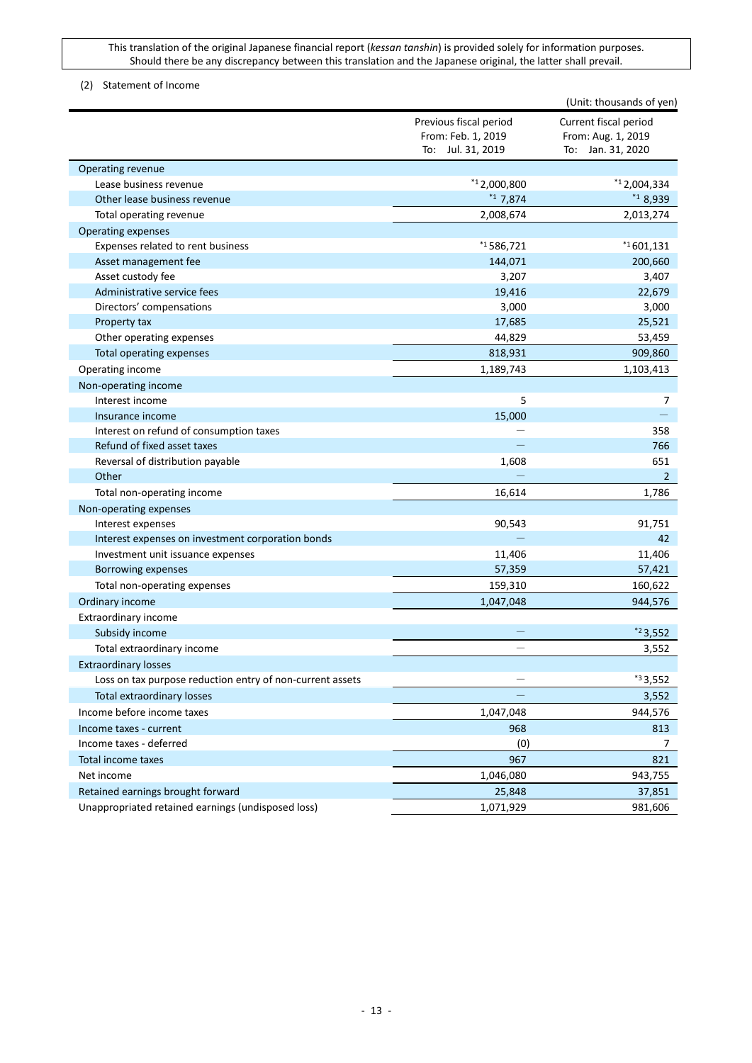This translation of the original Japanese financial report (*kessan tanshin*) is provided solely for information purposes. Should there be any discrepancy between this translation and the Japanese original, the latter shall prevail.

(2) Statement of Income

(Unit: thousands of yen)

| | Previous fiscal period From: Feb. 1, 2019 To: Jul. 31, 2019 | Current fiscal period From: Aug. 1, 2019 To: Jan. 31, 2020 |
|---|---|---|
| Operating revenue | | |
| Lease business revenue | *1 2,000,800 | *1 2,004,334 |
| Other lease business revenue | *1 7,874 | *1 8,939 |
| Total operating revenue | 2,008,674 | 2,013,274 |
| Operating expenses | | |
| Expenses related to rent business | *1 586,721 | *1 601,131 |
| Asset management fee | 144,071 | 200,660 |
| Asset custody fee | 3,207 | 3,407 |
| Administrative service fees | 19,416 | 22,679 |
| Directors' compensations | 3,000 | 3,000 |
| Property tax | 17,685 | 25,521 |
| Other operating expenses | 44,829 | 53,459 |
| Total operating expenses | 818,931 | 909,860 |
| Operating income | 1,189,743 | 1,103,413 |
| Non-operating income | | |
| Interest income | 5 | 7 |
| Insurance income | 15,000 | — |
| Interest on refund of consumption taxes | — | 358 |
| Refund of fixed asset taxes | — | 766 |
| Reversal of distribution payable | 1,608 | 651 |
| Other | — | 2 |
| Total non-operating income | 16,614 | 1,786 |
| Non-operating expenses | | |
| Interest expenses | 90,543 | 91,751 |
| Interest expenses on investment corporation bonds | — | 42 |
| Investment unit issuance expenses | 11,406 | 11,406 |
| Borrowing expenses | 57,359 | 57,421 |
| Total non-operating expenses | 159,310 | 160,622 |
| Ordinary income | 1,047,048 | 944,576 |
| Extraordinary income | | |
| Subsidy income | — | *2 3,552 |
| Total extraordinary income | — | 3,552 |
| Extraordinary losses | | |
| Loss on tax purpose reduction entry of non-current assets | — | *3 3,552 |
| Total extraordinary losses | — | 3,552 |
| Income before income taxes | 1,047,048 | 944,576 |
| Income taxes - current | 968 | 813 |
| Income taxes - deferred | (0) | 7 |
| Total income taxes | 967 | 821 |
| Net income | 1,046,080 | 943,755 |
| Retained earnings brought forward | 25,848 | 37,851 |
| Unappropriated retained earnings (undisposed loss) | 1,071,929 | 981,606 |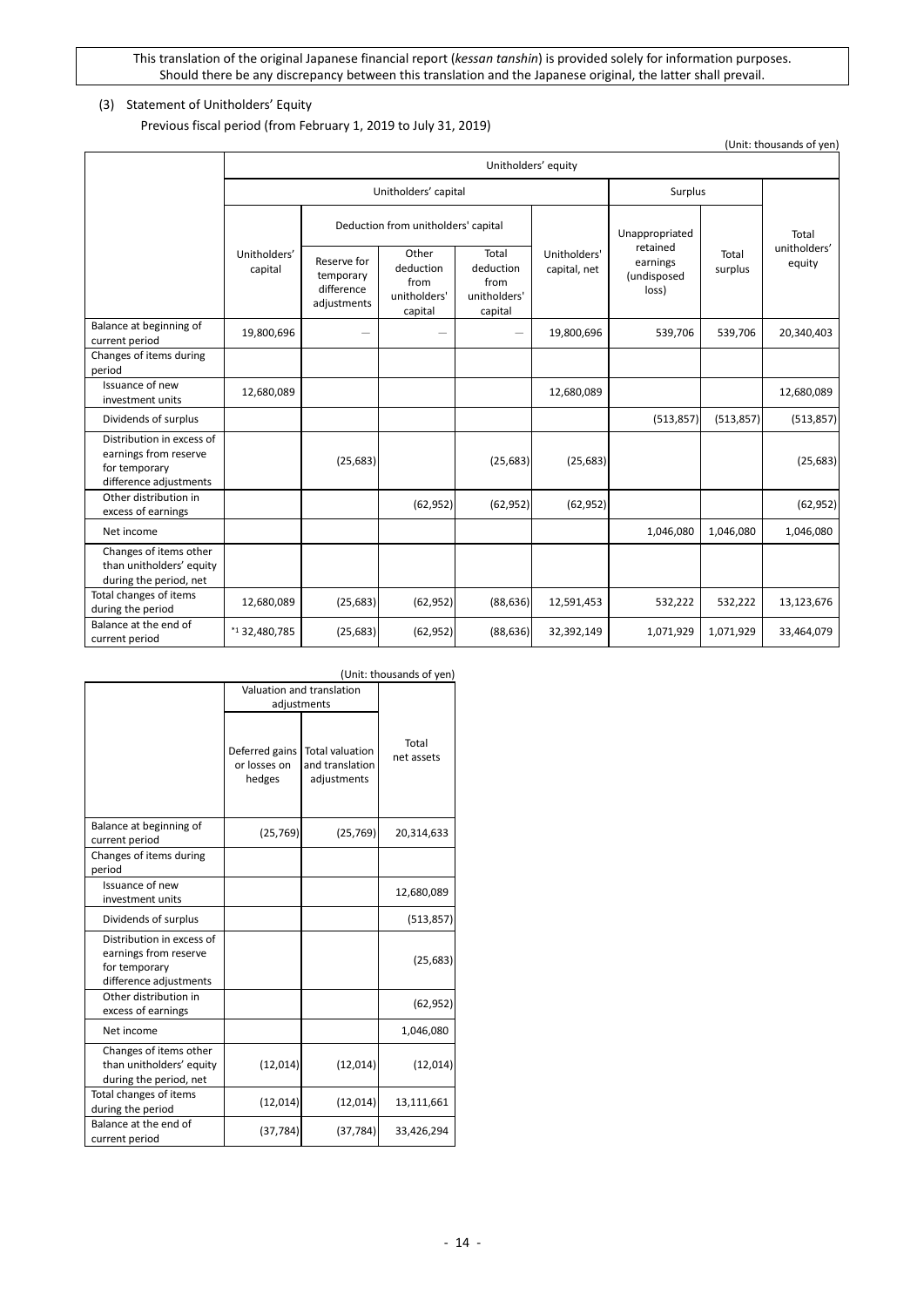This translation of the original Japanese financial report (*kessan tanshin*) is provided solely for information purposes. Should there be any discrepancy between this translation and the Japanese original, the latter shall prevail.

(3) Statement of Unitholders' Equity

Previous fiscal period (from February 1, 2019 to July 31, 2019)

(Unit: thousands of yen)

| | Unitholders' equity | | | | | | | |
|---|---|---|---|---|---|---|---|---|
| | Unitholders' capital | | | | | Surplus | | Total unitholders' equity |
| | Unitholders' capital | Deduction from unitholders' capital | | | Unitholders' capital, net | Unappropriated retained earnings (undisposed loss) | Total surplus | |
| | | Reserve for temporary difference adjustments | Other deduction from unitholders' capital | Total deduction from unitholders' capital | | | | |
| Balance at beginning of current period | 19,800,696 | — | — | — | 19,800,696 | 539,706 | 539,706 | 20,340,403 |
| Changes of items during period | | | | | | | | |
| Issuance of new investment units | 12,680,089 | | | | 12,680,089 | | | 12,680,089 |
| Dividends of surplus | | | | | | (513,857) | (513,857) | (513,857) |
| Distribution in excess of earnings from reserve for temporary difference adjustments | | (25,683) | | (25,683) | (25,683) | | | (25,683) |
| Other distribution in excess of earnings | | | (62,952) | (62,952) | (62,952) | | | (62,952) |
| Net income | | | | | | 1,046,080 | 1,046,080 | 1,046,080 |
| Changes of items other than unitholders' equity during the period, net | | | | | | | | |
| Total changes of items during the period | 12,680,089 | (25,683) | (62,952) | (88,636) | 12,591,453 | 532,222 | 532,222 | 13,123,676 |
| Balance at the end of current period | *1 32,480,785 | (25,683) | (62,952) | (88,636) | 32,392,149 | 1,071,929 | 1,071,929 | 33,464,079 |

(Unit: thousands of yen)

| | Valuation and translation adjustments | | Total net assets |
|---|---|---|---|
| | Deferred gains or losses on hedges | Total valuation and translation adjustments | |
| Balance at beginning of current period | (25,769) | (25,769) | 20,314,633 |
| Changes of items during period | | | |
| Issuance of new investment units | | | 12,680,089 |
| Dividends of surplus | | | (513,857) |
| Distribution in excess of earnings from reserve for temporary difference adjustments | | | (25,683) |
| Other distribution in excess of earnings | | | (62,952) |
| Net income | | | 1,046,080 |
| Changes of items other than unitholders' equity during the period, net | (12,014) | (12,014) | (12,014) |
| Total changes of items during the period | (12,014) | (12,014) | 13,111,661 |
| Balance at the end of current period | (37,784) | (37,784) | 33,426,294 |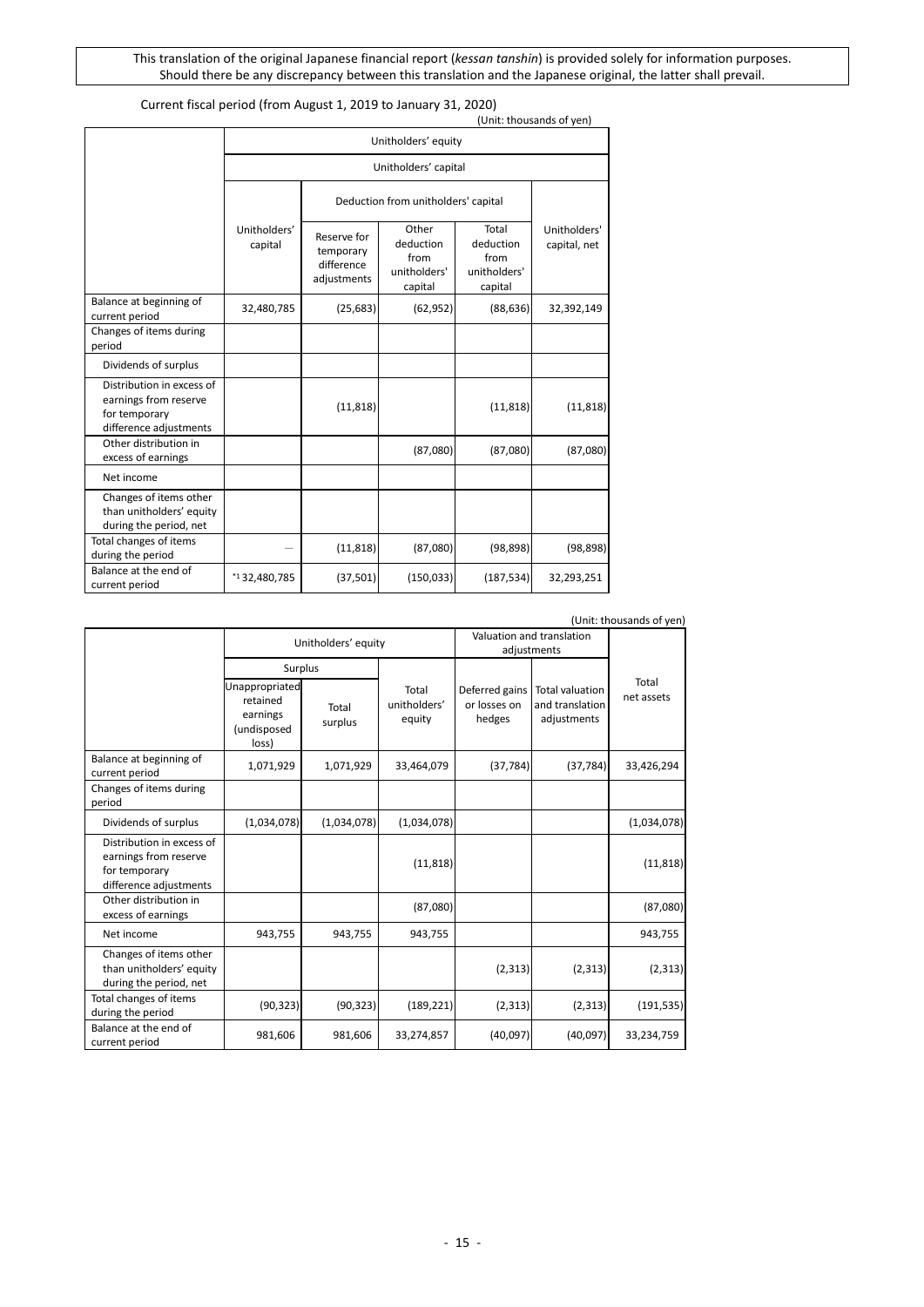This translation of the original Japanese financial report (*kessan tanshin*) is provided solely for information purposes. Should there be any discrepancy between this translation and the Japanese original, the latter shall prevail.

Current fiscal period (from August 1, 2019 to January 31, 2020)

(Unit: thousands of yen)

| | Unitholders' equity | | | | |
|---|---|---|---|---|---|
| | Unitholders' capital | | | | |
| | Unitholders' capital | Deduction from unitholders' capital | | | Unitholders' capital, net |
| | | Reserve for temporary difference adjustments | Other deduction from unitholders' capital | Total deduction from unitholders' capital | |
| Balance at beginning of current period | 32,480,785 | (25,683) | (62,952) | (88,636) | 32,392,149 |
| Changes of items during period | | | | | |
| Dividends of surplus | | | | | |
| Distribution in excess of earnings from reserve for temporary difference adjustments | | (11,818) | | (11,818) | (11,818) |
| Other distribution in excess of earnings | | | (87,080) | (87,080) | (87,080) |
| Net income | | | | | |
| Changes of items other than unitholders' equity during the period, net | | | | | |
| Total changes of items during the period | — | (11,818) | (87,080) | (98,898) | (98,898) |
| Balance at the end of current period | *1 32,480,785 | (37,501) | (150,033) | (187,534) | 32,293,251 |

(Unit: thousands of yen)

| | Unitholders' equity | | | Valuation and translation adjustments | | Total net assets |
|---|---|---|---|---|---|---|
| | Surplus | | Total unitholders' equity | Deferred gains or losses on hedges | Total valuation and translation adjustments | |
| | Unappropriated retained earnings (undisposed loss) | Total surplus | | | | |
| Balance at beginning of current period | 1,071,929 | 1,071,929 | 33,464,079 | (37,784) | (37,784) | 33,426,294 |
| Changes of items during period | | | | | | |
| Dividends of surplus | (1,034,078) | (1,034,078) | (1,034,078) | | | (1,034,078) |
| Distribution in excess of earnings from reserve for temporary difference adjustments | | | (11,818) | | | (11,818) |
| Other distribution in excess of earnings | | | (87,080) | | | (87,080) |
| Net income | 943,755 | 943,755 | 943,755 | | | 943,755 |
| Changes of items other than unitholders' equity during the period, net | | | | (2,313) | (2,313) | (2,313) |
| Total changes of items during the period | (90,323) | (90,323) | (189,221) | (2,313) | (2,313) | (191,535) |
| Balance at the end of current period | 981,606 | 981,606 | 33,274,857 | (40,097) | (40,097) | 33,234,759 |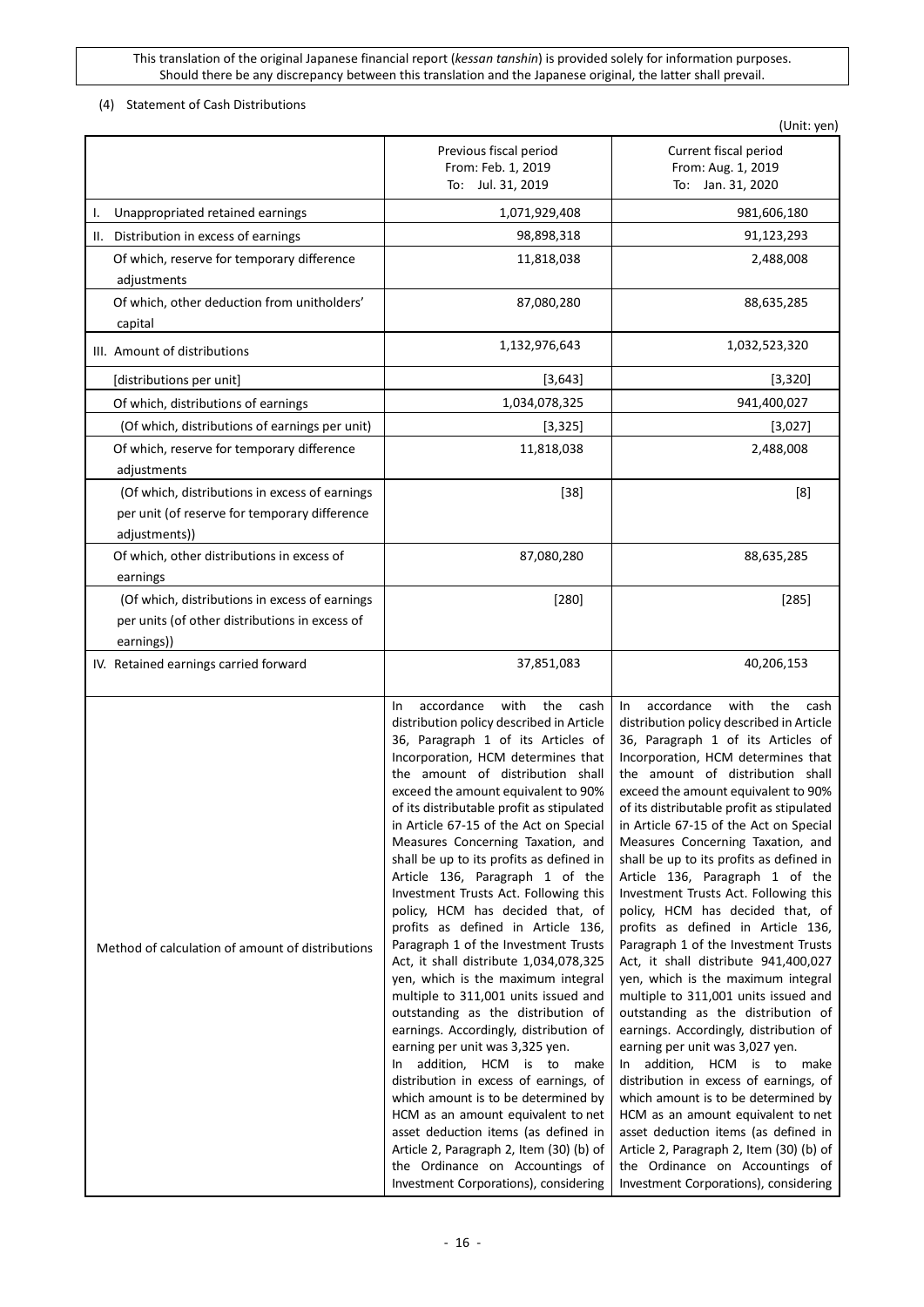This translation of the original Japanese financial report (*kessan tanshin*) is provided solely for information purposes. Should there be any discrepancy between this translation and the Japanese original, the latter shall prevail.

(4) Statement of Cash Distributions

(Unit: yen)

| | Previous fiscal period From: Feb. 1, 2019 To: Jul. 31, 2019 | Current fiscal period From: Aug. 1, 2019 To: Jan. 31, 2020 |
|---|---|---|
| I. Unappropriated retained earnings | 1,071,929,408 | 981,606,180 |
| II. Distribution in excess of earnings | 98,898,318 | 91,123,293 |
| Of which, reserve for temporary difference adjustments | 11,818,038 | 2,488,008 |
| Of which, other deduction from unitholders' capital | 87,080,280 | 88,635,285 |
| III. Amount of distributions | 1,132,976,643 | 1,032,523,320 |
| [distributions per unit] | [3,643] | [3,320] |
| Of which, distributions of earnings | 1,034,078,325 | 941,400,027 |
| (Of which, distributions of earnings per unit) | [3,325] | [3,027] |
| Of which, reserve for temporary difference adjustments | 11,818,038 | 2,488,008 |
| (Of which, distributions in excess of earnings per unit (of reserve for temporary difference adjustments)) | [38] | [8] |
| Of which, other distributions in excess of earnings | 87,080,280 | 88,635,285 |
| (Of which, distributions in excess of earnings per units (of other distributions in excess of earnings)) | [280] | [285] |
| IV. Retained earnings carried forward | 37,851,083 | 40,206,153 |
| Method of calculation of amount of distributions | In accordance with the cash distribution policy described in Article 36, Paragraph 1 of its Articles of Incorporation, HCM determines that the amount of distribution shall exceed the amount equivalent to 90% of its distributable profit as stipulated in Article 67-15 of the Act on Special Measures Concerning Taxation, and shall be up to its profits as defined in Article 136, Paragraph 1 of the Investment Trusts Act. Following this policy, HCM has decided that, of profits as defined in Article 136, Paragraph 1 of the Investment Trusts Act, it shall distribute 1,034,078,325 yen, which is the maximum integral multiple to 311,001 units issued and outstanding as the distribution of earnings. Accordingly, distribution of earning per unit was 3,325 yen. In addition, HCM is to make distribution in excess of earnings, of which amount is to be determined by HCM as an amount equivalent to net asset deduction items (as defined in Article 2, Paragraph 2, Item (30) (b) of the Ordinance on Accountings of Investment Corporations), considering | In accordance with the cash distribution policy described in Article 36, Paragraph 1 of its Articles of Incorporation, HCM determines that the amount of distribution shall exceed the amount equivalent to 90% of its distributable profit as stipulated in Article 67-15 of the Act on Special Measures Concerning Taxation, and shall be up to its profits as defined in Article 136, Paragraph 1 of the Investment Trusts Act. Following this policy, HCM has decided that, of profits as defined in Article 136, Paragraph 1 of the Investment Trusts Act, it shall distribute 941,400,027 yen, which is the maximum integral multiple to 311,001 units issued and outstanding as the distribution of earnings. Accordingly, distribution of earning per unit was 3,027 yen. In addition, HCM is to make distribution in excess of earnings, of which amount is to be determined by HCM as an amount equivalent to net asset deduction items (as defined in Article 2, Paragraph 2, Item (30) (b) of the Ordinance on Accountings of Investment Corporations), considering |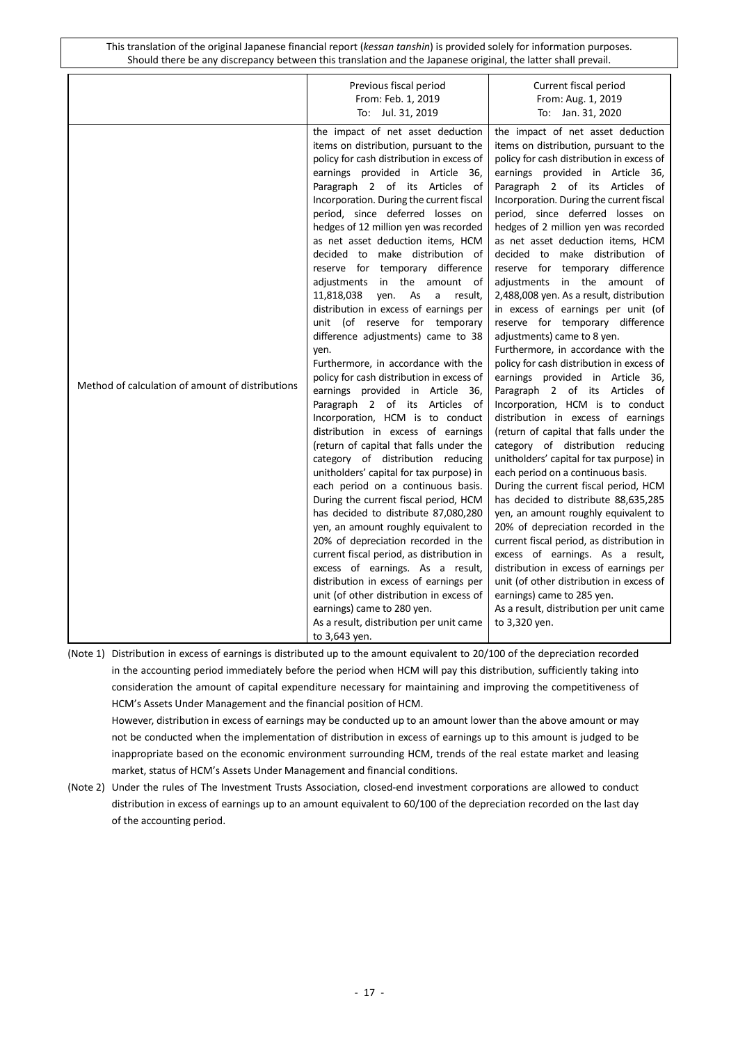| | Previous fiscal period<br>From: Feb. 1, 2019<br>To: Jul. 31, 2019 | Current fiscal period<br>From: Aug. 1, 2019<br>To: Jan. 31, 2020 |
|---|---|---|
| Method of calculation of amount of distributions | the impact of net asset deduction items on distribution, pursuant to the policy for cash distribution in excess of earnings provided in Article 36, Paragraph 2 of its Articles of Incorporation. During the current fiscal period, since deferred losses on hedges of 12 million yen was recorded as net asset deduction items, HCM decided to make distribution of reserve for temporary difference adjustments in the amount of 11,818,038 yen. As a result, distribution in excess of earnings per unit (of reserve for temporary difference adjustments) came to 38 yen.<br>Furthermore, in accordance with the policy for cash distribution in excess of earnings provided in Article 36, Paragraph 2 of its Articles of Incorporation, HCM is to conduct distribution in excess of earnings (return of capital that falls under the category of distribution reducing unitholders' capital for tax purpose) in each period on a continuous basis. During the current fiscal period, HCM has decided to distribute 87,080,280 yen, an amount roughly equivalent to 20% of depreciation recorded in the current fiscal period, as distribution in excess of earnings. As a result, distribution in excess of earnings per unit (of other distribution in excess of earnings) came to 280 yen.<br>As a result, distribution per unit came to 3,643 yen. | the impact of net asset deduction items on distribution, pursuant to the policy for cash distribution in excess of earnings provided in Article 36, Paragraph 2 of its Articles of Incorporation. During the current fiscal period, since deferred losses on hedges of 2 million yen was recorded as net asset deduction items, HCM decided to make distribution of reserve for temporary difference adjustments in the amount of 2,488,008 yen. As a result, distribution in excess of earnings per unit (of reserve for temporary difference adjustments) came to 8 yen.<br>Furthermore, in accordance with the policy for cash distribution in excess of earnings provided in Article 36, Paragraph 2 of its Articles of Incorporation, HCM is to conduct distribution in excess of earnings (return of capital that falls under the category of distribution reducing unitholders' capital for tax purpose) in each period on a continuous basis.<br>During the current fiscal period, HCM has decided to distribute 88,635,285 yen, an amount roughly equivalent to 20% of depreciation recorded in the current fiscal period, as distribution in excess of earnings. As a result, distribution in excess of earnings per unit (of other distribution in excess of earnings) came to 285 yen.<br>As a result, distribution per unit came to 3,320 yen. |

(Note 1) Distribution in excess of earnings is distributed up to the amount equivalent to 20/100 of the depreciation recorded in the accounting period immediately before the period when HCM will pay this distribution, sufficiently taking into consideration the amount of capital expenditure necessary for maintaining and improving the competitiveness of HCM's Assets Under Management and the financial position of HCM.
However, distribution in excess of earnings may be conducted up to an amount lower than the above amount or may not be conducted when the implementation of distribution in excess of earnings up to this amount is judged to be inappropriate based on the economic environment surrounding HCM, trends of the real estate market and leasing market, status of HCM's Assets Under Management and financial conditions.

(Note 2) Under the rules of The Investment Trusts Association, closed-end investment corporations are allowed to conduct distribution in excess of earnings up to an amount equivalent to 60/100 of the depreciation recorded on the last day of the accounting period.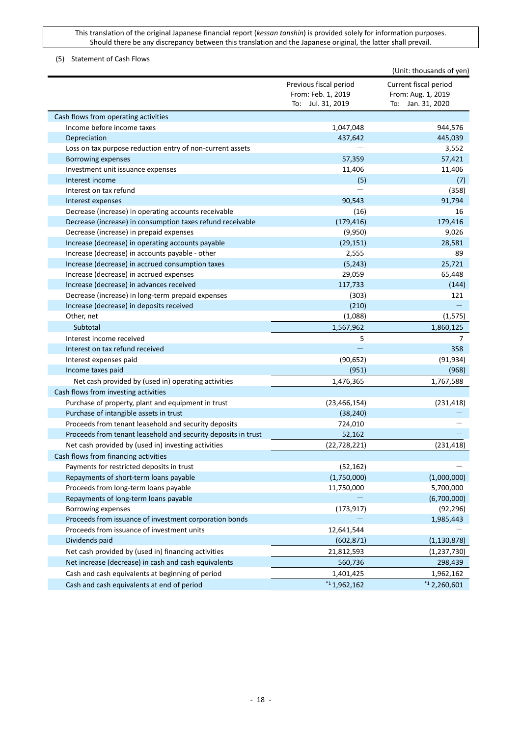This translation of the original Japanese financial report (*kessan tanshin*) is provided solely for information purposes. Should there be any discrepancy between this translation and the Japanese original, the latter shall prevail.

(5) Statement of Cash Flows

(Unit: thousands of yen)

| | Previous fiscal period From: Feb. 1, 2019 To: Jul. 31, 2019 | Current fiscal period From: Aug. 1, 2019 To: Jan. 31, 2020 |
|---|---|---|
| Cash flows from operating activities | | |
| Income before income taxes | 1,047,048 | 944,576 |
| Depreciation | 437,642 | 445,039 |
| Loss on tax purpose reduction entry of non-current assets | — | 3,552 |
| Borrowing expenses | 57,359 | 57,421 |
| Investment unit issuance expenses | 11,406 | 11,406 |
| Interest income | (5) | (7) |
| Interest on tax refund | — | (358) |
| Interest expenses | 90,543 | 91,794 |
| Decrease (increase) in operating accounts receivable | (16) | 16 |
| Decrease (increase) in consumption taxes refund receivable | (179,416) | 179,416 |
| Decrease (increase) in prepaid expenses | (9,950) | 9,026 |
| Increase (decrease) in operating accounts payable | (29,151) | 28,581 |
| Increase (decrease) in accounts payable - other | 2,555 | 89 |
| Increase (decrease) in accrued consumption taxes | (5,243) | 25,721 |
| Increase (decrease) in accrued expenses | 29,059 | 65,448 |
| Increase (decrease) in advances received | 117,733 | (144) |
| Decrease (increase) in long-term prepaid expenses | (303) | 121 |
| Increase (decrease) in deposits received | (210) | — |
| Other, net | (1,088) | (1,575) |
| Subtotal | 1,567,962 | 1,860,125 |
| Interest income received | 5 | 7 |
| Interest on tax refund received | — | 358 |
| Interest expenses paid | (90,652) | (91,934) |
| Income taxes paid | (951) | (968) |
| Net cash provided by (used in) operating activities | 1,476,365 | 1,767,588 |
| Cash flows from investing activities | | |
| Purchase of property, plant and equipment in trust | (23,466,154) | (231,418) |
| Purchase of intangible assets in trust | (38,240) | — |
| Proceeds from tenant leasehold and security deposits | 724,010 | — |
| Proceeds from tenant leasehold and security deposits in trust | 52,162 | — |
| Net cash provided by (used in) investing activities | (22,728,221) | (231,418) |
| Cash flows from financing activities | | |
| Payments for restricted deposits in trust | (52,162) | — |
| Repayments of short-term loans payable | (1,750,000) | (1,000,000) |
| Proceeds from long-term loans payable | 11,750,000 | 5,700,000 |
| Repayments of long-term loans payable | — | (6,700,000) |
| Borrowing expenses | (173,917) | (92,296) |
| Proceeds from issuance of investment corporation bonds | — | 1,985,443 |
| Proceeds from issuance of investment units | 12,641,544 | — |
| Dividends paid | (602,871) | (1,130,878) |
| Net cash provided by (used in) financing activities | 21,812,593 | (1,237,730) |
| Net increase (decrease) in cash and cash equivalents | 560,736 | 298,439 |
| Cash and cash equivalents at beginning of period | 1,401,425 | 1,962,162 |
| Cash and cash equivalents at end of period | *1 1,962,162 | *1 2,260,601 |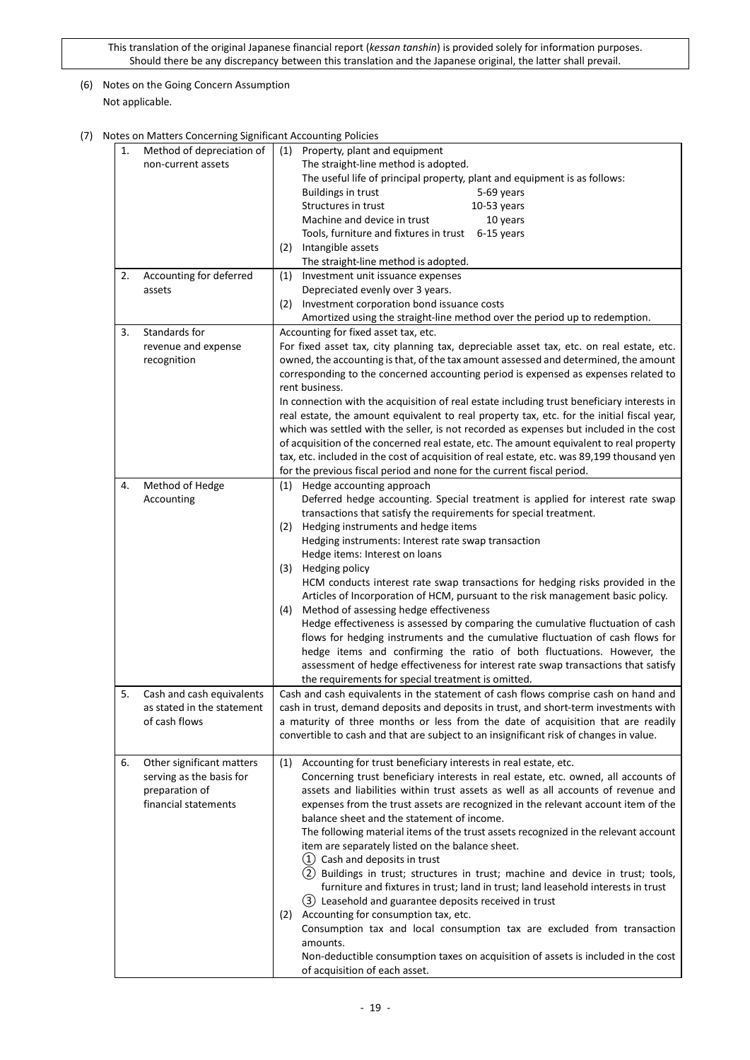This translation of the original Japanese financial report (*kessan tanshin*) is provided solely for information purposes. Should there be any discrepancy between this translation and the Japanese original, the latter shall prevail.

(6) Notes on the Going Concern Assumption

Not applicable.

(7) Notes on Matters Concerning Significant Accounting Policies

| | | |
|---|---|---|
| 1. | Method of depreciation of non-current assets | (1) Property, plant and equipment<br>The straight-line method is adopted.<br>The useful life of principal property, plant and equipment is as follows:<br>Buildings in trust 5-69 years<br>Structures in trust 10-53 years<br>Machine and device in trust 10 years<br>Tools, furniture and fixtures in trust 6-15 years<br>(2) Intangible assets<br>The straight-line method is adopted. |
| 2. | Accounting for deferred assets | (1) Investment unit issuance expenses<br>Depreciated evenly over 3 years.<br>(2) Investment corporation bond issuance costs<br>Amortized using the straight-line method over the period up to redemption. |
| 3. | Standards for revenue and expense recognition | Accounting for fixed asset tax, etc.<br>For fixed asset tax, city planning tax, depreciable asset tax, etc. on real estate, etc. owned, the accounting is that, of the tax amount assessed and determined, the amount corresponding to the concerned accounting period is expensed as expenses related to rent business.<br>In connection with the acquisition of real estate including trust beneficiary interests in real estate, the amount equivalent to real property tax, etc. for the initial fiscal year, which was settled with the seller, is not recorded as expenses but included in the cost of acquisition of the concerned real estate, etc. The amount equivalent to real property tax, etc. included in the cost of acquisition of real estate, etc. was 89,199 thousand yen for the previous fiscal period and none for the current fiscal period. |
| 4. | Method of Hedge Accounting | (1) Hedge accounting approach<br>Deferred hedge accounting. Special treatment is applied for interest rate swap transactions that satisfy the requirements for special treatment.<br>(2) Hedging instruments and hedge items<br>Hedging instruments: Interest rate swap transaction<br>Hedge items: Interest on loans<br>(3) Hedging policy<br>HCM conducts interest rate swap transactions for hedging risks provided in the Articles of Incorporation of HCM, pursuant to the risk management basic policy.<br>(4) Method of assessing hedge effectiveness<br>Hedge effectiveness is assessed by comparing the cumulative fluctuation of cash flows for hedging instruments and the cumulative fluctuation of cash flows for hedge items and confirming the ratio of both fluctuations. However, the assessment of hedge effectiveness for interest rate swap transactions that satisfy the requirements for special treatment is omitted. |
| 5. | Cash and cash equivalents as stated in the statement of cash flows | Cash and cash equivalents in the statement of cash flows comprise cash on hand and cash in trust, demand deposits and deposits in trust, and short-term investments with a maturity of three months or less from the date of acquisition that are readily convertible to cash and that are subject to an insignificant risk of changes in value. |
| 6. | Other significant matters serving as the basis for preparation of financial statements | (1) Accounting for trust beneficiary interests in real estate, etc.<br>Concerning trust beneficiary interests in real estate, etc. owned, all accounts of assets and liabilities within trust assets as well as all accounts of revenue and expenses from the trust assets are recognized in the relevant account item of the balance sheet and the statement of income.<br>The following material items of the trust assets recognized in the relevant account item are separately listed on the balance sheet.<br>① Cash and deposits in trust<br>② Buildings in trust; structures in trust; machine and device in trust; tools, furniture and fixtures in trust; land in trust; land leasehold interests in trust<br>③ Leasehold and guarantee deposits received in trust<br>(2) Accounting for consumption tax, etc.<br>Consumption tax and local consumption tax are excluded from transaction amounts.<br>Non-deductible consumption taxes on acquisition of assets is included in the cost of acquisition of each asset. |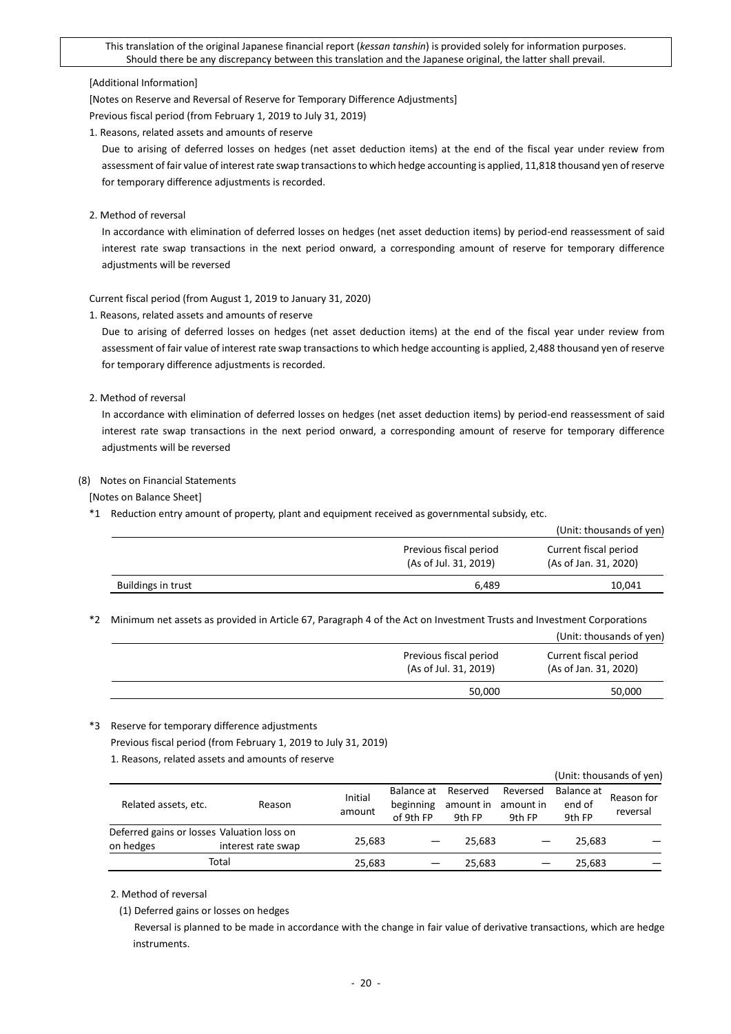This translation of the original Japanese financial report (*kessan tanshin*) is provided solely for information purposes. Should there be any discrepancy between this translation and the Japanese original, the latter shall prevail.

[Additional Information]

[Notes on Reserve and Reversal of Reserve for Temporary Difference Adjustments]

Previous fiscal period (from February 1, 2019 to July 31, 2019)

1. Reasons, related assets and amounts of reserve

Due to arising of deferred losses on hedges (net asset deduction items) at the end of the fiscal year under review from assessment of fair value of interest rate swap transactions to which hedge accounting is applied, 11,818 thousand yen of reserve for temporary difference adjustments is recorded.

2. Method of reversal

In accordance with elimination of deferred losses on hedges (net asset deduction items) by period-end reassessment of said interest rate swap transactions in the next period onward, a corresponding amount of reserve for temporary difference adjustments will be reversed

Current fiscal period (from August 1, 2019 to January 31, 2020)

1. Reasons, related assets and amounts of reserve

Due to arising of deferred losses on hedges (net asset deduction items) at the end of the fiscal year under review from assessment of fair value of interest rate swap transactions to which hedge accounting is applied, 2,488 thousand yen of reserve for temporary difference adjustments is recorded.

2. Method of reversal

In accordance with elimination of deferred losses on hedges (net asset deduction items) by period-end reassessment of said interest rate swap transactions in the next period onward, a corresponding amount of reserve for temporary difference adjustments will be reversed

(8) Notes on Financial Statements

[Notes on Balance Sheet]

*1 Reduction entry amount of property, plant and equipment received as governmental subsidy, etc.

(Unit: thousands of yen)

| | Previous fiscal period (As of Jul. 31, 2019) | Current fiscal period (As of Jan. 31, 2020) |
|---|---|---|
| Buildings in trust | 6,489 | 10,041 |

*2 Minimum net assets as provided in Article 67, Paragraph 4 of the Act on Investment Trusts and Investment Corporations

(Unit: thousands of yen)

| Previous fiscal period (As of Jul. 31, 2019) | Current fiscal period (As of Jan. 31, 2020) |
|---|---|
| 50,000 | 50,000 |

*3 Reserve for temporary difference adjustments

Previous fiscal period (from February 1, 2019 to July 31, 2019)

1. Reasons, related assets and amounts of reserve

(Unit: thousands of yen)

| Related assets, etc. | Reason | Initial amount | Balance at beginning of 9th FP | Reserved amount in 9th FP | Reversed amount in 9th FP | Balance at end of 9th FP | Reason for reversal |
|---|---|---|---|---|---|---|---|
| Deferred gains or losses on hedges | Valuation loss on interest rate swap | 25,683 | — | 25,683 | — | 25,683 | — |
| Total | | 25,683 | — | 25,683 | — | 25,683 | — |

2. Method of reversal

(1) Deferred gains or losses on hedges

Reversal is planned to be made in accordance with the change in fair value of derivative transactions, which are hedge instruments.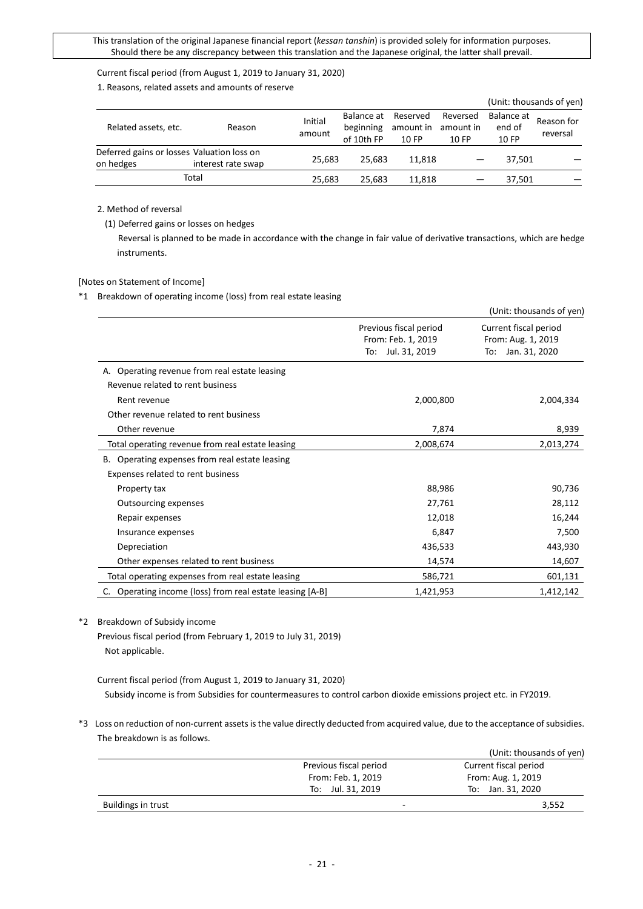This translation of the original Japanese financial report (*kessan tanshin*) is provided solely for information purposes. Should there be any discrepancy between this translation and the Japanese original, the latter shall prevail.

Current fiscal period (from August 1, 2019 to January 31, 2020)

1. Reasons, related assets and amounts of reserve

(Unit: thousands of yen)

| Related assets, etc. | Reason | Initial amount | Balance at beginning of 10th FP | Reserved amount in 10 FP | Reversed amount in 10 FP | Balance at end of 10 FP | Reason for reversal |
|---|---|---|---|---|---|---|---|
| Deferred gains or losses on hedges | Valuation loss on interest rate swap | 25,683 | 25,683 | 11,818 | — | 37,501 | — |
| Total | | 25,683 | 25,683 | 11,818 | — | 37,501 | — |

2. Method of reversal

(1) Deferred gains or losses on hedges

Reversal is planned to be made in accordance with the change in fair value of derivative transactions, which are hedge instruments.

[Notes on Statement of Income]

*1 Breakdown of operating income (loss) from real estate leasing

(Unit: thousands of yen)

| | Previous fiscal period From: Feb. 1, 2019 To: Jul. 31, 2019 | Current fiscal period From: Aug. 1, 2019 To: Jan. 31, 2020 |
|---|---|---|
| A. Operating revenue from real estate leasing | | |
| Revenue related to rent business | | |
| Rent revenue | 2,000,800 | 2,004,334 |
| Other revenue related to rent business | | |
| Other revenue | 7,874 | 8,939 |
| Total operating revenue from real estate leasing | 2,008,674 | 2,013,274 |
| B. Operating expenses from real estate leasing | | |
| Expenses related to rent business | | |
| Property tax | 88,986 | 90,736 |
| Outsourcing expenses | 27,761 | 28,112 |
| Repair expenses | 12,018 | 16,244 |
| Insurance expenses | 6,847 | 7,500 |
| Depreciation | 436,533 | 443,930 |
| Other expenses related to rent business | 14,574 | 14,607 |
| Total operating expenses from real estate leasing | 586,721 | 601,131 |
| C. Operating income (loss) from real estate leasing [A-B] | 1,421,953 | 1,412,142 |

*2 Breakdown of Subsidy income

Previous fiscal period (from February 1, 2019 to July 31, 2019)

Not applicable.

Current fiscal period (from August 1, 2019 to January 31, 2020)

Subsidy income is from Subsidies for countermeasures to control carbon dioxide emissions project etc. in FY2019.

*3 Loss on reduction of non-current assets is the value directly deducted from acquired value, due to the acceptance of subsidies. The breakdown is as follows.

(Unit: thousands of yen)

| | Previous fiscal period From: Feb. 1, 2019 To: Jul. 31, 2019 | Current fiscal period From: Aug. 1, 2019 To: Jan. 31, 2020 |
|---|---|---|
| Buildings in trust | - | 3,552 |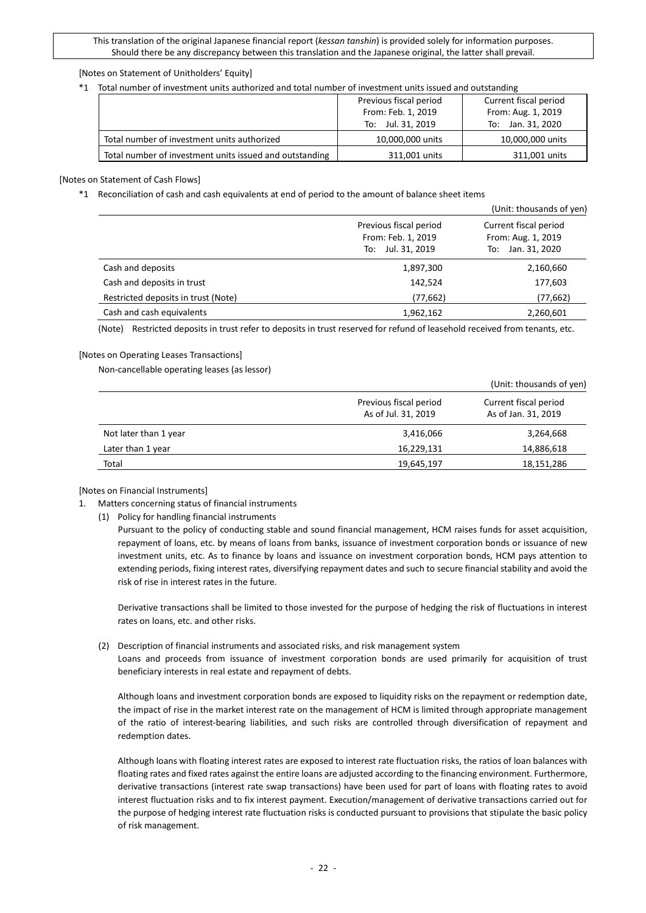This translation of the original Japanese financial report (*kessan tanshin*) is provided solely for information purposes. Should there be any discrepancy between this translation and the Japanese original, the latter shall prevail.

[Notes on Statement of Unitholders' Equity]

*1 Total number of investment units authorized and total number of investment units issued and outstanding

| | Previous fiscal period<br>From: Feb. 1, 2019<br>To: Jul. 31, 2019 | Current fiscal period<br>From: Aug. 1, 2019<br>To: Jan. 31, 2020 |
|---|---|---|
| Total number of investment units authorized | 10,000,000 units | 10,000,000 units |
| Total number of investment units issued and outstanding | 311,001 units | 311,001 units |

[Notes on Statement of Cash Flows]

*1 Reconciliation of cash and cash equivalents at end of period to the amount of balance sheet items

(Unit: thousands of yen)

| | Previous fiscal period<br>From: Feb. 1, 2019<br>To: Jul. 31, 2019 | Current fiscal period<br>From: Aug. 1, 2019<br>To: Jan. 31, 2020 |
|---|---|---|
| Cash and deposits | 1,897,300 | 2,160,660 |
| Cash and deposits in trust | 142,524 | 177,603 |
| Restricted deposits in trust (Note) | (77,662) | (77,662) |
| Cash and cash equivalents | 1,962,162 | 2,260,601 |

(Note) Restricted deposits in trust refer to deposits in trust reserved for refund of leasehold received from tenants, etc.

[Notes on Operating Leases Transactions]

Non-cancellable operating leases (as lessor)

(Unit: thousands of yen)

| | Previous fiscal period<br>As of Jul. 31, 2019 | Current fiscal period<br>As of Jan. 31, 2019 |
|---|---|---|
| Not later than 1 year | 3,416,066 | 3,264,668 |
| Later than 1 year | 16,229,131 | 14,886,618 |
| Total | 19,645,197 | 18,151,286 |

[Notes on Financial Instruments]

1. Matters concerning status of financial instruments

(1) Policy for handling financial instruments

Pursuant to the policy of conducting stable and sound financial management, HCM raises funds for asset acquisition, repayment of loans, etc. by means of loans from banks, issuance of investment corporation bonds or issuance of new investment units, etc. As to finance by loans and issuance on investment corporation bonds, HCM pays attention to extending periods, fixing interest rates, diversifying repayment dates and such to secure financial stability and avoid the risk of rise in interest rates in the future.

Derivative transactions shall be limited to those invested for the purpose of hedging the risk of fluctuations in interest rates on loans, etc. and other risks.

(2) Description of financial instruments and associated risks, and risk management system

Loans and proceeds from issuance of investment corporation bonds are used primarily for acquisition of trust beneficiary interests in real estate and repayment of debts.

Although loans and investment corporation bonds are exposed to liquidity risks on the repayment or redemption date, the impact of rise in the market interest rate on the management of HCM is limited through appropriate management of the ratio of interest-bearing liabilities, and such risks are controlled through diversification of repayment and redemption dates.

Although loans with floating interest rates are exposed to interest rate fluctuation risks, the ratios of loan balances with floating rates and fixed rates against the entire loans are adjusted according to the financing environment. Furthermore, derivative transactions (interest rate swap transactions) have been used for part of loans with floating rates to avoid interest fluctuation risks and to fix interest payment. Execution/management of derivative transactions carried out for the purpose of hedging interest rate fluctuation risks is conducted pursuant to provisions that stipulate the basic policy of risk management.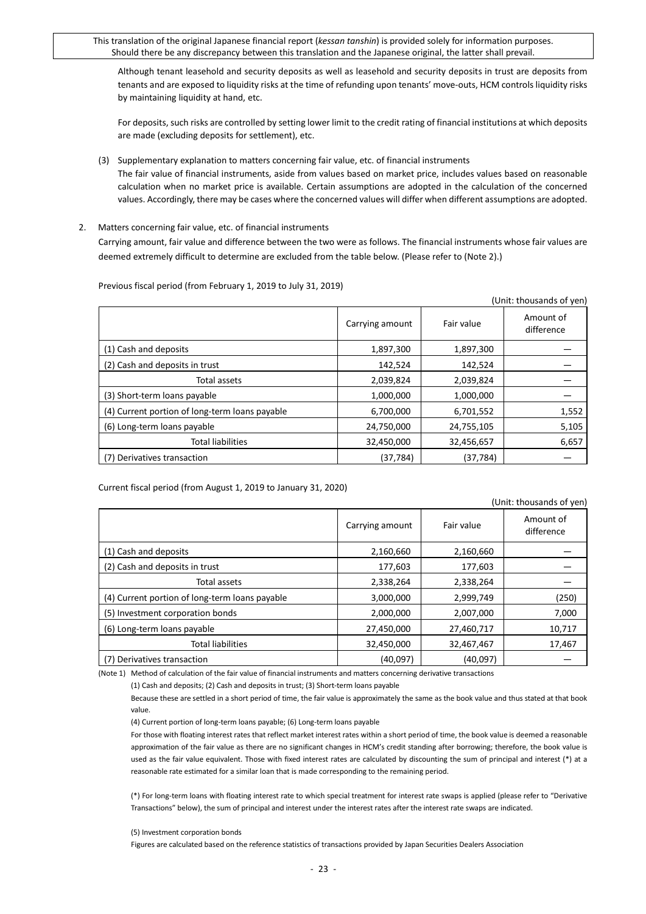Although tenant leasehold and security deposits as well as leasehold and security deposits in trust are deposits from tenants and are exposed to liquidity risks at the time of refunding upon tenants' move-outs, HCM controls liquidity risks by maintaining liquidity at hand, etc.

For deposits, such risks are controlled by setting lower limit to the credit rating of financial institutions at which deposits are made (excluding deposits for settlement), etc.

(3) Supplementary explanation to matters concerning fair value, etc. of financial instruments

The fair value of financial instruments, aside from values based on market price, includes values based on reasonable calculation when no market price is available. Certain assumptions are adopted in the calculation of the concerned values. Accordingly, there may be cases where the concerned values will differ when different assumptions are adopted.

2. Matters concerning fair value, etc. of financial instruments

Carrying amount, fair value and difference between the two were as follows. The financial instruments whose fair values are deemed extremely difficult to determine are excluded from the table below. (Please refer to (Note 2).)

Previous fiscal period (from February 1, 2019 to July 31, 2019)

(Unit: thousands of yen)

| | Carrying amount | Fair value | Amount of difference |
|---|---|---|---|
| (1) Cash and deposits | 1,897,300 | 1,897,300 | — |
| (2) Cash and deposits in trust | 142,524 | 142,524 | — |
| Total assets | 2,039,824 | 2,039,824 | — |
| (3) Short-term loans payable | 1,000,000 | 1,000,000 | — |
| (4) Current portion of long-term loans payable | 6,700,000 | 6,701,552 | 1,552 |
| (6) Long-term loans payable | 24,750,000 | 24,755,105 | 5,105 |
| Total liabilities | 32,450,000 | 32,456,657 | 6,657 |
| (7) Derivatives transaction | (37,784) | (37,784) | — |

Current fiscal period (from August 1, 2019 to January 31, 2020)

(Unit: thousands of yen)

| | Carrying amount | Fair value | Amount of difference |
|---|---|---|---|
| (1) Cash and deposits | 2,160,660 | 2,160,660 | — |
| (2) Cash and deposits in trust | 177,603 | 177,603 | — |
| Total assets | 2,338,264 | 2,338,264 | — |
| (4) Current portion of long-term loans payable | 3,000,000 | 2,999,749 | (250) |
| (5) Investment corporation bonds | 2,000,000 | 2,007,000 | 7,000 |
| (6) Long-term loans payable | 27,450,000 | 27,460,717 | 10,717 |
| Total liabilities | 32,450,000 | 32,467,467 | 17,467 |
| (7) Derivatives transaction | (40,097) | (40,097) | — |

(Note 1) Method of calculation of the fair value of financial instruments and matters concerning derivative transactions

(1) Cash and deposits; (2) Cash and deposits in trust; (3) Short-term loans payable

Because these are settled in a short period of time, the fair value is approximately the same as the book value and thus stated at that book value.

(4) Current portion of long-term loans payable; (6) Long-term loans payable

For those with floating interest rates that reflect market interest rates within a short period of time, the book value is deemed a reasonable approximation of the fair value as there are no significant changes in HCM's credit standing after borrowing; therefore, the book value is used as the fair value equivalent. Those with fixed interest rates are calculated by discounting the sum of principal and interest (*) at a reasonable rate estimated for a similar loan that is made corresponding to the remaining period.

(*) For long-term loans with floating interest rate to which special treatment for interest rate swaps is applied (please refer to "Derivative Transactions" below), the sum of principal and interest under the interest rates after the interest rate swaps are indicated.

(5) Investment corporation bonds

Figures are calculated based on the reference statistics of transactions provided by Japan Securities Dealers Association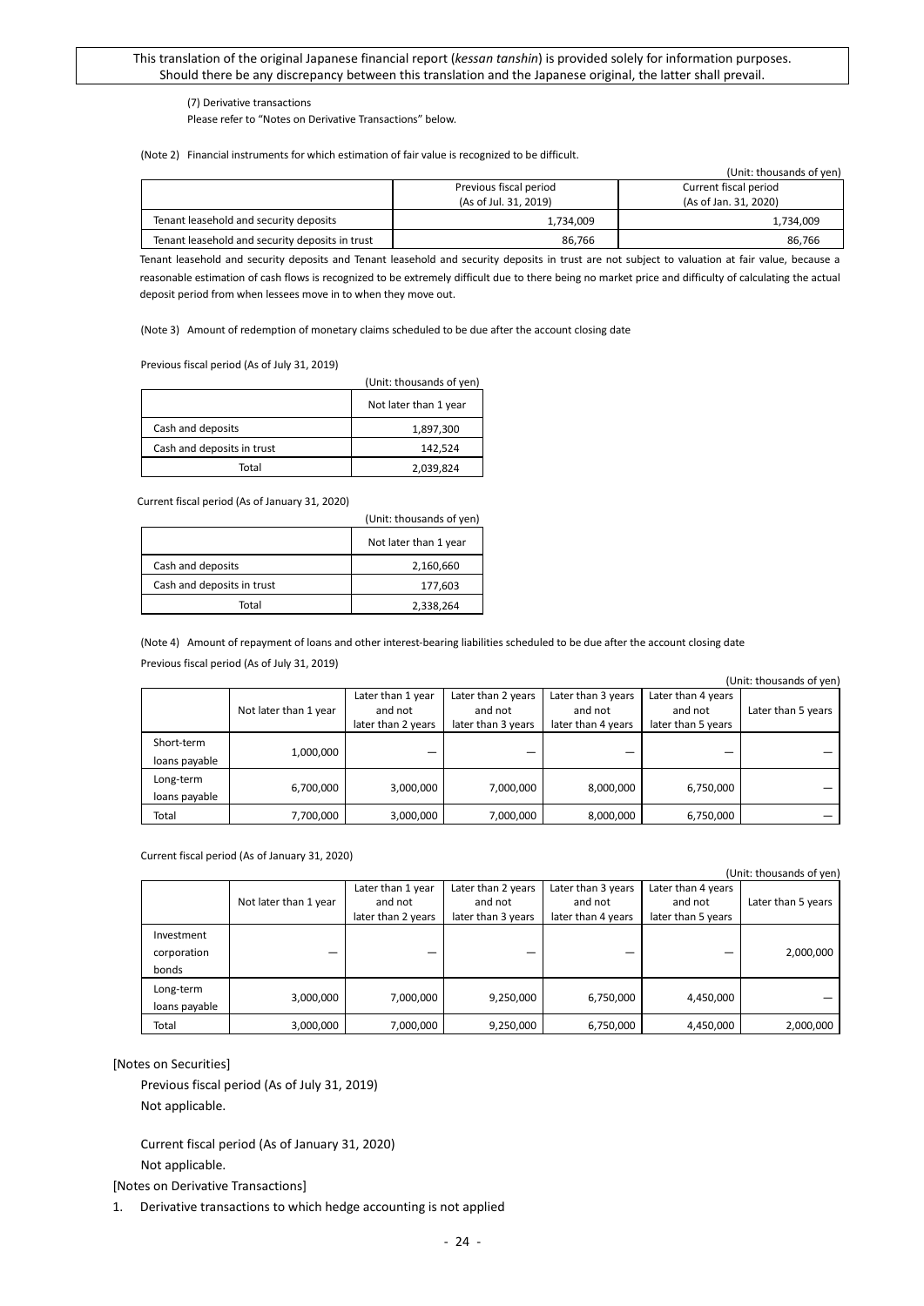(7) Derivative transactions

Please refer to "Notes on Derivative Transactions" below.

(Note 2) Financial instruments for which estimation of fair value is recognized to be difficult.

(Unit: thousands of yen)

| | Previous fiscal period (As of Jul. 31, 2019) | Current fiscal period (As of Jan. 31, 2020) |
|---|---|---|
| Tenant leasehold and security deposits | 1,734,009 | 1,734,009 |
| Tenant leasehold and security deposits in trust | 86,766 | 86,766 |

Tenant leasehold and security deposits and Tenant leasehold and security deposits in trust are not subject to valuation at fair value, because a reasonable estimation of cash flows is recognized to be extremely difficult due to there being no market price and difficulty of calculating the actual deposit period from when lessees move in to when they move out.

(Note 3) Amount of redemption of monetary claims scheduled to be due after the account closing date

Previous fiscal period (As of July 31, 2019)

(Unit: thousands of yen)

| | Not later than 1 year |
|---|---|
| Cash and deposits | 1,897,300 |
| Cash and deposits in trust | 142,524 |
| Total | 2,039,824 |

Current fiscal period (As of January 31, 2020)

(Unit: thousands of yen)

| | Not later than 1 year |
|---|---|
| Cash and deposits | 2,160,660 |
| Cash and deposits in trust | 177,603 |
| Total | 2,338,264 |

(Note 4) Amount of repayment of loans and other interest-bearing liabilities scheduled to be due after the account closing date

Previous fiscal period (As of July 31, 2019)

(Unit: thousands of yen)

| | Not later than 1 year | Later than 1 year and not later than 2 years | Later than 2 years and not later than 3 years | Later than 3 years and not later than 4 years | Later than 4 years and not later than 5 years | Later than 5 years |
|---|---|---|---|---|---|---|
| Short-term loans payable | 1,000,000 | — | — | — | — | — |
| Long-term loans payable | 6,700,000 | 3,000,000 | 7,000,000 | 8,000,000 | 6,750,000 | — |
| Total | 7,700,000 | 3,000,000 | 7,000,000 | 8,000,000 | 6,750,000 | — |

Current fiscal period (As of January 31, 2020)

(Unit: thousands of yen)

| | Not later than 1 year | Later than 1 year and not later than 2 years | Later than 2 years and not later than 3 years | Later than 3 years and not later than 4 years | Later than 4 years and not later than 5 years | Later than 5 years |
|---|---|---|---|---|---|---|
| Investment corporation bonds | — | — | — | — | — | 2,000,000 |
| Long-term loans payable | 3,000,000 | 7,000,000 | 9,250,000 | 6,750,000 | 4,450,000 | — |
| Total | 3,000,000 | 7,000,000 | 9,250,000 | 6,750,000 | 4,450,000 | 2,000,000 |

[Notes on Securities]

Previous fiscal period (As of July 31, 2019)

Not applicable.

Current fiscal period (As of January 31, 2020)

Not applicable.

[Notes on Derivative Transactions]

1. Derivative transactions to which hedge accounting is not applied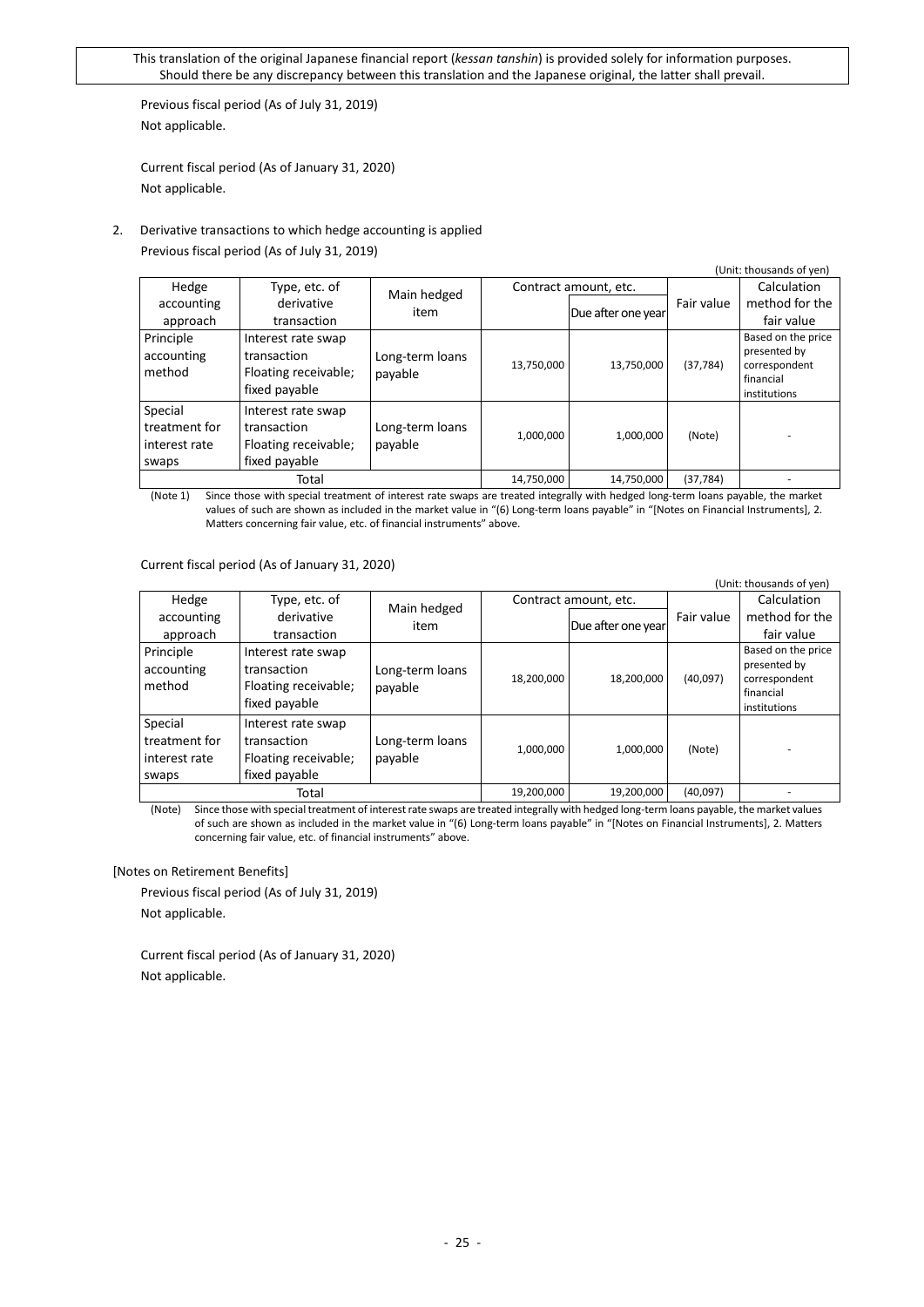Previous fiscal period (As of July 31, 2019)
Not applicable.

Current fiscal period (As of January 31, 2020)
Not applicable.

2. Derivative transactions to which hedge accounting is applied

Previous fiscal period (As of July 31, 2019)

(Unit: thousands of yen)

| Hedge accounting approach | Type, etc. of derivative transaction | Main hedged item | Contract amount, etc. | | Fair value | Calculation method for the fair value |
|---|---|---|---|---|---|---|
| | | | | Due after one year | | |
| Principle accounting method | Interest rate swap transaction Floating receivable; fixed payable | Long-term loans payable | 13,750,000 | 13,750,000 | (37,784) | Based on the price presented by correspondent financial institutions |
| Special treatment for interest rate swaps | Interest rate swap transaction Floating receivable; fixed payable | Long-term loans payable | 1,000,000 | 1,000,000 | (Note) | - |
| Total | | | 14,750,000 | 14,750,000 | (37,784) | - |

(Note 1) Since those with special treatment of interest rate swaps are treated integrally with hedged long-term loans payable, the market values of such are shown as included in the market value in "(6) Long-term loans payable" in "[Notes on Financial Instruments], 2. Matters concerning fair value, etc. of financial instruments" above.

Current fiscal period (As of January 31, 2020)

(Unit: thousands of yen)

| Hedge accounting approach | Type, etc. of derivative transaction | Main hedged item | Contract amount, etc. | | Fair value | Calculation method for the fair value |
|---|---|---|---|---|---|---|
| | | | | Due after one year | | |
| Principle accounting method | Interest rate swap transaction Floating receivable; fixed payable | Long-term loans payable | 18,200,000 | 18,200,000 | (40,097) | Based on the price presented by correspondent financial institutions |
| Special treatment for interest rate swaps | Interest rate swap transaction Floating receivable; fixed payable | Long-term loans payable | 1,000,000 | 1,000,000 | (Note) | - |
| Total | | | 19,200,000 | 19,200,000 | (40,097) | - |

(Note) Since those with special treatment of interest rate swaps are treated integrally with hedged long-term loans payable, the market values of such are shown as included in the market value in "(6) Long-term loans payable" in "[Notes on Financial Instruments], 2. Matters concerning fair value, etc. of financial instruments" above.

[Notes on Retirement Benefits]

Previous fiscal period (As of July 31, 2019)
Not applicable.

Current fiscal period (As of January 31, 2020)
Not applicable.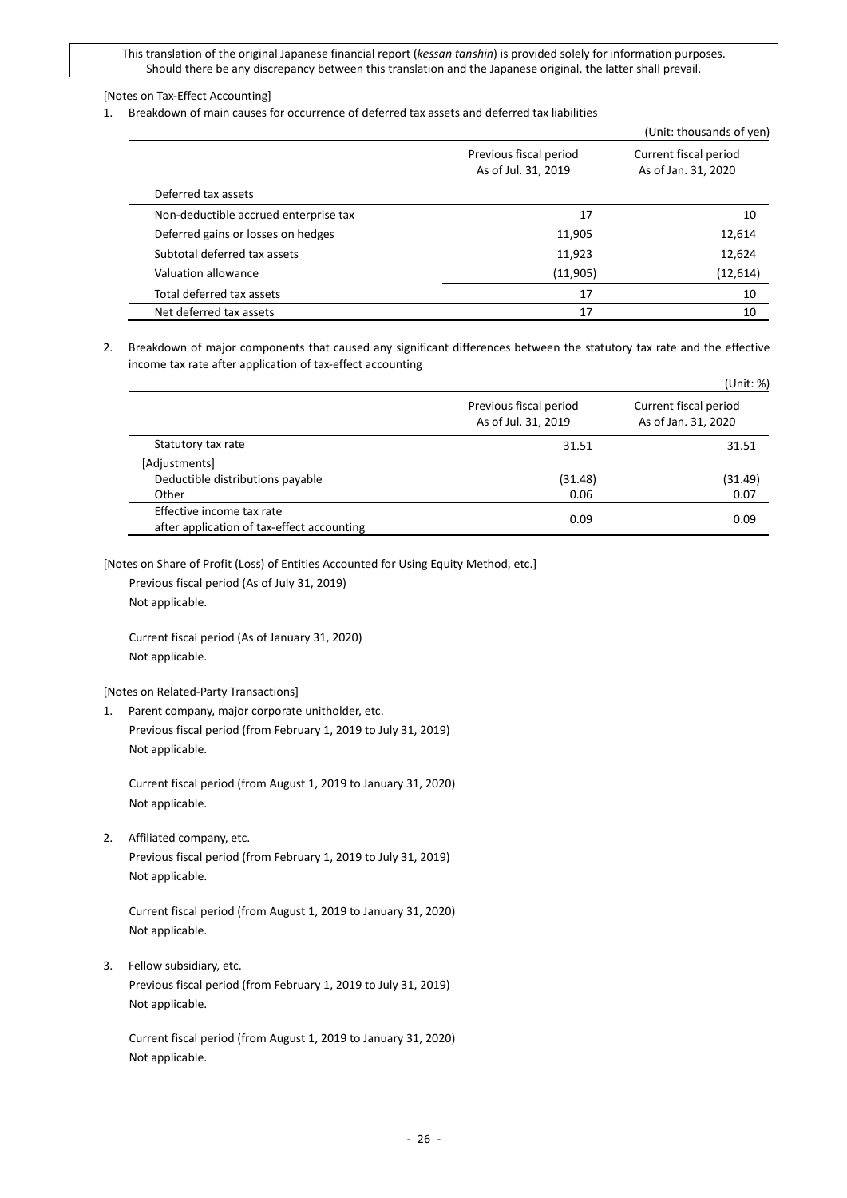This translation of the original Japanese financial report (*kessan tanshin*) is provided solely for information purposes. Should there be any discrepancy between this translation and the Japanese original, the latter shall prevail.

[Notes on Tax-Effect Accounting]

1. Breakdown of main causes for occurrence of deferred tax assets and deferred tax liabilities

(Unit: thousands of yen)

| | Previous fiscal period As of Jul. 31, 2019 | Current fiscal period As of Jan. 31, 2020 |
|---|---|---|
| Deferred tax assets | | |
| Non-deductible accrued enterprise tax | 17 | 10 |
| Deferred gains or losses on hedges | 11,905 | 12,614 |
| Subtotal deferred tax assets | 11,923 | 12,624 |
| Valuation allowance | (11,905) | (12,614) |
| Total deferred tax assets | 17 | 10 |
| Net deferred tax assets | 17 | 10 |

2. Breakdown of major components that caused any significant differences between the statutory tax rate and the effective income tax rate after application of tax-effect accounting

(Unit: %)

| | Previous fiscal period As of Jul. 31, 2019 | Current fiscal period As of Jan. 31, 2020 |
|---|---|---|
| Statutory tax rate | 31.51 | 31.51 |
| [Adjustments] | | |
| Deductible distributions payable | (31.48) | (31.49) |
| Other | 0.06 | 0.07 |
| Effective income tax rate after application of tax-effect accounting | 0.09 | 0.09 |

[Notes on Share of Profit (Loss) of Entities Accounted for Using Equity Method, etc.]

Previous fiscal period (As of July 31, 2019)
Not applicable.

Current fiscal period (As of January 31, 2020)
Not applicable.

[Notes on Related-Party Transactions]

1. Parent company, major corporate unitholder, etc.

   Previous fiscal period (from February 1, 2019 to July 31, 2019)
   Not applicable.

   Current fiscal period (from August 1, 2019 to January 31, 2020)
   Not applicable.

2. Affiliated company, etc.

   Previous fiscal period (from February 1, 2019 to July 31, 2019)
   Not applicable.

   Current fiscal period (from August 1, 2019 to January 31, 2020)
   Not applicable.

3. Fellow subsidiary, etc.

   Previous fiscal period (from February 1, 2019 to July 31, 2019)
   Not applicable.

   Current fiscal period (from August 1, 2019 to January 31, 2020)
   Not applicable.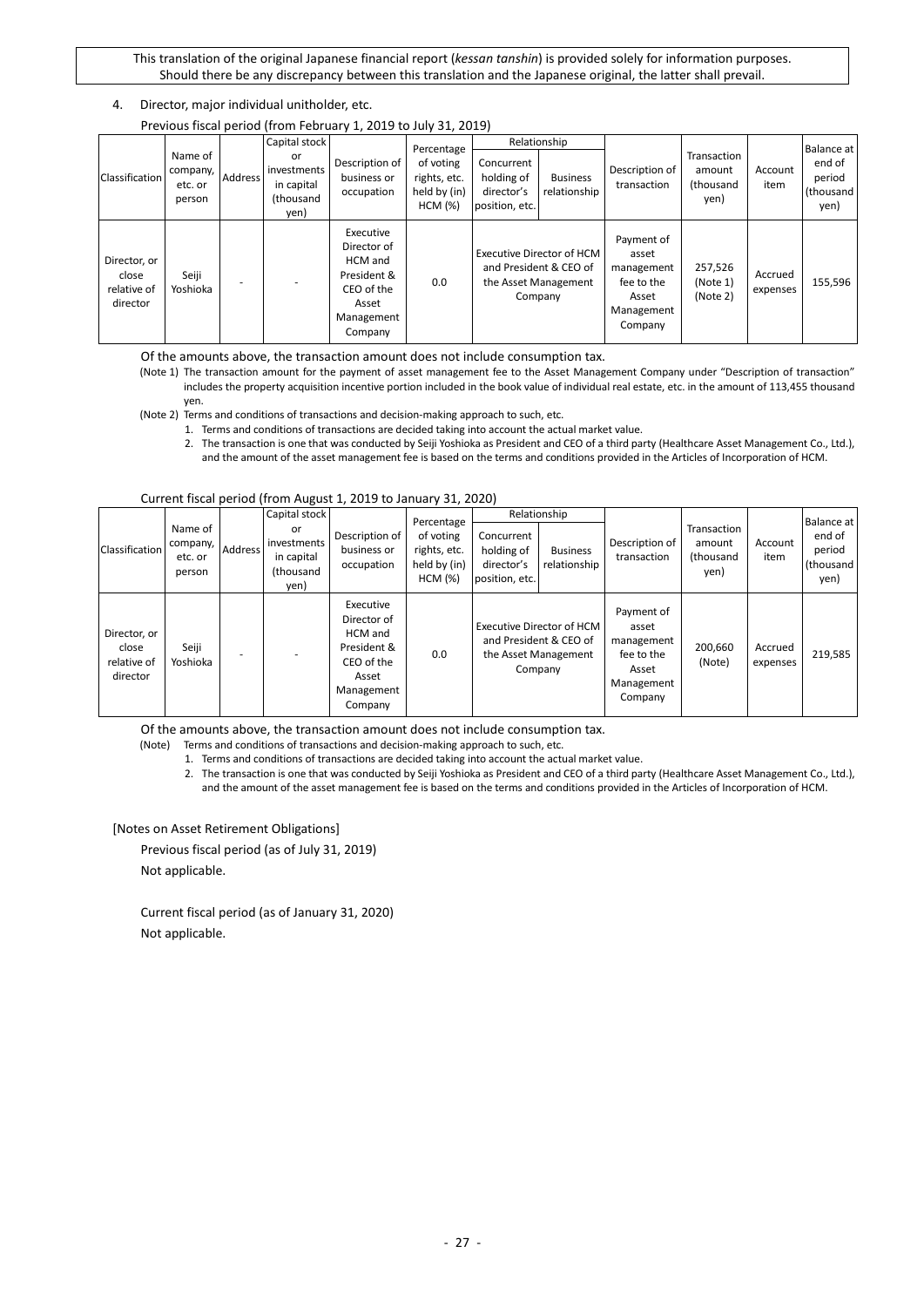This translation of the original Japanese financial report (*kessan tanshin*) is provided solely for information purposes. Should there be any discrepancy between this translation and the Japanese original, the latter shall prevail.

4. Director, major individual unitholder, etc.

Previous fiscal period (from February 1, 2019 to July 31, 2019)

| Classification | Name of company, etc. or person | Address | Capital stock or investments in capital (thousand yen) | Description of business or occupation | Percentage of voting rights, etc. held by (in) HCM (%) | Relationship | | Description of transaction | Transaction amount (thousand yen) | Account item | Balance at end of period (thousand yen) |
|---|---|---|---|---|---|---|---|---|---|---|---|
| | | | | | | Concurrent holding of director's position, etc. | Business relationship | | | | |
| Director, or close relative of director | Seiji Yoshioka | - | - | Executive Director of HCM and President & CEO of the Asset Management Company | 0.0 | Executive Director of HCM and President & CEO of the Asset Management Company | | Payment of asset management fee to the Asset Management Company | 257,526 (Note 1) (Note 2) | Accrued expenses | 155,596 |

Of the amounts above, the transaction amount does not include consumption tax.

(Note 1) The transaction amount for the payment of asset management fee to the Asset Management Company under "Description of transaction" includes the property acquisition incentive portion included in the book value of individual real estate, etc. in the amount of 113,455 thousand yen.

(Note 2) Terms and conditions of transactions and decision-making approach to such, etc.

1. Terms and conditions of transactions are decided taking into account the actual market value.
2. The transaction is one that was conducted by Seiji Yoshioka as President and CEO of a third party (Healthcare Asset Management Co., Ltd.), and the amount of the asset management fee is based on the terms and conditions provided in the Articles of Incorporation of HCM.

Current fiscal period (from August 1, 2019 to January 31, 2020)

| Classification | Name of company, etc. or person | Address | Capital stock or investments in capital (thousand yen) | Description of business or occupation | Percentage of voting rights, etc. held by (in) HCM (%) | Relationship | | Description of transaction | Transaction amount (thousand yen) | Account item | Balance at end of period (thousand yen) |
|---|---|---|---|---|---|---|---|---|---|---|---|
| | | | | | | Concurrent holding of director's position, etc. | Business relationship | | | | |
| Director, or close relative of director | Seiji Yoshioka | - | - | Executive Director of HCM and President & CEO of the Asset Management Company | 0.0 | Executive Director of HCM and President & CEO of the Asset Management Company | | Payment of asset management fee to the Asset Management Company | 200,660 (Note) | Accrued expenses | 219,585 |

Of the amounts above, the transaction amount does not include consumption tax.

(Note) Terms and conditions of transactions and decision-making approach to such, etc.

1. Terms and conditions of transactions are decided taking into account the actual market value.
2. The transaction is one that was conducted by Seiji Yoshioka as President and CEO of a third party (Healthcare Asset Management Co., Ltd.), and the amount of the asset management fee is based on the terms and conditions provided in the Articles of Incorporation of HCM.

[Notes on Asset Retirement Obligations]

Previous fiscal period (as of July 31, 2019)

Not applicable.

Current fiscal period (as of January 31, 2020)

Not applicable.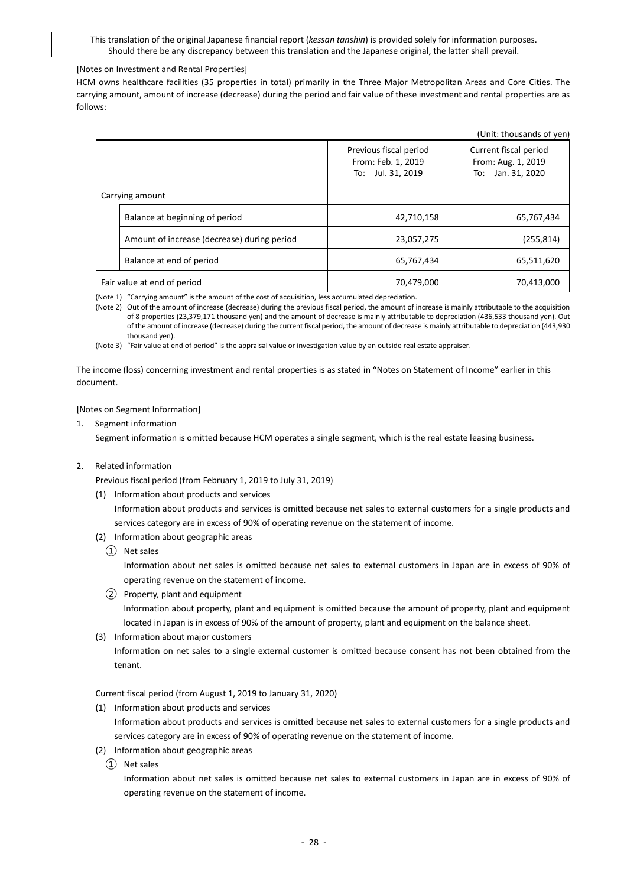This translation of the original Japanese financial report (*kessan tanshin*) is provided solely for information purposes. Should there be any discrepancy between this translation and the Japanese original, the latter shall prevail.

[Notes on Investment and Rental Properties]

HCM owns healthcare facilities (35 properties in total) primarily in the Three Major Metropolitan Areas and Core Cities. The carrying amount, amount of increase (decrease) during the period and fair value of these investment and rental properties are as follows:

(Unit: thousands of yen)

| | | Previous fiscal period From: Feb. 1, 2019 To: Jul. 31, 2019 | Current fiscal period From: Aug. 1, 2019 To: Jan. 31, 2020 |
|---|---|---|---|
| Carrying amount | | | |
| | Balance at beginning of period | 42,710,158 | 65,767,434 |
| | Amount of increase (decrease) during period | 23,057,275 | (255,814) |
| | Balance at end of period | 65,767,434 | 65,511,620 |
| Fair value at end of period | | 70,479,000 | 70,413,000 |

(Note 1) "Carrying amount" is the amount of the cost of acquisition, less accumulated depreciation.

(Note 2) Out of the amount of increase (decrease) during the previous fiscal period, the amount of increase is mainly attributable to the acquisition of 8 properties (23,379,171 thousand yen) and the amount of decrease is mainly attributable to depreciation (436,533 thousand yen). Out of the amount of increase (decrease) during the current fiscal period, the amount of decrease is mainly attributable to depreciation (443,930 thousand yen).

(Note 3) "Fair value at end of period" is the appraisal value or investigation value by an outside real estate appraiser.

The income (loss) concerning investment and rental properties is as stated in "Notes on Statement of Income" earlier in this document.

[Notes on Segment Information]

1. Segment information

   Segment information is omitted because HCM operates a single segment, which is the real estate leasing business.

2. Related information

   Previous fiscal period (from February 1, 2019 to July 31, 2019)

   (1) Information about products and services

   Information about products and services is omitted because net sales to external customers for a single products and services category are in excess of 90% of operating revenue on the statement of income.

   (2) Information about geographic areas

   ① Net sales

   Information about net sales is omitted because net sales to external customers in Japan are in excess of 90% of operating revenue on the statement of income.

   ② Property, plant and equipment

   Information about property, plant and equipment is omitted because the amount of property, plant and equipment located in Japan is in excess of 90% of the amount of property, plant and equipment on the balance sheet.

   (3) Information about major customers

   Information on net sales to a single external customer is omitted because consent has not been obtained from the tenant.

   Current fiscal period (from August 1, 2019 to January 31, 2020)

   (1) Information about products and services

   Information about products and services is omitted because net sales to external customers for a single products and services category are in excess of 90% of operating revenue on the statement of income.

   (2) Information about geographic areas

   ① Net sales

   Information about net sales is omitted because net sales to external customers in Japan are in excess of 90% of operating revenue on the statement of income.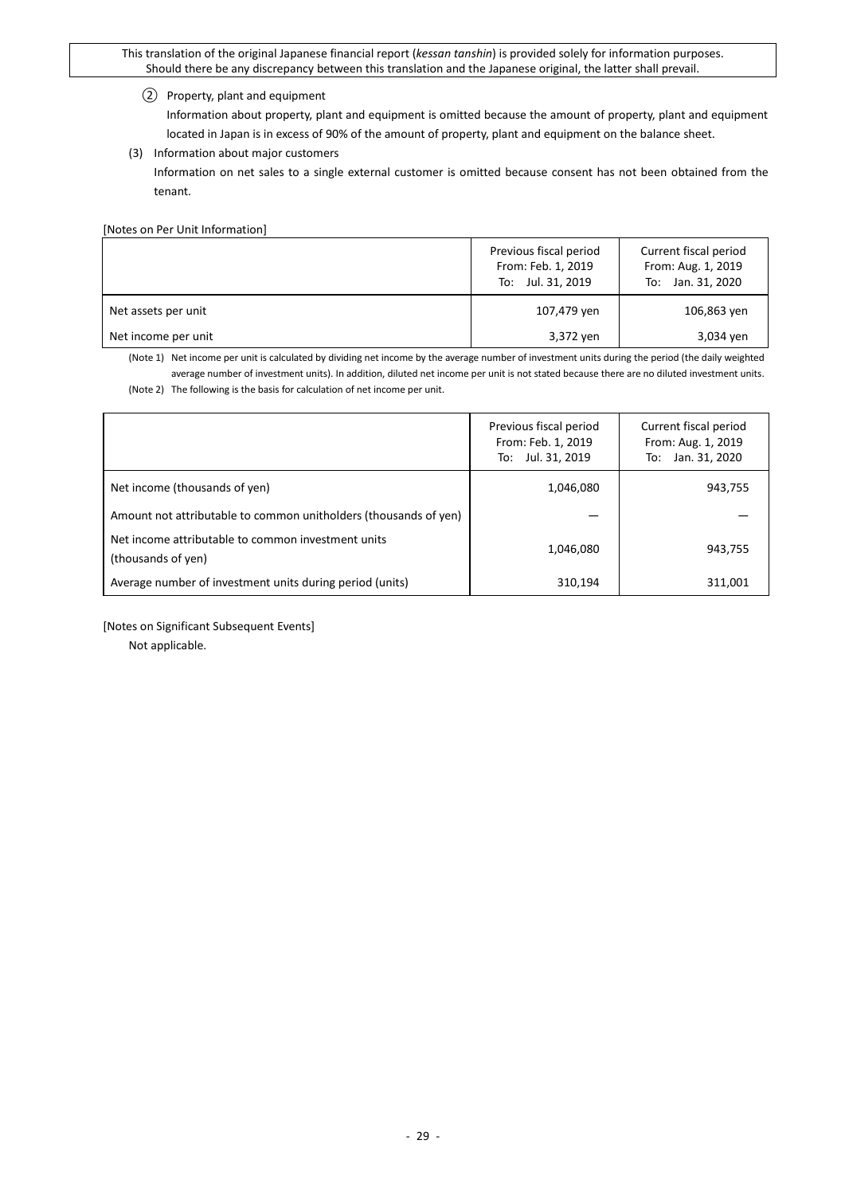② Property, plant and equipment

Information about property, plant and equipment is omitted because the amount of property, plant and equipment located in Japan is in excess of 90% of the amount of property, plant and equipment on the balance sheet.

(3) Information about major customers

Information on net sales to a single external customer is omitted because consent has not been obtained from the tenant.

[Notes on Per Unit Information]

| | Previous fiscal period From: Feb. 1, 2019 To: Jul. 31, 2019 | Current fiscal period From: Aug. 1, 2019 To: Jan. 31, 2020 |
|---|---|---|
| Net assets per unit | 107,479 yen | 106,863 yen |
| Net income per unit | 3,372 yen | 3,034 yen |

(Note 1) Net income per unit is calculated by dividing net income by the average number of investment units during the period (the daily weighted average number of investment units). In addition, diluted net income per unit is not stated because there are no diluted investment units.

(Note 2) The following is the basis for calculation of net income per unit.

| | Previous fiscal period From: Feb. 1, 2019 To: Jul. 31, 2019 | Current fiscal period From: Aug. 1, 2019 To: Jan. 31, 2020 |
|---|---|---|
| Net income (thousands of yen) | 1,046,080 | 943,755 |
| Amount not attributable to common unitholders (thousands of yen) | — | — |
| Net income attributable to common investment units (thousands of yen) | 1,046,080 | 943,755 |
| Average number of investment units during period (units) | 310,194 | 311,001 |

[Notes on Significant Subsequent Events]

Not applicable.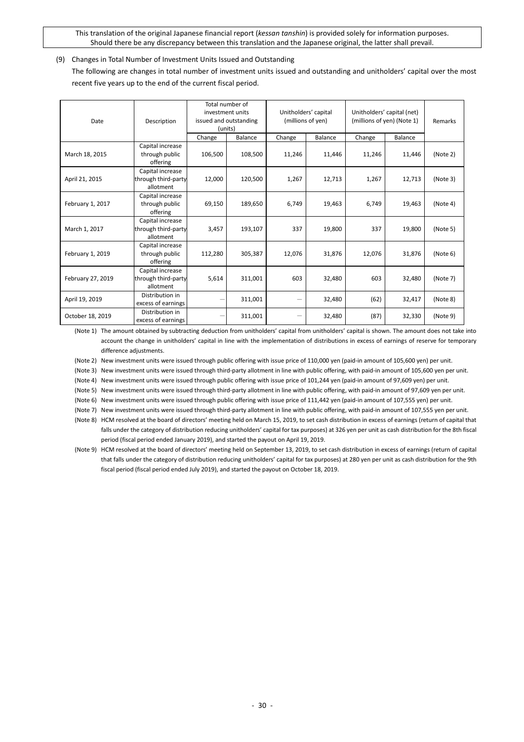This translation of the original Japanese financial report (*kessan tanshin*) is provided solely for information purposes. Should there be any discrepancy between this translation and the Japanese original, the latter shall prevail.

(9) Changes in Total Number of Investment Units Issued and Outstanding

The following are changes in total number of investment units issued and outstanding and unitholders' capital over the most recent five years up to the end of the current fiscal period.

| Date | Description | Total number of investment units issued and outstanding (units) | | Unitholders' capital (millions of yen) | | Unitholders' capital (net) (millions of yen) (Note 1) | | Remarks |
|---|---|---|---|---|---|---|---|---|
| | | Change | Balance | Change | Balance | Change | Balance | |
| March 18, 2015 | Capital increase through public offering | 106,500 | 108,500 | 11,246 | 11,446 | 11,246 | 11,446 | (Note 2) |
| April 21, 2015 | Capital increase through third-party allotment | 12,000 | 120,500 | 1,267 | 12,713 | 1,267 | 12,713 | (Note 3) |
| February 1, 2017 | Capital increase through public offering | 69,150 | 189,650 | 6,749 | 19,463 | 6,749 | 19,463 | (Note 4) |
| March 1, 2017 | Capital increase through third-party allotment | 3,457 | 193,107 | 337 | 19,800 | 337 | 19,800 | (Note 5) |
| February 1, 2019 | Capital increase through public offering | 112,280 | 305,387 | 12,076 | 31,876 | 12,076 | 31,876 | (Note 6) |
| February 27, 2019 | Capital increase through third-party allotment | 5,614 | 311,001 | 603 | 32,480 | 603 | 32,480 | (Note 7) |
| April 19, 2019 | Distribution in excess of earnings | ― | 311,001 | ― | 32,480 | (62) | 32,417 | (Note 8) |
| October 18, 2019 | Distribution in excess of earnings | ― | 311,001 | ― | 32,480 | (87) | 32,330 | (Note 9) |

(Note 1) The amount obtained by subtracting deduction from unitholders' capital from unitholders' capital is shown. The amount does not take into account the change in unitholders' capital in line with the implementation of distributions in excess of earnings of reserve for temporary difference adjustments.

(Note 2) New investment units were issued through public offering with issue price of 110,000 yen (paid-in amount of 105,600 yen) per unit.

(Note 3) New investment units were issued through third-party allotment in line with public offering, with paid-in amount of 105,600 yen per unit.

(Note 4) New investment units were issued through public offering with issue price of 101,244 yen (paid-in amount of 97,609 yen) per unit.

(Note 5) New investment units were issued through third-party allotment in line with public offering, with paid-in amount of 97,609 yen per unit.

(Note 6) New investment units were issued through public offering with issue price of 111,442 yen (paid-in amount of 107,555 yen) per unit.

(Note 7) New investment units were issued through third-party allotment in line with public offering, with paid-in amount of 107,555 yen per unit.

(Note 8) HCM resolved at the board of directors' meeting held on March 15, 2019, to set cash distribution in excess of earnings (return of capital that falls under the category of distribution reducing unitholders' capital for tax purposes) at 326 yen per unit as cash distribution for the 8th fiscal period (fiscal period ended January 2019), and started the payout on April 19, 2019.

(Note 9) HCM resolved at the board of directors' meeting held on September 13, 2019, to set cash distribution in excess of earnings (return of capital that falls under the category of distribution reducing unitholders' capital for tax purposes) at 280 yen per unit as cash distribution for the 9th fiscal period (fiscal period ended July 2019), and started the payout on October 18, 2019.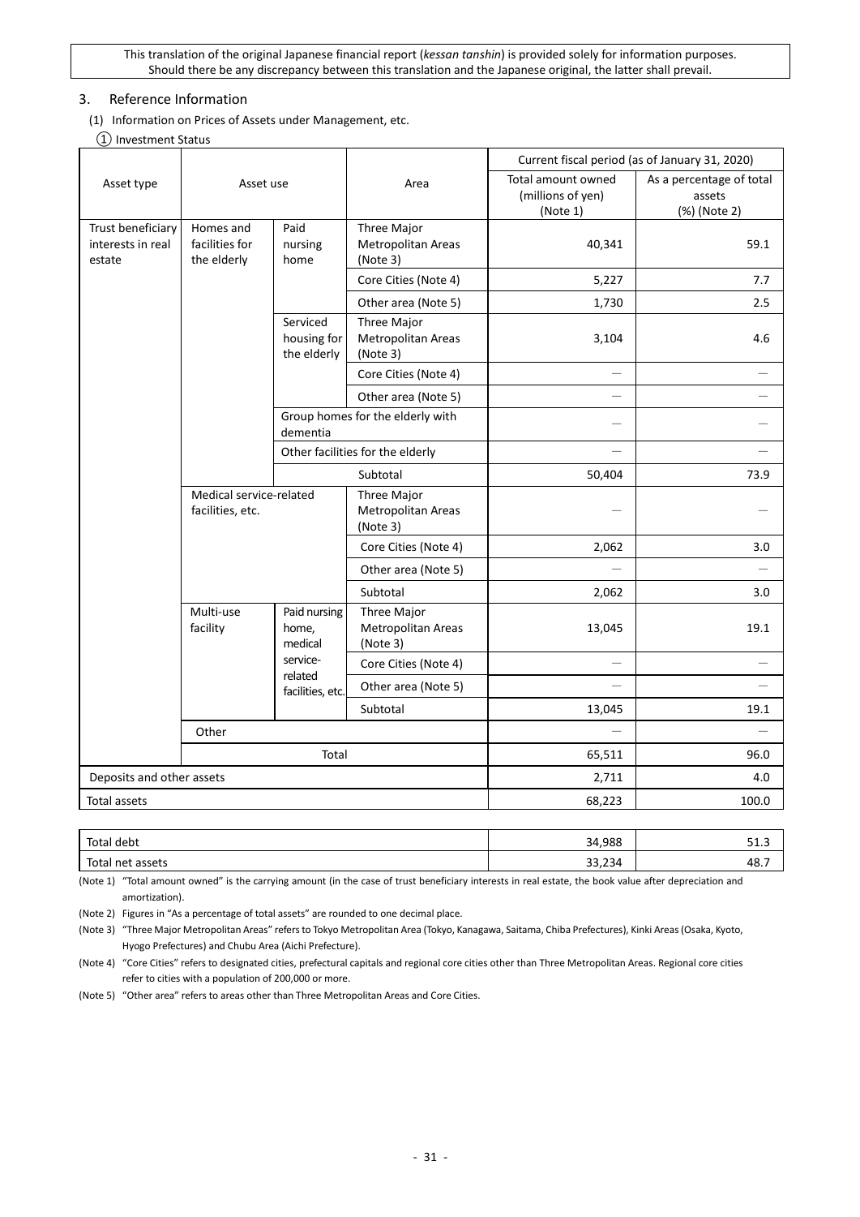This translation of the original Japanese financial report (*kessan tanshin*) is provided solely for information purposes. Should there be any discrepancy between this translation and the Japanese original, the latter shall prevail.

## 3. Reference Information

### (1) Information on Prices of Assets under Management, etc.

① Investment Status

| Asset type | Asset use | | Area | Current fiscal period (as of January 31, 2020) | |
|---|---|---|---|---|---|
| | | | | Total amount owned (millions of yen) (Note 1) | As a percentage of total assets (%) (Note 2) |
| Trust beneficiary interests in real estate | Homes and facilities for the elderly | Paid nursing home | Three Major Metropolitan Areas (Note 3) | 40,341 | 59.1 |
| | | | Core Cities (Note 4) | 5,227 | 7.7 |
| | | | Other area (Note 5) | 1,730 | 2.5 |
| | | Serviced housing for the elderly | Three Major Metropolitan Areas (Note 3) | 3,104 | 4.6 |
| | | | Core Cities (Note 4) | — | — |
| | | | Other area (Note 5) | — | — |
| | | Group homes for the elderly with dementia | | — | — |
| | | Other facilities for the elderly | | — | — |
| | | | Subtotal | 50,404 | 73.9 |
| | Medical service-related facilities, etc. | | Three Major Metropolitan Areas (Note 3) | — | — |
| | | | Core Cities (Note 4) | 2,062 | 3.0 |
| | | | Other area (Note 5) | — | — |
| | | | Subtotal | 2,062 | 3.0 |
| | Multi-use facility | Paid nursing home, medical service-related facilities, etc. | Three Major Metropolitan Areas (Note 3) | 13,045 | 19.1 |
| | | | Core Cities (Note 4) | — | — |
| | | | Other area (Note 5) | — | — |
| | | | Subtotal | 13,045 | 19.1 |
| | Other | | | — | — |
| | Total | | | 65,511 | 96.0 |
| Deposits and other assets | | | | 2,711 | 4.0 |
| Total assets | | | | 68,223 | 100.0 |

| | | |
|---|---|---|
| Total debt | 34,988 | 51.3 |
| Total net assets | 33,234 | 48.7 |

(Note 1) "Total amount owned" is the carrying amount (in the case of trust beneficiary interests in real estate, the book value after depreciation and amortization).

(Note 2) Figures in "As a percentage of total assets" are rounded to one decimal place.

(Note 3) "Three Major Metropolitan Areas" refers to Tokyo Metropolitan Area (Tokyo, Kanagawa, Saitama, Chiba Prefectures), Kinki Areas (Osaka, Kyoto, Hyogo Prefectures) and Chubu Area (Aichi Prefecture).

(Note 4) "Core Cities" refers to designated cities, prefectural capitals and regional core cities other than Three Metropolitan Areas. Regional core cities refer to cities with a population of 200,000 or more.

(Note 5) "Other area" refers to areas other than Three Metropolitan Areas and Core Cities.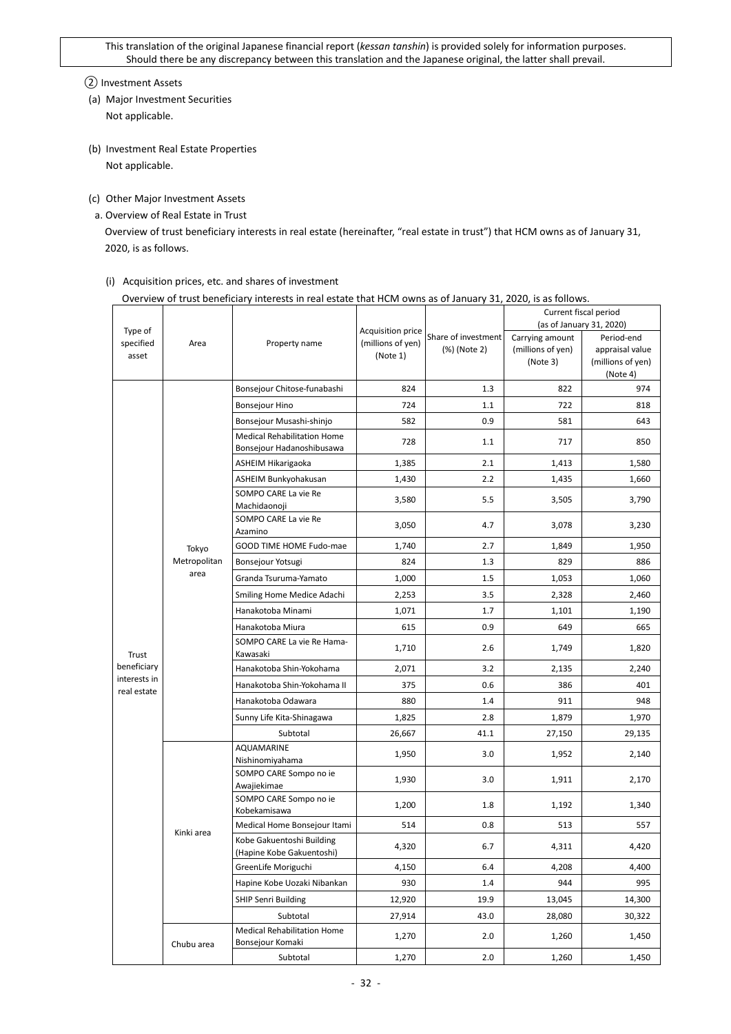This translation of the original Japanese financial report (*kessan tanshin*) is provided solely for information purposes. Should there be any discrepancy between this translation and the Japanese original, the latter shall prevail.

② Investment Assets

(a) Major Investment Securities

Not applicable.

(b) Investment Real Estate Properties

Not applicable.

(c) Other Major Investment Assets

a. Overview of Real Estate in Trust

Overview of trust beneficiary interests in real estate (hereinafter, "real estate in trust") that HCM owns as of January 31, 2020, is as follows.

(i) Acquisition prices, etc. and shares of investment

Overview of trust beneficiary interests in real estate that HCM owns as of January 31, 2020, is as follows.

| Type of specified asset | Area | Property name | Acquisition price (millions of yen) (Note 1) | Share of investment (%) (Note 2) | Current fiscal period (as of January 31, 2020) | |
|---|---|---|---|---|---|---|
| | | | | | Carrying amount (millions of yen) (Note 3) | Period-end appraisal value (millions of yen) (Note 4) |
| Trust beneficiary interests in real estate | Tokyo Metropolitan area | Bonsejour Chitose-funabashi | 824 | 1.3 | 822 | 974 |
| | | Bonsejour Hino | 724 | 1.1 | 722 | 818 |
| | | Bonsejour Musashi-shinjo | 582 | 0.9 | 581 | 643 |
| | | Medical Rehabilitation Home Bonsejour Hadanoshibusawa | 728 | 1.1 | 717 | 850 |
| | | ASHEIM Hikarigaoka | 1,385 | 2.1 | 1,413 | 1,580 |
| | | ASHEIM Bunkyohakusan | 1,430 | 2.2 | 1,435 | 1,660 |
| | | SOMPO CARE La vie Re Machidaonoji | 3,580 | 5.5 | 3,505 | 3,790 |
| | | SOMPO CARE La vie Re Azamino | 3,050 | 4.7 | 3,078 | 3,230 |
| | | GOOD TIME HOME Fudo-mae | 1,740 | 2.7 | 1,849 | 1,950 |
| | | Bonsejour Yotsugi | 824 | 1.3 | 829 | 886 |
| | | Granda Tsuruma-Yamato | 1,000 | 1.5 | 1,053 | 1,060 |
| | | Smiling Home Medice Adachi | 2,253 | 3.5 | 2,328 | 2,460 |
| | | Hanakotoba Minami | 1,071 | 1.7 | 1,101 | 1,190 |
| | | Hanakotoba Miura | 615 | 0.9 | 649 | 665 |
| | | SOMPO CARE La vie Re Hama-Kawasaki | 1,710 | 2.6 | 1,749 | 1,820 |
| | | Hanakotoba Shin-Yokohama | 2,071 | 3.2 | 2,135 | 2,240 |
| | | Hanakotoba Shin-Yokohama II | 375 | 0.6 | 386 | 401 |
| | | Hanakotoba Odawara | 880 | 1.4 | 911 | 948 |
| | | Sunny Life Kita-Shinagawa | 1,825 | 2.8 | 1,879 | 1,970 |
| | | Subtotal | 26,667 | 41.1 | 27,150 | 29,135 |
| | Kinki area | AQUAMARINE Nishinomiyahama | 1,950 | 3.0 | 1,952 | 2,140 |
| | | SOMPO CARE Sompo no ie Awajiekimae | 1,930 | 3.0 | 1,911 | 2,170 |
| | | SOMPO CARE Sompo no ie Kobekamisawa | 1,200 | 1.8 | 1,192 | 1,340 |
| | | Medical Home Bonsejour Itami | 514 | 0.8 | 513 | 557 |
| | | Kobe Gakuentoshi Building (Hapine Kobe Gakuentoshi) | 4,320 | 6.7 | 4,311 | 4,420 |
| | | GreenLife Moriguchi | 4,150 | 6.4 | 4,208 | 4,400 |
| | | Hapine Kobe Uozaki Nibankan | 930 | 1.4 | 944 | 995 |
| | | SHIP Senri Building | 12,920 | 19.9 | 13,045 | 14,300 |
| | | Subtotal | 27,914 | 43.0 | 28,080 | 30,322 |
| | Chubu area | Medical Rehabilitation Home Bonsejour Komaki | 1,270 | 2.0 | 1,260 | 1,450 |
| | | Subtotal | 1,270 | 2.0 | 1,260 | 1,450 |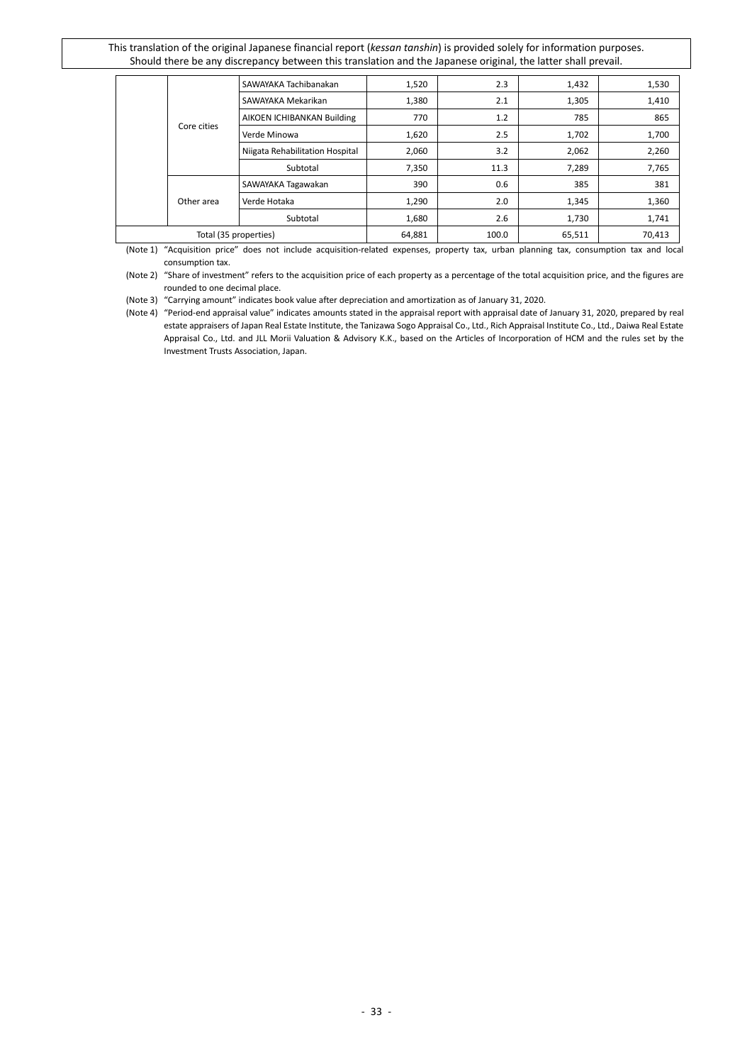This translation of the original Japanese financial report (*kessan tanshin*) is provided solely for information purposes. Should there be any discrepancy between this translation and the Japanese original, the latter shall prevail.

| | | | | | | |
|---|---|---|---|---|---|---|
| | Core cities | SAWAYAKA Tachibanakan | 1,520 | 2.3 | 1,432 | 1,530 |
| | | SAWAYAKA Mekarikan | 1,380 | 2.1 | 1,305 | 1,410 |
| | | AIKOEN ICHIBANKAN Building | 770 | 1.2 | 785 | 865 |
| | | Verde Minowa | 1,620 | 2.5 | 1,702 | 1,700 |
| | | Niigata Rehabilitation Hospital | 2,060 | 3.2 | 2,062 | 2,260 |
| | | Subtotal | 7,350 | 11.3 | 7,289 | 7,765 |
| | Other area | SAWAYAKA Tagawakan | 390 | 0.6 | 385 | 381 |
| | | Verde Hotaka | 1,290 | 2.0 | 1,345 | 1,360 |
| | | Subtotal | 1,680 | 2.6 | 1,730 | 1,741 |
| Total (35 properties) | | | 64,881 | 100.0 | 65,511 | 70,413 |

(Note 1) "Acquisition price" does not include acquisition-related expenses, property tax, urban planning tax, consumption tax and local consumption tax.

(Note 2) "Share of investment" refers to the acquisition price of each property as a percentage of the total acquisition price, and the figures are rounded to one decimal place.

(Note 3) "Carrying amount" indicates book value after depreciation and amortization as of January 31, 2020.

(Note 4) "Period-end appraisal value" indicates amounts stated in the appraisal report with appraisal date of January 31, 2020, prepared by real estate appraisers of Japan Real Estate Institute, the Tanizawa Sogo Appraisal Co., Ltd., Rich Appraisal Institute Co., Ltd., Daiwa Real Estate Appraisal Co., Ltd. and JLL Morii Valuation & Advisory K.K., based on the Articles of Incorporation of HCM and the rules set by the Investment Trusts Association, Japan.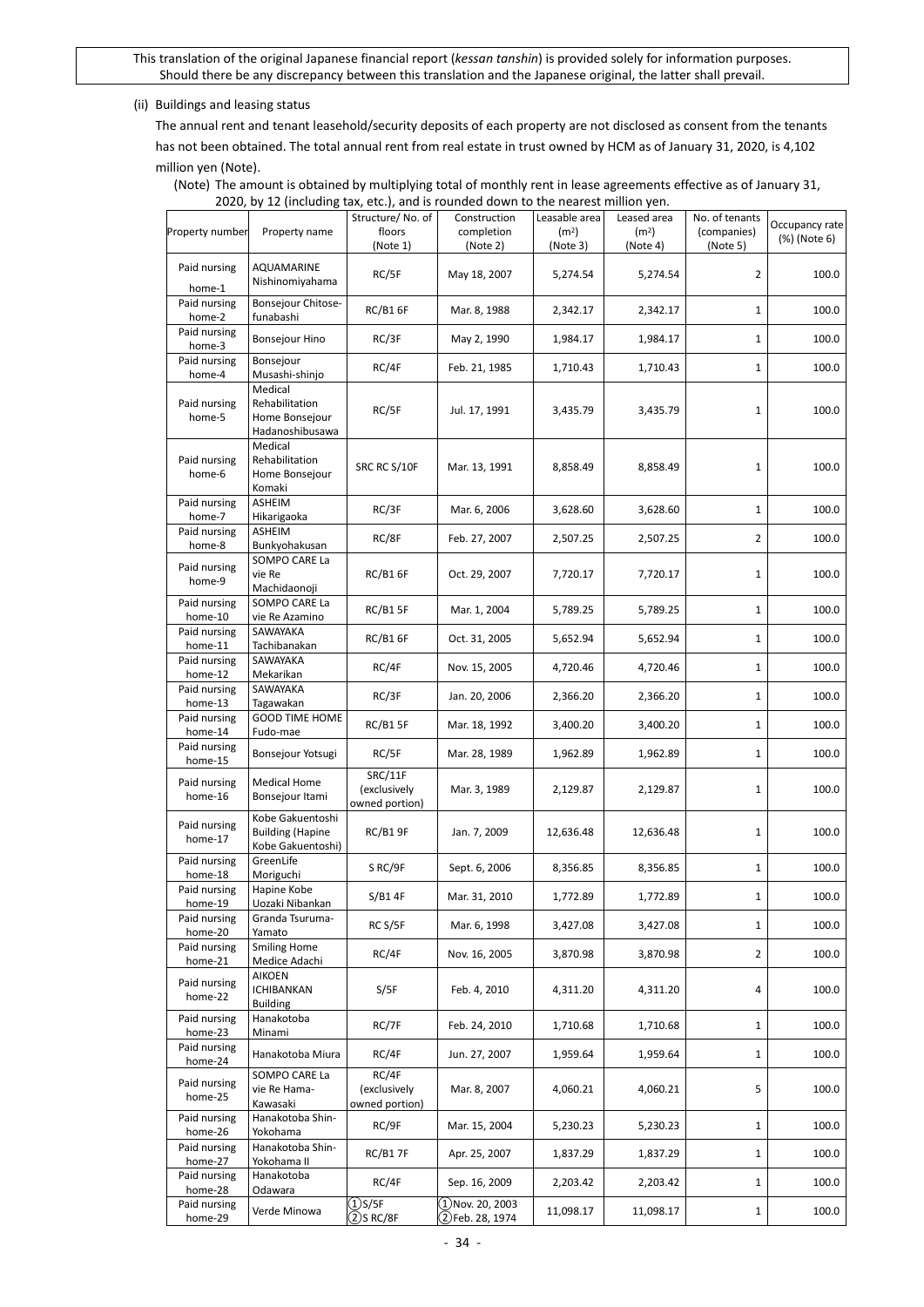This translation of the original Japanese financial report (*kessan tanshin*) is provided solely for information purposes. Should there be any discrepancy between this translation and the Japanese original, the latter shall prevail.

(ii) Buildings and leasing status

The annual rent and tenant leasehold/security deposits of each property are not disclosed as consent from the tenants has not been obtained. The total annual rent from real estate in trust owned by HCM as of January 31, 2020, is 4,102 million yen (Note).

(Note) The amount is obtained by multiplying total of monthly rent in lease agreements effective as of January 31, 2020, by 12 (including tax, etc.), and is rounded down to the nearest million yen.

| Property number | Property name | Structure/ No. of floors (Note 1) | Construction completion (Note 2) | Leasable area (m²) (Note 3) | Leased area (m²) (Note 4) | No. of tenants (companies) (Note 5) | Occupancy rate (%) (Note 6) |
|---|---|---|---|---|---|---|---|
| Paid nursing home-1 | AQUAMARINE Nishinomiyahama | RC/5F | May 18, 2007 | 5,274.54 | 5,274.54 | 2 | 100.0 |
| Paid nursing home-2 | Bonsejour Chitose-funabashi | RC/B1 6F | Mar. 8, 1988 | 2,342.17 | 2,342.17 | 1 | 100.0 |
| Paid nursing home-3 | Bonsejour Hino | RC/3F | May 2, 1990 | 1,984.17 | 1,984.17 | 1 | 100.0 |
| Paid nursing home-4 | Bonsejour Musashi-shinjo | RC/4F | Feb. 21, 1985 | 1,710.43 | 1,710.43 | 1 | 100.0 |
| Paid nursing home-5 | Medical Rehabilitation Home Bonsejour Hadanoshibusawa | RC/5F | Jul. 17, 1991 | 3,435.79 | 3,435.79 | 1 | 100.0 |
| Paid nursing home-6 | Medical Rehabilitation Home Bonsejour Komaki | SRC RC S/10F | Mar. 13, 1991 | 8,858.49 | 8,858.49 | 1 | 100.0 |
| Paid nursing home-7 | ASHEIM Hikarigaoka | RC/3F | Mar. 6, 2006 | 3,628.60 | 3,628.60 | 1 | 100.0 |
| Paid nursing home-8 | ASHEIM Bunkyohakusan | RC/8F | Feb. 27, 2007 | 2,507.25 | 2,507.25 | 2 | 100.0 |
| Paid nursing home-9 | SOMPO CARE La vie Re Machidaonoji | RC/B1 6F | Oct. 29, 2007 | 7,720.17 | 7,720.17 | 1 | 100.0 |
| Paid nursing home-10 | SOMPO CARE La vie Re Azamino | RC/B1 5F | Mar. 1, 2004 | 5,789.25 | 5,789.25 | 1 | 100.0 |
| Paid nursing home-11 | SAWAYAKA Tachibanakan | RC/B1 6F | Oct. 31, 2005 | 5,652.94 | 5,652.94 | 1 | 100.0 |
| Paid nursing home-12 | SAWAYAKA Mekarikan | RC/4F | Nov. 15, 2005 | 4,720.46 | 4,720.46 | 1 | 100.0 |
| Paid nursing home-13 | SAWAYAKA Tagawakan | RC/3F | Jan. 20, 2006 | 2,366.20 | 2,366.20 | 1 | 100.0 |
| Paid nursing home-14 | GOOD TIME HOME Fudo-mae | RC/B1 5F | Mar. 18, 1992 | 3,400.20 | 3,400.20 | 1 | 100.0 |
| Paid nursing home-15 | Bonsejour Yotsugi | RC/5F | Mar. 28, 1989 | 1,962.89 | 1,962.89 | 1 | 100.0 |
| Paid nursing home-16 | Medical Home Bonsejour Itami | SRC/11F (exclusively owned portion) | Mar. 3, 1989 | 2,129.87 | 2,129.87 | 1 | 100.0 |
| Paid nursing home-17 | Kobe Gakuentoshi Building (Hapine Kobe Gakuentoshi) | RC/B1 9F | Jan. 7, 2009 | 12,636.48 | 12,636.48 | 1 | 100.0 |
| Paid nursing home-18 | GreenLife Moriguchi | S RC/9F | Sept. 6, 2006 | 8,356.85 | 8,356.85 | 1 | 100.0 |
| Paid nursing home-19 | Hapine Kobe Uozaki Nibankan | S/B1 4F | Mar. 31, 2010 | 1,772.89 | 1,772.89 | 1 | 100.0 |
| Paid nursing home-20 | Granda Tsuruma-Yamato | RC S/5F | Mar. 6, 1998 | 3,427.08 | 3,427.08 | 1 | 100.0 |
| Paid nursing home-21 | Smiling Home Medice Adachi | RC/4F | Nov. 16, 2005 | 3,870.98 | 3,870.98 | 2 | 100.0 |
| Paid nursing home-22 | AIKOEN ICHIBANKAN Building | S/5F | Feb. 4, 2010 | 4,311.20 | 4,311.20 | 4 | 100.0 |
| Paid nursing home-23 | Hanakotoba Minami | RC/7F | Feb. 24, 2010 | 1,710.68 | 1,710.68 | 1 | 100.0 |
| Paid nursing home-24 | Hanakotoba Miura | RC/4F | Jun. 27, 2007 | 1,959.64 | 1,959.64 | 1 | 100.0 |
| Paid nursing home-25 | SOMPO CARE La vie Re Hama-Kawasaki | RC/4F (exclusively owned portion) | Mar. 8, 2007 | 4,060.21 | 4,060.21 | 5 | 100.0 |
| Paid nursing home-26 | Hanakotoba Shin-Yokohama | RC/9F | Mar. 15, 2004 | 5,230.23 | 5,230.23 | 1 | 100.0 |
| Paid nursing home-27 | Hanakotoba Shin-Yokohama II | RC/B1 7F | Apr. 25, 2007 | 1,837.29 | 1,837.29 | 1 | 100.0 |
| Paid nursing home-28 | Hanakotoba Odawara | RC/4F | Sep. 16, 2009 | 2,203.42 | 2,203.42 | 1 | 100.0 |
| Paid nursing home-29 | Verde Minowa | ①S/5F ②S RC/8F | ①Nov. 20, 2003 ②Feb. 28, 1974 | 11,098.17 | 11,098.17 | 1 | 100.0 |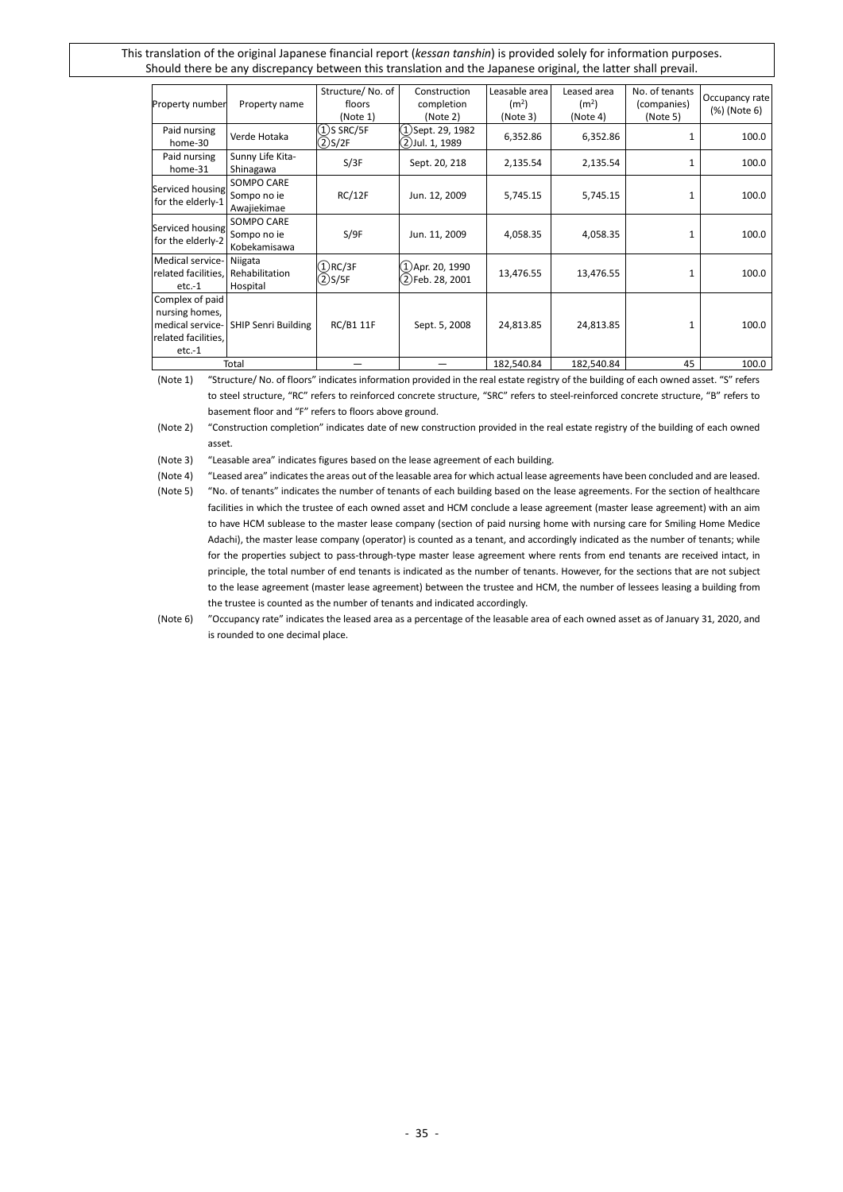This translation of the original Japanese financial report (*kessan tanshin*) is provided solely for information purposes. Should there be any discrepancy between this translation and the Japanese original, the latter shall prevail.

| Property number | Property name | Structure/ No. of floors (Note 1) | Construction completion (Note 2) | Leasable area (m²) (Note 3) | Leased area (m²) (Note 4) | No. of tenants (companies) (Note 5) | Occupancy rate (%) (Note 6) |
|---|---|---|---|---|---|---|---|
| Paid nursing home-30 | Verde Hotaka | ①S SRC/5F ②S/2F | ①Sept. 29, 1982 ②Jul. 1, 1989 | 6,352.86 | 6,352.86 | 1 | 100.0 |
| Paid nursing home-31 | Sunny Life Kita-Shinagawa | S/3F | Sept. 20, 218 | 2,135.54 | 2,135.54 | 1 | 100.0 |
| Serviced housing for the elderly-1 | SOMPO CARE Sompo no ie Awajiekimae | RC/12F | Jun. 12, 2009 | 5,745.15 | 5,745.15 | 1 | 100.0 |
| Serviced housing for the elderly-2 | SOMPO CARE Sompo no ie Kobekamisawa | S/9F | Jun. 11, 2009 | 4,058.35 | 4,058.35 | 1 | 100.0 |
| Medical service-related facilities, etc.-1 | Niigata Rehabilitation Hospital | ①RC/3F ②S/5F | ①Apr. 20, 1990 ②Feb. 28, 2001 | 13,476.55 | 13,476.55 | 1 | 100.0 |
| Complex of paid nursing homes, medical service-related facilities, etc.-1 | SHIP Senri Building | RC/B1 11F | Sept. 5, 2008 | 24,813.85 | 24,813.85 | 1 | 100.0 |
| Total | | — | — | 182,540.84 | 182,540.84 | 45 | 100.0 |

(Note 1) "Structure/ No. of floors" indicates information provided in the real estate registry of the building of each owned asset. "S" refers to steel structure, "RC" refers to reinforced concrete structure, "SRC" refers to steel-reinforced concrete structure, "B" refers to basement floor and "F" refers to floors above ground.

(Note 2) "Construction completion" indicates date of new construction provided in the real estate registry of the building of each owned asset.

(Note 3) "Leasable area" indicates figures based on the lease agreement of each building.

(Note 4) "Leased area" indicates the areas out of the leasable area for which actual lease agreements have been concluded and are leased.

(Note 5) "No. of tenants" indicates the number of tenants of each building based on the lease agreements. For the section of healthcare facilities in which the trustee of each owned asset and HCM conclude a lease agreement (master lease agreement) with an aim to have HCM sublease to the master lease company (section of paid nursing home with nursing care for Smiling Home Medice Adachi), the master lease company (operator) is counted as a tenant, and accordingly indicated as the number of tenants; while for the properties subject to pass-through-type master lease agreement where rents from end tenants are received intact, in principle, the total number of end tenants is indicated as the number of tenants. However, for the sections that are not subject to the lease agreement (master lease agreement) between the trustee and HCM, the number of lessees leasing a building from the trustee is counted as the number of tenants and indicated accordingly.

(Note 6) "Occupancy rate" indicates the leased area as a percentage of the leasable area of each owned asset as of January 31, 2020, and is rounded to one decimal place.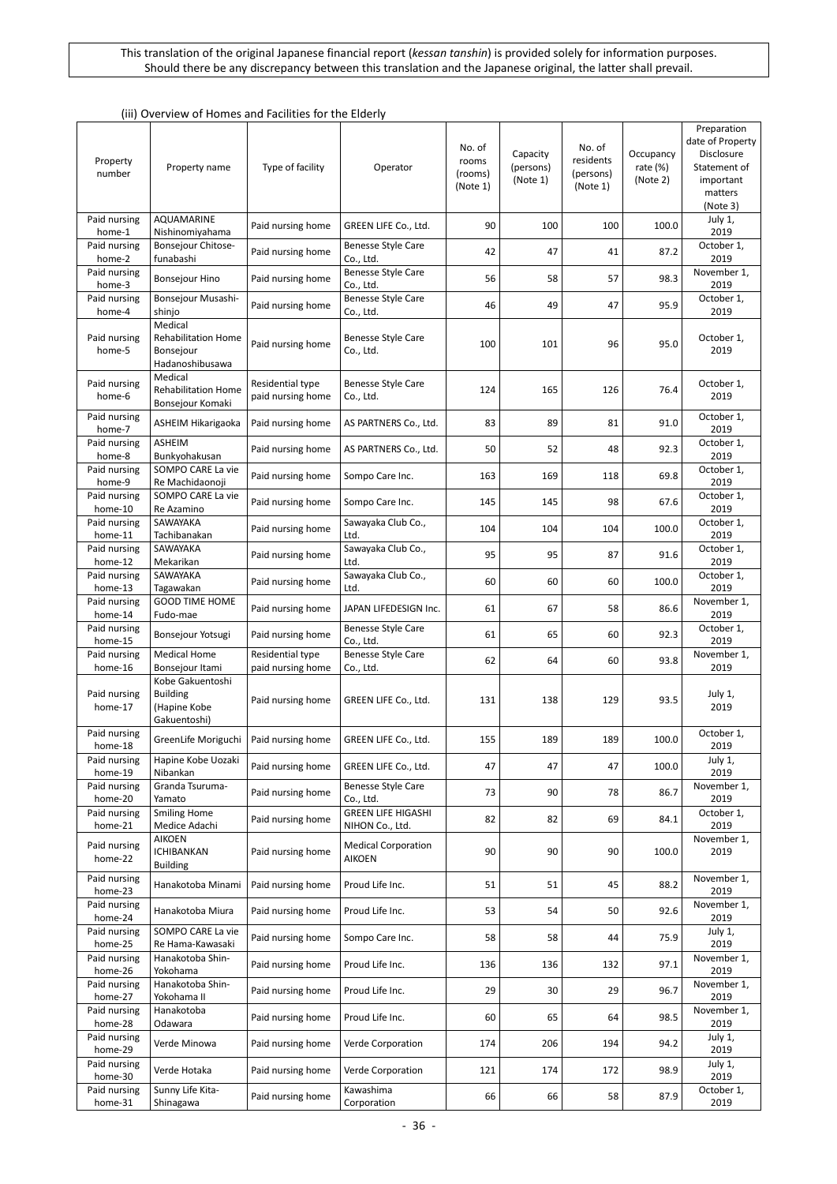This translation of the original Japanese financial report (*kessan tanshin*) is provided solely for information purposes. Should there be any discrepancy between this translation and the Japanese original, the latter shall prevail.

(iii) Overview of Homes and Facilities for the Elderly

| Property number | Property name | Type of facility | Operator | No. of rooms (rooms) (Note 1) | Capacity (persons) (Note 1) | No. of residents (persons) (Note 1) | Occupancy rate (%) (Note 2) | Preparation date of Property Disclosure Statement of important matters (Note 3) |
|---|---|---|---|---|---|---|---|---|
| Paid nursing home-1 | AQUAMARINE Nishinomiyahama | Paid nursing home | GREEN LIFE Co., Ltd. | 90 | 100 | 100 | 100.0 | July 1, 2019 |
| Paid nursing home-2 | Bonsejour Chitose-funabashi | Paid nursing home | Benesse Style Care Co., Ltd. | 42 | 47 | 41 | 87.2 | October 1, 2019 |
| Paid nursing home-3 | Bonsejour Hino | Paid nursing home | Benesse Style Care Co., Ltd. | 56 | 58 | 57 | 98.3 | November 1, 2019 |
| Paid nursing home-4 | Bonsejour Musashi-shinjo | Paid nursing home | Benesse Style Care Co., Ltd. | 46 | 49 | 47 | 95.9 | October 1, 2019 |
| Paid nursing home-5 | Medical Rehabilitation Home Bonsejour Hadanoshibusawa | Paid nursing home | Benesse Style Care Co., Ltd. | 100 | 101 | 96 | 95.0 | October 1, 2019 |
| Paid nursing home-6 | Medical Rehabilitation Home Bonsejour Komaki | Residential type paid nursing home | Benesse Style Care Co., Ltd. | 124 | 165 | 126 | 76.4 | October 1, 2019 |
| Paid nursing home-7 | ASHEIM Hikarigaoka | Paid nursing home | AS PARTNERS Co., Ltd. | 83 | 89 | 81 | 91.0 | October 1, 2019 |
| Paid nursing home-8 | ASHEIM Bunkyohakusan | Paid nursing home | AS PARTNERS Co., Ltd. | 50 | 52 | 48 | 92.3 | October 1, 2019 |
| Paid nursing home-9 | SOMPO CARE La vie Re Machidaonoji | Paid nursing home | Sompo Care Inc. | 163 | 169 | 118 | 69.8 | October 1, 2019 |
| Paid nursing home-10 | SOMPO CARE La vie Re Azamino | Paid nursing home | Sompo Care Inc. | 145 | 145 | 98 | 67.6 | October 1, 2019 |
| Paid nursing home-11 | SAWAYAKA Tachibanakan | Paid nursing home | Sawayaka Club Co., Ltd. | 104 | 104 | 104 | 100.0 | October 1, 2019 |
| Paid nursing home-12 | SAWAYAKA Mekarikan | Paid nursing home | Sawayaka Club Co., Ltd. | 95 | 95 | 87 | 91.6 | October 1, 2019 |
| Paid nursing home-13 | SAWAYAKA Tagawakan | Paid nursing home | Sawayaka Club Co., Ltd. | 60 | 60 | 60 | 100.0 | October 1, 2019 |
| Paid nursing home-14 | GOOD TIME HOME Fudo-mae | Paid nursing home | JAPAN LIFEDESIGN Inc. | 61 | 67 | 58 | 86.6 | November 1, 2019 |
| Paid nursing home-15 | Bonsejour Yotsugi | Paid nursing home | Benesse Style Care Co., Ltd. | 61 | 65 | 60 | 92.3 | October 1, 2019 |
| Paid nursing home-16 | Medical Home Bonsejour Itami | Residential type paid nursing home | Benesse Style Care Co., Ltd. | 62 | 64 | 60 | 93.8 | November 1, 2019 |
| Paid nursing home-17 | Kobe Gakuentoshi Building (Hapine Kobe Gakuentoshi) | Paid nursing home | GREEN LIFE Co., Ltd. | 131 | 138 | 129 | 93.5 | July 1, 2019 |
| Paid nursing home-18 | GreenLife Moriguchi | Paid nursing home | GREEN LIFE Co., Ltd. | 155 | 189 | 189 | 100.0 | October 1, 2019 |
| Paid nursing home-19 | Hapine Kobe Uozaki Nibankan | Paid nursing home | GREEN LIFE Co., Ltd. | 47 | 47 | 47 | 100.0 | July 1, 2019 |
| Paid nursing home-20 | Granda Tsuruma-Yamato | Paid nursing home | Benesse Style Care Co., Ltd. | 73 | 90 | 78 | 86.7 | November 1, 2019 |
| Paid nursing home-21 | Smiling Home Medice Adachi | Paid nursing home | GREEN LIFE HIGASHI NIHON Co., Ltd. | 82 | 82 | 69 | 84.1 | October 1, 2019 |
| Paid nursing home-22 | AIKOEN ICHIBANKAN Building | Paid nursing home | Medical Corporation AIKOEN | 90 | 90 | 90 | 100.0 | November 1, 2019 |
| Paid nursing home-23 | Hanakotoba Minami | Paid nursing home | Proud Life Inc. | 51 | 51 | 45 | 88.2 | November 1, 2019 |
| Paid nursing home-24 | Hanakotoba Miura | Paid nursing home | Proud Life Inc. | 53 | 54 | 50 | 92.6 | November 1, 2019 |
| Paid nursing home-25 | SOMPO CARE La vie Re Hama-Kawasaki | Paid nursing home | Sompo Care Inc. | 58 | 58 | 44 | 75.9 | July 1, 2019 |
| Paid nursing home-26 | Hanakotoba Shin-Yokohama | Paid nursing home | Proud Life Inc. | 136 | 136 | 132 | 97.1 | November 1, 2019 |
| Paid nursing home-27 | Hanakotoba Shin-Yokohama II | Paid nursing home | Proud Life Inc. | 29 | 30 | 29 | 96.7 | November 1, 2019 |
| Paid nursing home-28 | Hanakotoba Odawara | Paid nursing home | Proud Life Inc. | 60 | 65 | 64 | 98.5 | November 1, 2019 |
| Paid nursing home-29 | Verde Minowa | Paid nursing home | Verde Corporation | 174 | 206 | 194 | 94.2 | July 1, 2019 |
| Paid nursing home-30 | Verde Hotaka | Paid nursing home | Verde Corporation | 121 | 174 | 172 | 98.9 | July 1, 2019 |
| Paid nursing home-31 | Sunny Life Kita-Shinagawa | Paid nursing home | Kawashima Corporation | 66 | 66 | 58 | 87.9 | October 1, 2019 |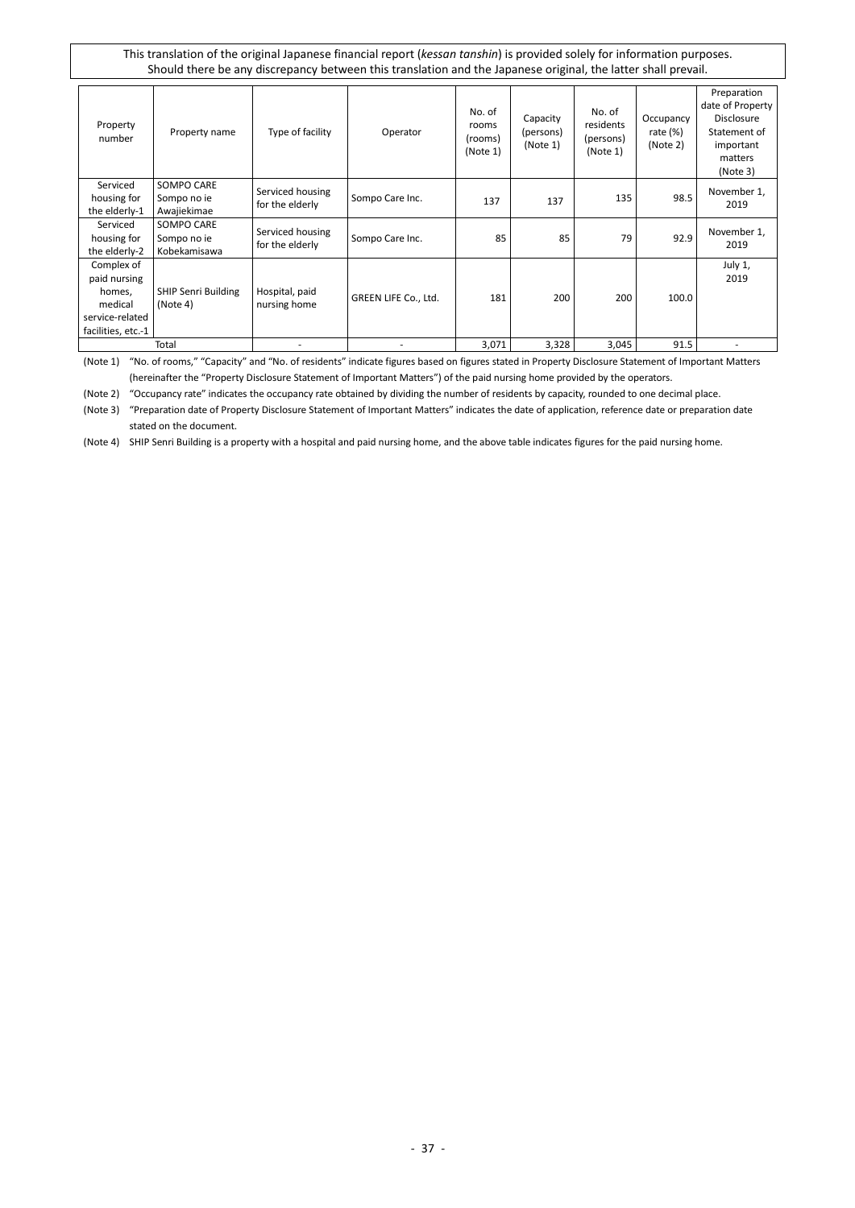This translation of the original Japanese financial report (*kessan tanshin*) is provided solely for information purposes. Should there be any discrepancy between this translation and the Japanese original, the latter shall prevail.

| Property number | Property name | Type of facility | Operator | No. of rooms (rooms) (Note 1) | Capacity (persons) (Note 1) | No. of residents (persons) (Note 1) | Occupancy rate (%) (Note 2) | Preparation date of Property Disclosure Statement of important matters (Note 3) |
|---|---|---|---|---|---|---|---|---|
| Serviced housing for the elderly-1 | SOMPO CARE Sompo no ie Awajiekimae | Serviced housing for the elderly | Sompo Care Inc. | 137 | 137 | 135 | 98.5 | November 1, 2019 |
| Serviced housing for the elderly-2 | SOMPO CARE Sompo no ie Kobekamisawa | Serviced housing for the elderly | Sompo Care Inc. | 85 | 85 | 79 | 92.9 | November 1, 2019 |
| Complex of paid nursing homes, medical service-related facilities, etc.-1 | SHIP Senri Building (Note 4) | Hospital, paid nursing home | GREEN LIFE Co., Ltd. | 181 | 200 | 200 | 100.0 | July 1, 2019 |
| Total | | - | - | 3,071 | 3,328 | 3,045 | 91.5 | - |

(Note 1) "No. of rooms," "Capacity" and "No. of residents" indicate figures based on figures stated in Property Disclosure Statement of Important Matters (hereinafter the "Property Disclosure Statement of Important Matters") of the paid nursing home provided by the operators.

(Note 2) "Occupancy rate" indicates the occupancy rate obtained by dividing the number of residents by capacity, rounded to one decimal place.

(Note 3) "Preparation date of Property Disclosure Statement of Important Matters" indicates the date of application, reference date or preparation date stated on the document.

(Note 4) SHIP Senri Building is a property with a hospital and paid nursing home, and the above table indicates figures for the paid nursing home.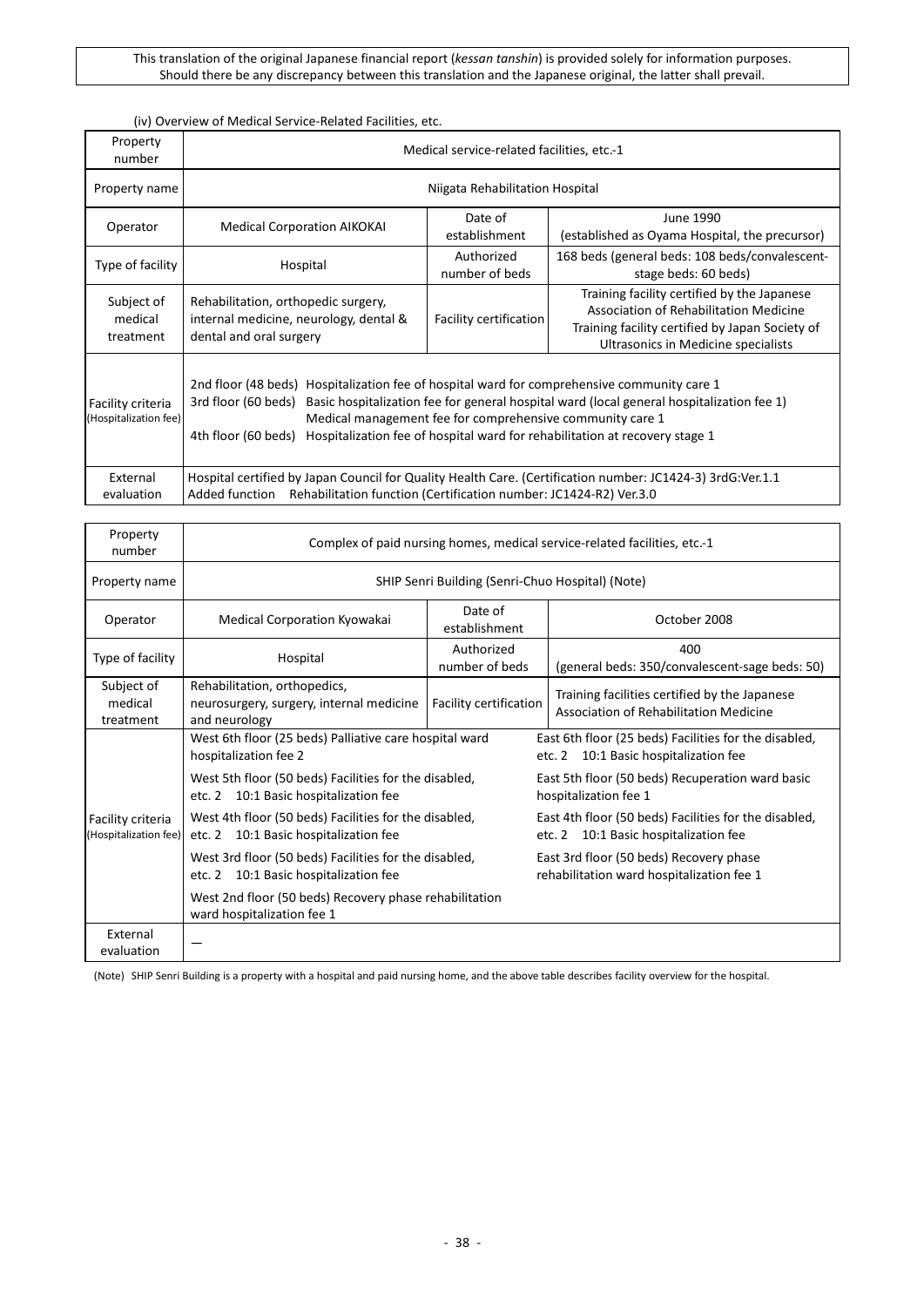This translation of the original Japanese financial report (*kessan tanshin*) is provided solely for information purposes. Should there be any discrepancy between this translation and the Japanese original, the latter shall prevail.

(iv) Overview of Medical Service-Related Facilities, etc.

| Property number | Medical service-related facilities, etc.-1 | | |
|---|---|---|---|
| Property name | Niigata Rehabilitation Hospital | | |
| Operator | Medical Corporation AIKOKAI | Date of establishment | June 1990 (established as Oyama Hospital, the precursor) |
| Type of facility | Hospital | Authorized number of beds | 168 beds (general beds: 108 beds/convalescent-stage beds: 60 beds) |
| Subject of medical treatment | Rehabilitation, orthopedic surgery, internal medicine, neurology, dental & dental and oral surgery | Facility certification | Training facility certified by the Japanese Association of Rehabilitation Medicine<br>Training facility certified by Japan Society of Ultrasonics in Medicine specialists |
| Facility criteria (Hospitalization fee) | 2nd floor (48 beds) Hospitalization fee of hospital ward for comprehensive community care 1<br>3rd floor (60 beds) Basic hospitalization fee for general hospital ward (local general hospitalization fee 1) Medical management fee for comprehensive community care 1<br>4th floor (60 beds) Hospitalization fee of hospital ward for rehabilitation at recovery stage 1 | | |
| External evaluation | Hospital certified by Japan Council for Quality Health Care. (Certification number: JC1424-3) 3rdG:Ver.1.1<br>Added function Rehabilitation function (Certification number: JC1424-R2) Ver.3.0 | | |

| Property number | Complex of paid nursing homes, medical service-related facilities, etc.-1 | | |
|---|---|---|---|
| Property name | SHIP Senri Building (Senri-Chuo Hospital) (Note) | | |
| Operator | Medical Corporation Kyowakai | Date of establishment | October 2008 |
| Type of facility | Hospital | Authorized number of beds | 400 (general beds: 350/convalescent-sage beds: 50) |
| Subject of medical treatment | Rehabilitation, orthopedics, neurosurgery, surgery, internal medicine and neurology | Facility certification | Training facilities certified by the Japanese Association of Rehabilitation Medicine |
| Facility criteria (Hospitalization fee) | West 6th floor (25 beds) Palliative care hospital ward hospitalization fee 2<br>West 5th floor (50 beds) Facilities for the disabled, etc. 2 10:1 Basic hospitalization fee<br>West 4th floor (50 beds) Facilities for the disabled, etc. 2 10:1 Basic hospitalization fee<br>West 3rd floor (50 beds) Facilities for the disabled, etc. 2 10:1 Basic hospitalization fee<br>West 2nd floor (50 beds) Recovery phase rehabilitation ward hospitalization fee 1 | | East 6th floor (25 beds) Facilities for the disabled, etc. 2 10:1 Basic hospitalization fee<br>East 5th floor (50 beds) Recuperation ward basic hospitalization fee 1<br>East 4th floor (50 beds) Facilities for the disabled, etc. 2 10:1 Basic hospitalization fee<br>East 3rd floor (50 beds) Recovery phase rehabilitation ward hospitalization fee 1 |
| External evaluation | — | | |

(Note) SHIP Senri Building is a property with a hospital and paid nursing home, and the above table describes facility overview for the hospital.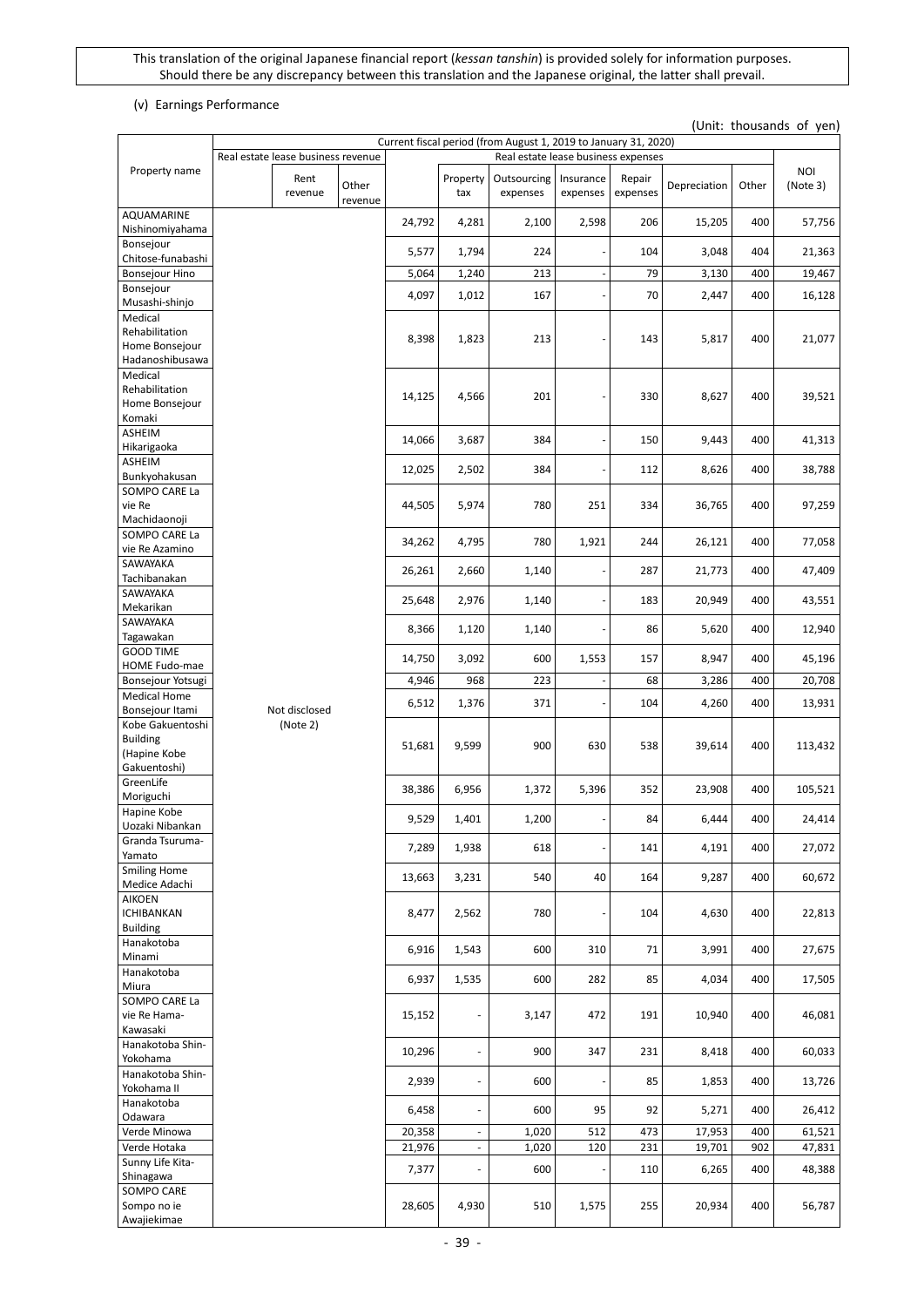This translation of the original Japanese financial report (*kessan tanshin*) is provided solely for information purposes. Should there be any discrepancy between this translation and the Japanese original, the latter shall prevail.

(v) Earnings Performance

(Unit: thousands of yen)

| Property name | Current fiscal period (from August 1, 2019 to January 31, 2020) | | | | | | | | | | | |
|---|---|---|---|---|---|---|---|---|---|---|---|---|
| | Real estate lease business revenue | | | Real estate lease business expenses | | | | | | | | NOI (Note 3) |
| | | Rent revenue | Other revenue | | Property tax | Outsourcing expenses | Insurance expenses | Repair expenses | Depreciation | Other | | |
| AQUAMARINE Nishinomiyahama | Not disclosed (Note 2) | | | 24,792 | 4,281 | 2,100 | 2,598 | 206 | 15,205 | 400 | | 57,756 |
| Bonsejour Chitose-funabashi | | | | 5,577 | 1,794 | 224 | - | 104 | 3,048 | 404 | | 21,363 |
| Bonsejour Hino | | | | 5,064 | 1,240 | 213 | - | 79 | 3,130 | 400 | | 19,467 |
| Bonsejour Musashi-shinjo | | | | 4,097 | 1,012 | 167 | - | 70 | 2,447 | 400 | | 16,128 |
| Medical Rehabilitation Home Bonsejour Hadanoshibusawa | | | | 8,398 | 1,823 | 213 | - | 143 | 5,817 | 400 | | 21,077 |
| Medical Rehabilitation Home Bonsejour Komaki | | | | 14,125 | 4,566 | 201 | - | 330 | 8,627 | 400 | | 39,521 |
| ASHEIM Hikarigaoka | | | | 14,066 | 3,687 | 384 | - | 150 | 9,443 | 400 | | 41,313 |
| ASHEIM Bunkyohakusan | | | | 12,025 | 2,502 | 384 | - | 112 | 8,626 | 400 | | 38,788 |
| SOMPO CARE La vie Re Machidaonoji | | | | 44,505 | 5,974 | 780 | 251 | 334 | 36,765 | 400 | | 97,259 |
| SOMPO CARE La vie Re Azamino | | | | 34,262 | 4,795 | 780 | 1,921 | 244 | 26,121 | 400 | | 77,058 |
| SAWAYAKA Tachibanakan | | | | 26,261 | 2,660 | 1,140 | - | 287 | 21,773 | 400 | | 47,409 |
| SAWAYAKA Mekarikan | | | | 25,648 | 2,976 | 1,140 | - | 183 | 20,949 | 400 | | 43,551 |
| SAWAYAKA Tagawakan | | | | 8,366 | 1,120 | 1,140 | - | 86 | 5,620 | 400 | | 12,940 |
| GOOD TIME HOME Fudo-mae | | | | 14,750 | 3,092 | 600 | 1,553 | 157 | 8,947 | 400 | | 45,196 |
| Bonsejour Yotsugi | | | | 4,946 | 968 | 223 | - | 68 | 3,286 | 400 | | 20,708 |
| Medical Home Bonsejour Itami | | | | 6,512 | 1,376 | 371 | - | 104 | 4,260 | 400 | | 13,931 |
| Kobe Gakuentoshi Building (Hapine Kobe Gakuentoshi) | | | | 51,681 | 9,599 | 900 | 630 | 538 | 39,614 | 400 | | 113,432 |
| GreenLife Moriguchi | | | | 38,386 | 6,956 | 1,372 | 5,396 | 352 | 23,908 | 400 | | 105,521 |
| Hapine Kobe Uozaki Nibankan | | | | 9,529 | 1,401 | 1,200 | - | 84 | 6,444 | 400 | | 24,414 |
| Granda Tsuruma-Yamato | | | | 7,289 | 1,938 | 618 | - | 141 | 4,191 | 400 | | 27,072 |
| Smiling Home Medice Adachi | | | | 13,663 | 3,231 | 540 | 40 | 164 | 9,287 | 400 | | 60,672 |
| AIKOEN ICHIBANKAN Building | | | | 8,477 | 2,562 | 780 | - | 104 | 4,630 | 400 | | 22,813 |
| Hanakotoba Minami | | | | 6,916 | 1,543 | 600 | 310 | 71 | 3,991 | 400 | | 27,675 |
| Hanakotoba Miura | | | | 6,937 | 1,535 | 600 | 282 | 85 | 4,034 | 400 | | 17,505 |
| SOMPO CARE La vie Re Hama-Kawasaki | | | | 15,152 | - | 3,147 | 472 | 191 | 10,940 | 400 | | 46,081 |
| Hanakotoba Shin-Yokohama | | | | 10,296 | - | 900 | 347 | 231 | 8,418 | 400 | | 60,033 |
| Hanakotoba Shin-Yokohama II | | | | 2,939 | - | 600 | - | 85 | 1,853 | 400 | | 13,726 |
| Hanakotoba Odawara | | | | 6,458 | - | 600 | 95 | 92 | 5,271 | 400 | | 26,412 |
| Verde Minowa | | | | 20,358 | - | 1,020 | 512 | 473 | 17,953 | 400 | | 61,521 |
| Verde Hotaka | | | | 21,976 | - | 1,020 | 120 | 231 | 19,701 | 902 | | 47,831 |
| Sunny Life Kita-Shinagawa | | | | 7,377 | - | 600 | - | 110 | 6,265 | 400 | | 48,388 |
| SOMPO CARE Sompo no ie Awajiekimae | | | | 28,605 | 4,930 | 510 | 1,575 | 255 | 20,934 | 400 | | 56,787 |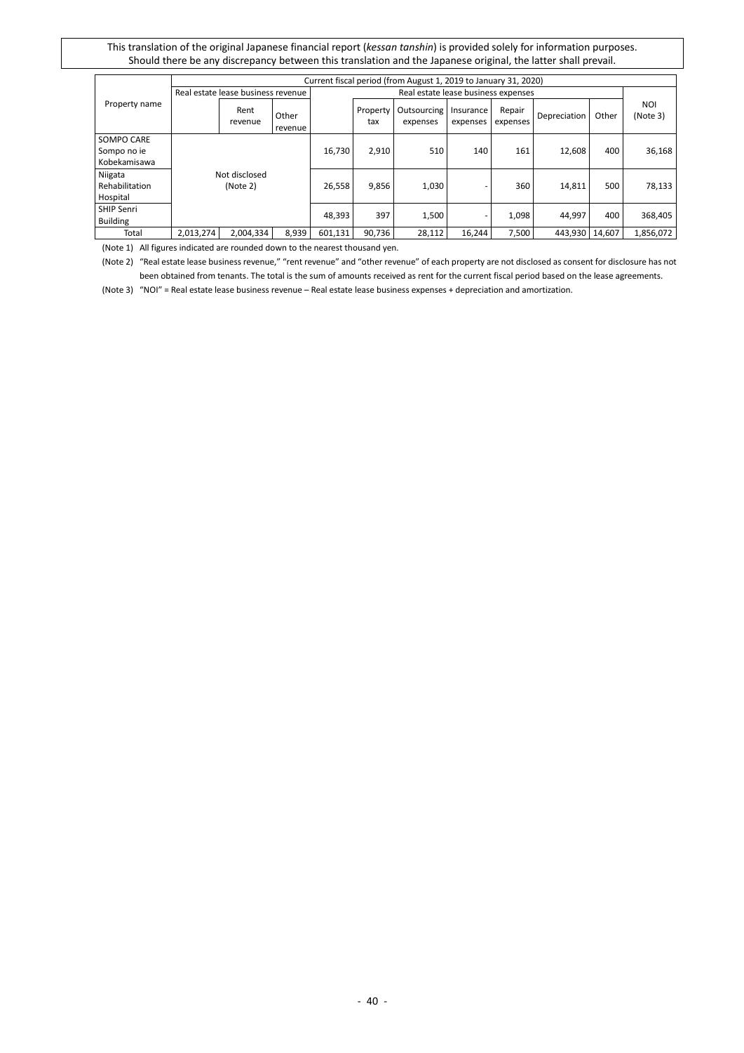This translation of the original Japanese financial report (*kessan tanshin*) is provided solely for information purposes. Should there be any discrepancy between this translation and the Japanese original, the latter shall prevail.

| Property name | Current fiscal period (from August 1, 2019 to January 31, 2020) | | | | | | | | | | |
|---|---|---|---|---|---|---|---|---|---|---|---|
| | Real estate lease business revenue | | | Real estate lease business expenses | | | | | | | NOI (Note 3) |
| | | Rent revenue | Other revenue | | Property tax | Outsourcing expenses | Insurance expenses | Repair expenses | Depreciation | Other | |
| SOMPO CARE Sompo no ie Kobekamisawa | Not disclosed (Note 2) | | | 16,730 | 2,910 | 510 | 140 | 161 | 12,608 | 400 | 36,168 |
| Niigata Rehabilitation Hospital | | | | 26,558 | 9,856 | 1,030 | - | 360 | 14,811 | 500 | 78,133 |
| SHIP Senri Building | | | | 48,393 | 397 | 1,500 | - | 1,098 | 44,997 | 400 | 368,405 |
| Total | 2,013,274 | 2,004,334 | 8,939 | 601,131 | 90,736 | 28,112 | 16,244 | 7,500 | 443,930 | 14,607 | 1,856,072 |

(Note 1) All figures indicated are rounded down to the nearest thousand yen.

(Note 2) "Real estate lease business revenue," "rent revenue" and "other revenue" of each property are not disclosed as consent for disclosure has not been obtained from tenants. The total is the sum of amounts received as rent for the current fiscal period based on the lease agreements.

(Note 3) "NOI" = Real estate lease business revenue – Real estate lease business expenses + depreciation and amortization.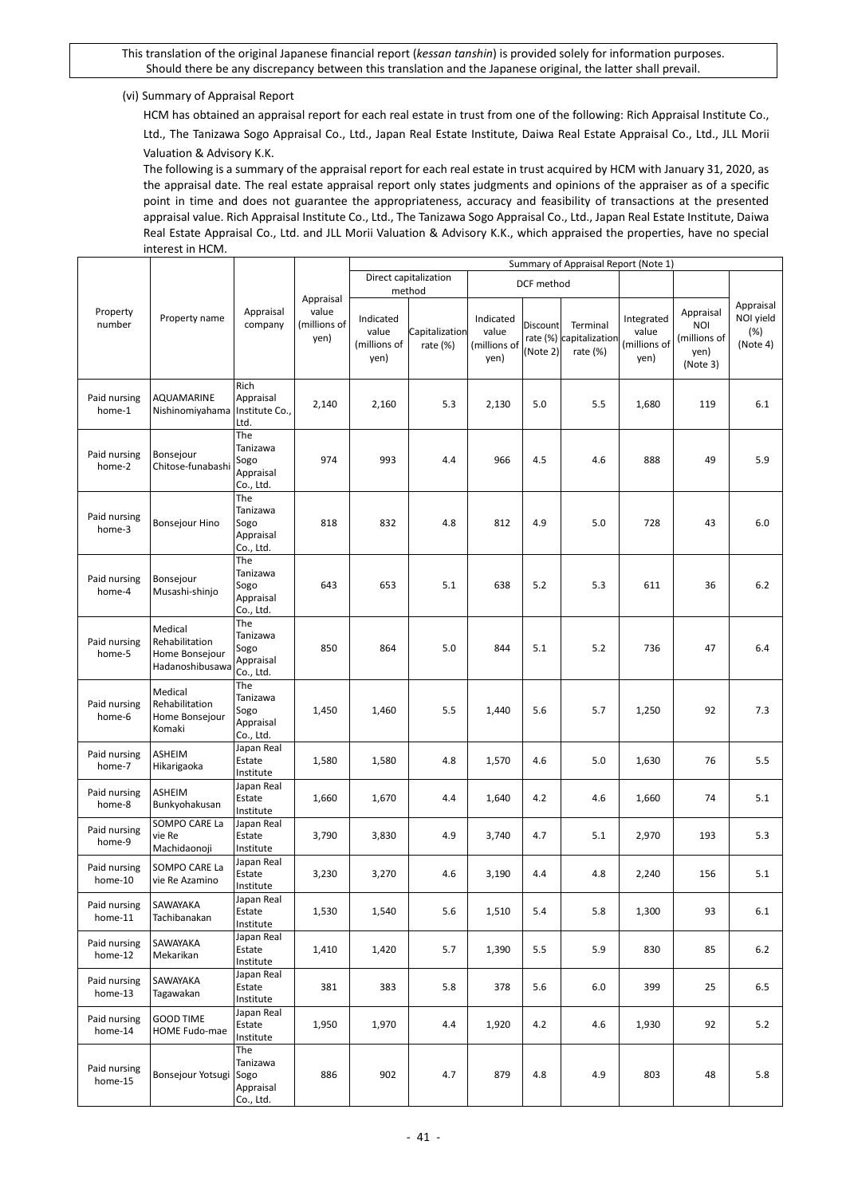This translation of the original Japanese financial report (*kessan tanshin*) is provided solely for information purposes. Should there be any discrepancy between this translation and the Japanese original, the latter shall prevail.

(vi) Summary of Appraisal Report

HCM has obtained an appraisal report for each real estate in trust from one of the following: Rich Appraisal Institute Co., Ltd., The Tanizawa Sogo Appraisal Co., Ltd., Japan Real Estate Institute, Daiwa Real Estate Appraisal Co., Ltd., JLL Morii Valuation & Advisory K.K.

The following is a summary of the appraisal report for each real estate in trust acquired by HCM with January 31, 2020, as the appraisal date. The real estate appraisal report only states judgments and opinions of the appraiser as of a specific point in time and does not guarantee the appropriateness, accuracy and feasibility of transactions at the presented appraisal value. Rich Appraisal Institute Co., Ltd., The Tanizawa Sogo Appraisal Co., Ltd., Japan Real Estate Institute, Daiwa Real Estate Appraisal Co., Ltd. and JLL Morii Valuation & Advisory K.K., which appraised the properties, have no special interest in HCM.

| Property number | Property name | Appraisal company | Appraisal value (millions of yen) | Summary of Appraisal Report (Note 1) | | | | | | | |
|---|---|---|---|---|---|---|---|---|---|---|---|
| | | | | Direct capitalization method | | DCF method | | | | | |
| | | | | Indicated value (millions of yen) | Capitalization rate (%) | Indicated value (millions of yen) | Discount rate (%) (Note 2) | Terminal capitalization rate (%) | Integrated value (millions of yen) | Appraisal NOI (millions of yen) (Note 3) | Appraisal NOI yield (%) (Note 4) |
| Paid nursing home-1 | AQUAMARINE Nishinomiyahama | Rich Appraisal Institute Co., Ltd. | 2,140 | 2,160 | 5.3 | 2,130 | 5.0 | 5.5 | 1,680 | 119 | 6.1 |
| Paid nursing home-2 | Bonsejour Chitose-funabashi | The Tanizawa Sogo Appraisal Co., Ltd. | 974 | 993 | 4.4 | 966 | 4.5 | 4.6 | 888 | 49 | 5.9 |
| Paid nursing home-3 | Bonsejour Hino | The Tanizawa Sogo Appraisal Co., Ltd. | 818 | 832 | 4.8 | 812 | 4.9 | 5.0 | 728 | 43 | 6.0 |
| Paid nursing home-4 | Bonsejour Musashi-shinjo | The Tanizawa Sogo Appraisal Co., Ltd. | 643 | 653 | 5.1 | 638 | 5.2 | 5.3 | 611 | 36 | 6.2 |
| Paid nursing home-5 | Medical Rehabilitation Home Bonsejour Hadanoshibusawa | The Tanizawa Sogo Appraisal Co., Ltd. | 850 | 864 | 5.0 | 844 | 5.1 | 5.2 | 736 | 47 | 6.4 |
| Paid nursing home-6 | Medical Rehabilitation Home Bonsejour Komaki | The Tanizawa Sogo Appraisal Co., Ltd. | 1,450 | 1,460 | 5.5 | 1,440 | 5.6 | 5.7 | 1,250 | 92 | 7.3 |
| Paid nursing home-7 | ASHEIM Hikarigaoka | Japan Real Estate Institute | 1,580 | 1,580 | 4.8 | 1,570 | 4.6 | 5.0 | 1,630 | 76 | 5.5 |
| Paid nursing home-8 | ASHEIM Bunkyohakusan | Japan Real Estate Institute | 1,660 | 1,670 | 4.4 | 1,640 | 4.2 | 4.6 | 1,660 | 74 | 5.1 |
| Paid nursing home-9 | SOMPO CARE La vie Re Machidaonoji | Japan Real Estate Institute | 3,790 | 3,830 | 4.9 | 3,740 | 4.7 | 5.1 | 2,970 | 193 | 5.3 |
| Paid nursing home-10 | SOMPO CARE La vie Re Azamino | Japan Real Estate Institute | 3,230 | 3,270 | 4.6 | 3,190 | 4.4 | 4.8 | 2,240 | 156 | 5.1 |
| Paid nursing home-11 | SAWAYAKA Tachibanakan | Japan Real Estate Institute | 1,530 | 1,540 | 5.6 | 1,510 | 5.4 | 5.8 | 1,300 | 93 | 6.1 |
| Paid nursing home-12 | SAWAYAKA Mekarikan | Japan Real Estate Institute | 1,410 | 1,420 | 5.7 | 1,390 | 5.5 | 5.9 | 830 | 85 | 6.2 |
| Paid nursing home-13 | SAWAYAKA Tagawakan | Japan Real Estate Institute | 381 | 383 | 5.8 | 378 | 5.6 | 6.0 | 399 | 25 | 6.5 |
| Paid nursing home-14 | GOOD TIME HOME Fudo-mae | Japan Real Estate Institute | 1,950 | 1,970 | 4.4 | 1,920 | 4.2 | 4.6 | 1,930 | 92 | 5.2 |
| Paid nursing home-15 | Bonsejour Yotsugi | The Tanizawa Sogo Appraisal Co., Ltd. | 886 | 902 | 4.7 | 879 | 4.8 | 4.9 | 803 | 48 | 5.8 |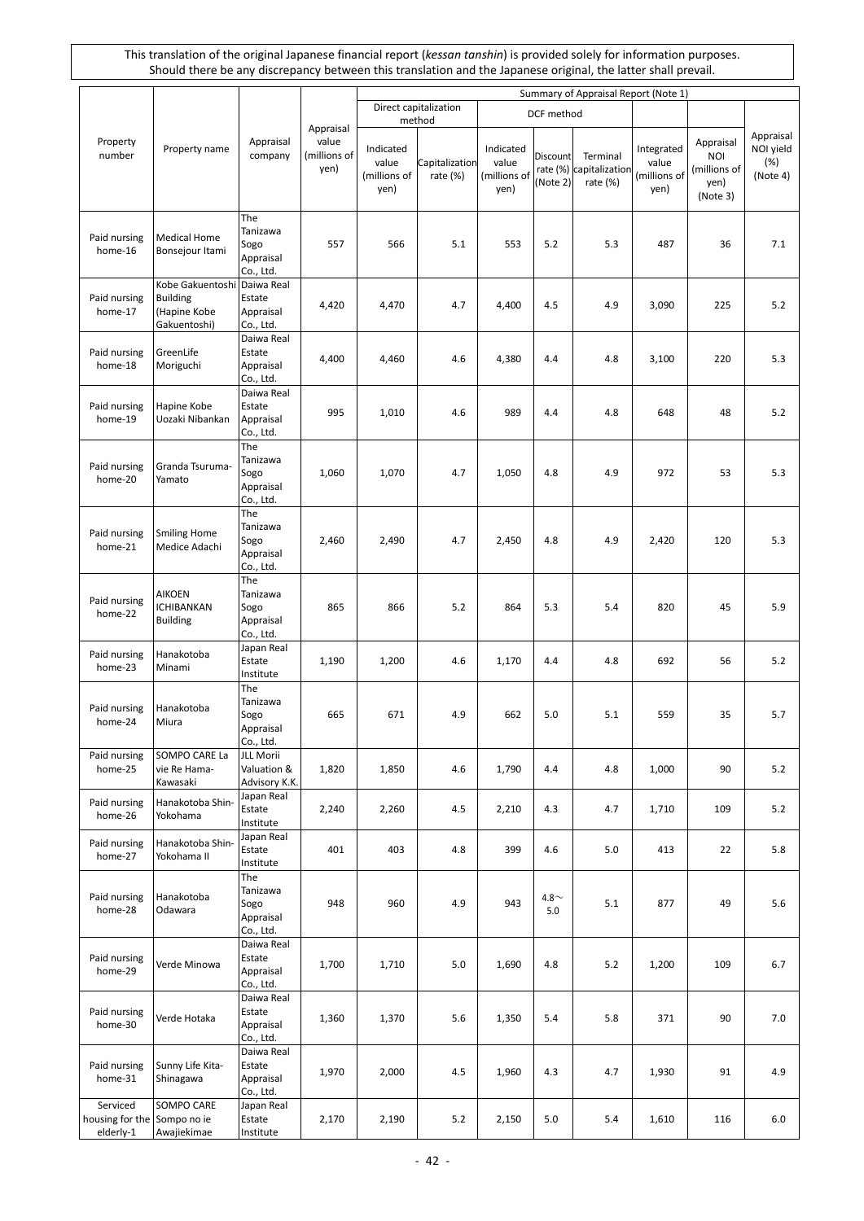This translation of the original Japanese financial report (*kessan tanshin*) is provided solely for information purposes. Should there be any discrepancy between this translation and the Japanese original, the latter shall prevail.

| Property number | Property name | Appraisal company | Appraisal value (millions of yen) | Summary of Appraisal Report (Note 1) | | | | | | | |
|---|---|---|---|---|---|---|---|---|---|---|---|
| | | | | Direct capitalization method | | DCF method | | | | | |
| | | | | Indicated value (millions of yen) | Capitalization rate (%) | Indicated value (millions of yen) | Discount rate (%) (Note 2) | Terminal capitalization rate (%) | Integrated value (millions of yen) | Appraisal NOI (millions of yen) (Note 3) | Appraisal NOI yield (%) (Note 4) |
| Paid nursing home-16 | Medical Home Bonsejour Itami | The Tanizawa Sogo Appraisal Co., Ltd. | 557 | 566 | 5.1 | 553 | 5.2 | 5.3 | 487 | 36 | 7.1 |
| Paid nursing home-17 | Kobe Gakuentoshi Building (Hapine Kobe Gakuentoshi) | Daiwa Real Estate Appraisal Co., Ltd. | 4,420 | 4,470 | 4.7 | 4,400 | 4.5 | 4.9 | 3,090 | 225 | 5.2 |
| Paid nursing home-18 | GreenLife Moriguchi | Daiwa Real Estate Appraisal Co., Ltd. | 4,400 | 4,460 | 4.6 | 4,380 | 4.4 | 4.8 | 3,100 | 220 | 5.3 |
| Paid nursing home-19 | Hapine Kobe Uozaki Nibankan | Daiwa Real Estate Appraisal Co., Ltd. | 995 | 1,010 | 4.6 | 989 | 4.4 | 4.8 | 648 | 48 | 5.2 |
| Paid nursing home-20 | Granda Tsuruma-Yamato | The Tanizawa Sogo Appraisal Co., Ltd. | 1,060 | 1,070 | 4.7 | 1,050 | 4.8 | 4.9 | 972 | 53 | 5.3 |
| Paid nursing home-21 | Smiling Home Medice Adachi | The Tanizawa Sogo Appraisal Co., Ltd. | 2,460 | 2,490 | 4.7 | 2,450 | 4.8 | 4.9 | 2,420 | 120 | 5.3 |
| Paid nursing home-22 | AIKOEN ICHIBANKAN Building | The Tanizawa Sogo Appraisal Co., Ltd. | 865 | 866 | 5.2 | 864 | 5.3 | 5.4 | 820 | 45 | 5.9 |
| Paid nursing home-23 | Hanakotoba Minami | Japan Real Estate Institute | 1,190 | 1,200 | 4.6 | 1,170 | 4.4 | 4.8 | 692 | 56 | 5.2 |
| Paid nursing home-24 | Hanakotoba Miura | The Tanizawa Sogo Appraisal Co., Ltd. | 665 | 671 | 4.9 | 662 | 5.0 | 5.1 | 559 | 35 | 5.7 |
| Paid nursing home-25 | SOMPO CARE La vie Re Hama-Kawasaki | JLL Morii Valuation & Advisory K.K. | 1,820 | 1,850 | 4.6 | 1,790 | 4.4 | 4.8 | 1,000 | 90 | 5.2 |
| Paid nursing home-26 | Hanakotoba Shin-Yokohama | Japan Real Estate Institute | 2,240 | 2,260 | 4.5 | 2,210 | 4.3 | 4.7 | 1,710 | 109 | 5.2 |
| Paid nursing home-27 | Hanakotoba Shin-Yokohama II | Japan Real Estate Institute | 401 | 403 | 4.8 | 399 | 4.6 | 5.0 | 413 | 22 | 5.8 |
| Paid nursing home-28 | Hanakotoba Odawara | The Tanizawa Sogo Appraisal Co., Ltd. | 948 | 960 | 4.9 | 943 | 4.8～5.0 | 5.1 | 877 | 49 | 5.6 |
| Paid nursing home-29 | Verde Minowa | Daiwa Real Estate Appraisal Co., Ltd. | 1,700 | 1,710 | 5.0 | 1,690 | 4.8 | 5.2 | 1,200 | 109 | 6.7 |
| Paid nursing home-30 | Verde Hotaka | Daiwa Real Estate Appraisal Co., Ltd. | 1,360 | 1,370 | 5.6 | 1,350 | 5.4 | 5.8 | 371 | 90 | 7.0 |
| Paid nursing home-31 | Sunny Life Kita-Shinagawa | Daiwa Real Estate Appraisal Co., Ltd. | 1,970 | 2,000 | 4.5 | 1,960 | 4.3 | 4.7 | 1,930 | 91 | 4.9 |
| Serviced housing for the elderly-1 | SOMPO CARE Sompo no ie Awajiekimae | Japan Real Estate Institute | 2,170 | 2,190 | 5.2 | 2,150 | 5.0 | 5.4 | 1,610 | 116 | 6.0 |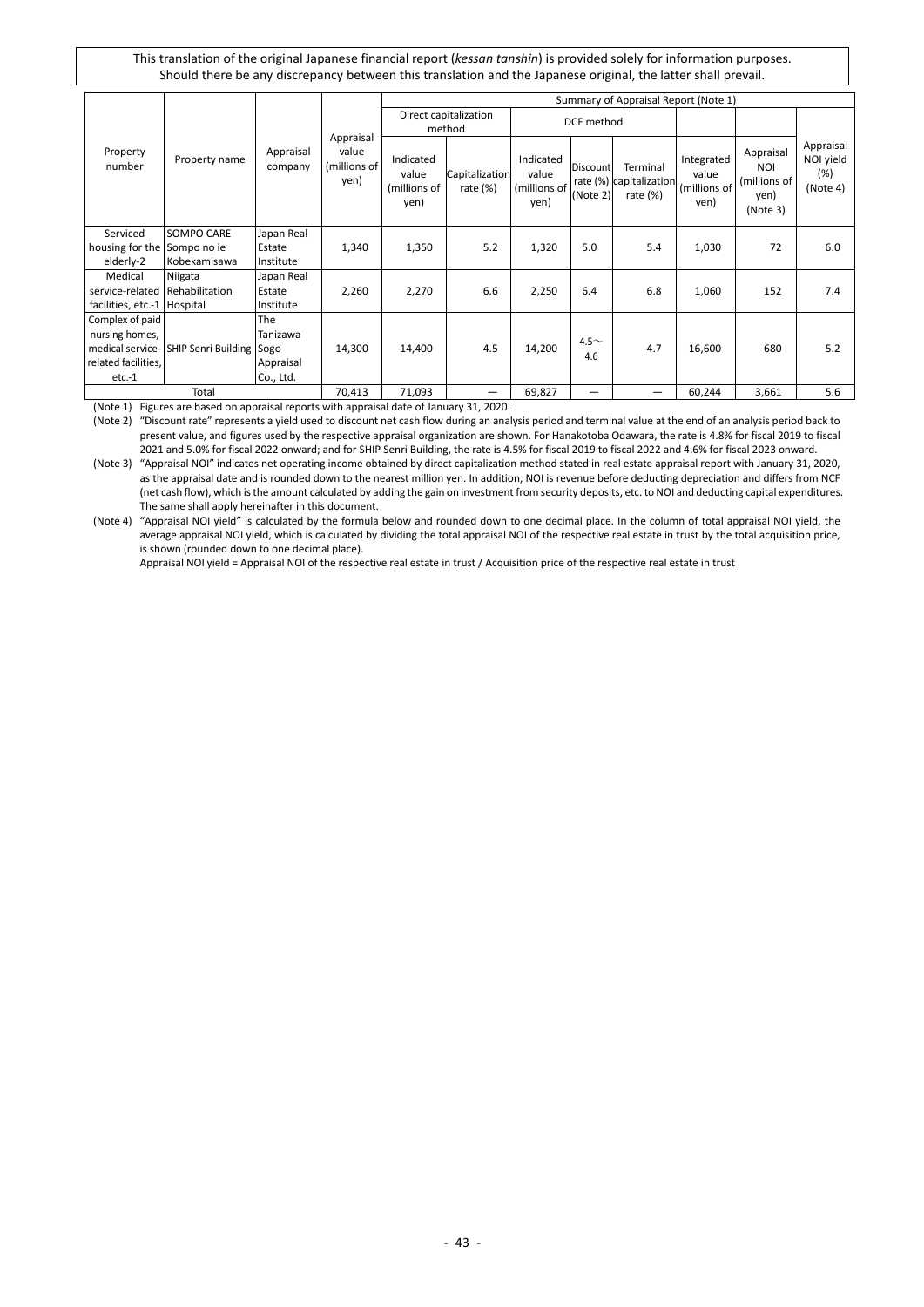This translation of the original Japanese financial report (*kessan tanshin*) is provided solely for information purposes. Should there be any discrepancy between this translation and the Japanese original, the latter shall prevail.

| Property number | Property name | Appraisal company | Appraisal value (millions of yen) | Summary of Appraisal Report (Note 1) | | | | | | | | |
|---|---|---|---|---|---|---|---|---|---|---|---|---|
| | | | | Direct capitalization method | | DCF method | | | | | | |
| | | | | Indicated value (millions of yen) | Capitalization rate (%) | Indicated value (millions of yen) | Discount rate (%) (Note 2) | Terminal capitalization rate (%) | Integrated value (millions of yen) | Appraisal NOI (millions of yen) (Note 3) | Appraisal NOI yield (%) (Note 4) |
| Serviced housing for the elderly-2 | SOMPO CARE Sompo no ie Kobekamisawa | Japan Real Estate Institute | 1,340 | 1,350 | 5.2 | 1,320 | 5.0 | 5.4 | 1,030 | 72 | 6.0 |
| Medical service-related facilities, etc.-1 | Niigata Rehabilitation Hospital | Japan Real Estate Institute | 2,260 | 2,270 | 6.6 | 2,250 | 6.4 | 6.8 | 1,060 | 152 | 7.4 |
| Complex of paid nursing homes, medical service-related facilities, etc.-1 | SHIP Senri Building | The Tanizawa Sogo Appraisal Co., Ltd. | 14,300 | 14,400 | 4.5 | 14,200 | 4.5～4.6 | 4.7 | 16,600 | 680 | 5.2 |
| Total | | | 70,413 | 71,093 | — | 69,827 | — | — | 60,244 | 3,661 | 5.6 |

(Note 1) Figures are based on appraisal reports with appraisal date of January 31, 2020.

(Note 2) "Discount rate" represents a yield used to discount net cash flow during an analysis period and terminal value at the end of an analysis period back to present value, and figures used by the respective appraisal organization are shown. For Hanakotoba Odawara, the rate is 4.8% for fiscal 2019 to fiscal 2021 and 5.0% for fiscal 2022 onward; and for SHIP Senri Building, the rate is 4.5% for fiscal 2019 to fiscal 2022 and 4.6% for fiscal 2023 onward.

(Note 3) "Appraisal NOI" indicates net operating income obtained by direct capitalization method stated in real estate appraisal report with January 31, 2020, as the appraisal date and is rounded down to the nearest million yen. In addition, NOI is revenue before deducting depreciation and differs from NCF (net cash flow), which is the amount calculated by adding the gain on investment from security deposits, etc. to NOI and deducting capital expenditures. The same shall apply hereinafter in this document.

(Note 4) "Appraisal NOI yield" is calculated by the formula below and rounded down to one decimal place. In the column of total appraisal NOI yield, the average appraisal NOI yield, which is calculated by dividing the total appraisal NOI of the respective real estate in trust by the total acquisition price, is shown (rounded down to one decimal place).

Appraisal NOI yield = Appraisal NOI of the respective real estate in trust / Acquisition price of the respective real estate in trust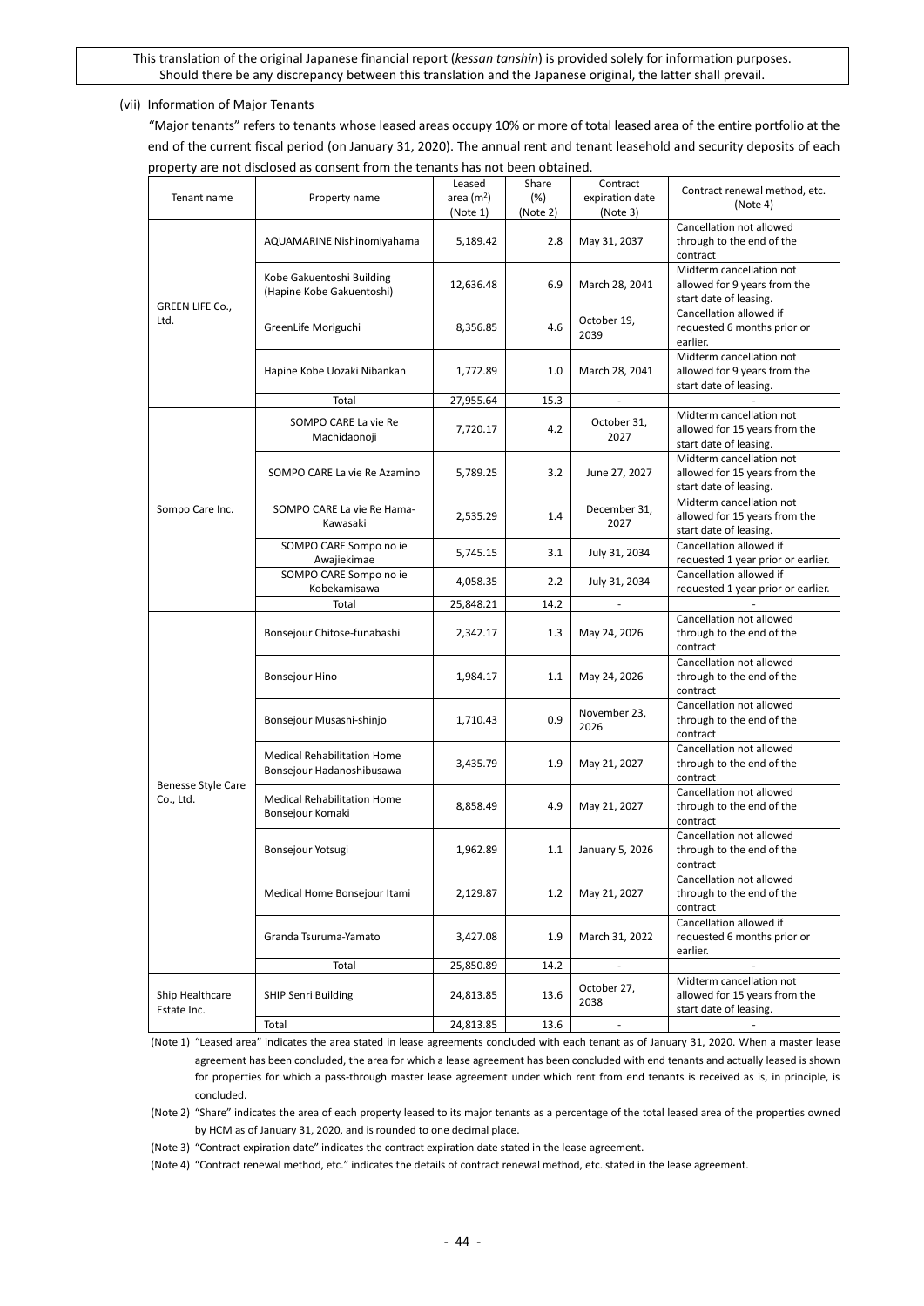This translation of the original Japanese financial report (*kessan tanshin*) is provided solely for information purposes. Should there be any discrepancy between this translation and the Japanese original, the latter shall prevail.

(vii) Information of Major Tenants

"Major tenants" refers to tenants whose leased areas occupy 10% or more of total leased area of the entire portfolio at the end of the current fiscal period (on January 31, 2020). The annual rent and tenant leasehold and security deposits of each property are not disclosed as consent from the tenants has not been obtained.

| Tenant name | Property name | Leased area ($m^2$) (Note 1) | Share (%) (Note 2) | Contract expiration date (Note 3) | Contract renewal method, etc. (Note 4) |
|---|---|---|---|---|---|
| GREEN LIFE Co., Ltd. | AQUAMARINE Nishinomiyahama | 5,189.42 | 2.8 | May 31, 2037 | Cancellation not allowed through to the end of the contract |
| | Kobe Gakuentoshi Building (Hapine Kobe Gakuentoshi) | 12,636.48 | 6.9 | March 28, 2041 | Midterm cancellation not allowed for 9 years from the start date of leasing. |
| | GreenLife Moriguchi | 8,356.85 | 4.6 | October 19, 2039 | Cancellation allowed if requested 6 months prior or earlier. |
| | Hapine Kobe Uozaki Nibankan | 1,772.89 | 1.0 | March 28, 2041 | Midterm cancellation not allowed for 9 years from the start date of leasing. |
| | Total | 27,955.64 | 15.3 | - | - |
| Sompo Care Inc. | SOMPO CARE La vie Re Machidaonoji | 7,720.17 | 4.2 | October 31, 2027 | Midterm cancellation not allowed for 15 years from the start date of leasing. |
| | SOMPO CARE La vie Re Azamino | 5,789.25 | 3.2 | June 27, 2027 | Midterm cancellation not allowed for 15 years from the start date of leasing. |
| | SOMPO CARE La vie Re Hama-Kawasaki | 2,535.29 | 1.4 | December 31, 2027 | Midterm cancellation not allowed for 15 years from the start date of leasing. |
| | SOMPO CARE Sompo no ie Awajiekimae | 5,745.15 | 3.1 | July 31, 2034 | Cancellation allowed if requested 1 year prior or earlier. |
| | SOMPO CARE Sompo no ie Kobekamisawa | 4,058.35 | 2.2 | July 31, 2034 | Cancellation allowed if requested 1 year prior or earlier. |
| | Total | 25,848.21 | 14.2 | - | - |
| Benesse Style Care Co., Ltd. | Bonsejour Chitose-funabashi | 2,342.17 | 1.3 | May 24, 2026 | Cancellation not allowed through to the end of the contract |
| | Bonsejour Hino | 1,984.17 | 1.1 | May 24, 2026 | Cancellation not allowed through to the end of the contract |
| | Bonsejour Musashi-shinjo | 1,710.43 | 0.9 | November 23, 2026 | Cancellation not allowed through to the end of the contract |
| | Medical Rehabilitation Home Bonsejour Hadanoshibusawa | 3,435.79 | 1.9 | May 21, 2027 | Cancellation not allowed through to the end of the contract |
| | Medical Rehabilitation Home Bonsejour Komaki | 8,858.49 | 4.9 | May 21, 2027 | Cancellation not allowed through to the end of the contract |
| | Bonsejour Yotsugi | 1,962.89 | 1.1 | January 5, 2026 | Cancellation not allowed through to the end of the contract |
| | Medical Home Bonsejour Itami | 2,129.87 | 1.2 | May 21, 2027 | Cancellation not allowed through to the end of the contract |
| | Granda Tsuruma-Yamato | 3,427.08 | 1.9 | March 31, 2022 | Cancellation allowed if requested 6 months prior or earlier. |
| | Total | 25,850.89 | 14.2 | - | - |
| Ship Healthcare Estate Inc. | SHIP Senri Building | 24,813.85 | 13.6 | October 27, 2038 | Midterm cancellation not allowed for 15 years from the start date of leasing. |
| | Total | 24,813.85 | 13.6 | - | - |

(Note 1) "Leased area" indicates the area stated in lease agreements concluded with each tenant as of January 31, 2020. When a master lease agreement has been concluded, the area for which a lease agreement has been concluded with end tenants and actually leased is shown for properties for which a pass-through master lease agreement under which rent from end tenants is received as is, in principle, is concluded.

(Note 2) "Share" indicates the area of each property leased to its major tenants as a percentage of the total leased area of the properties owned by HCM as of January 31, 2020, and is rounded to one decimal place.

(Note 3) "Contract expiration date" indicates the contract expiration date stated in the lease agreement.

(Note 4) "Contract renewal method, etc." indicates the details of contract renewal method, etc. stated in the lease agreement.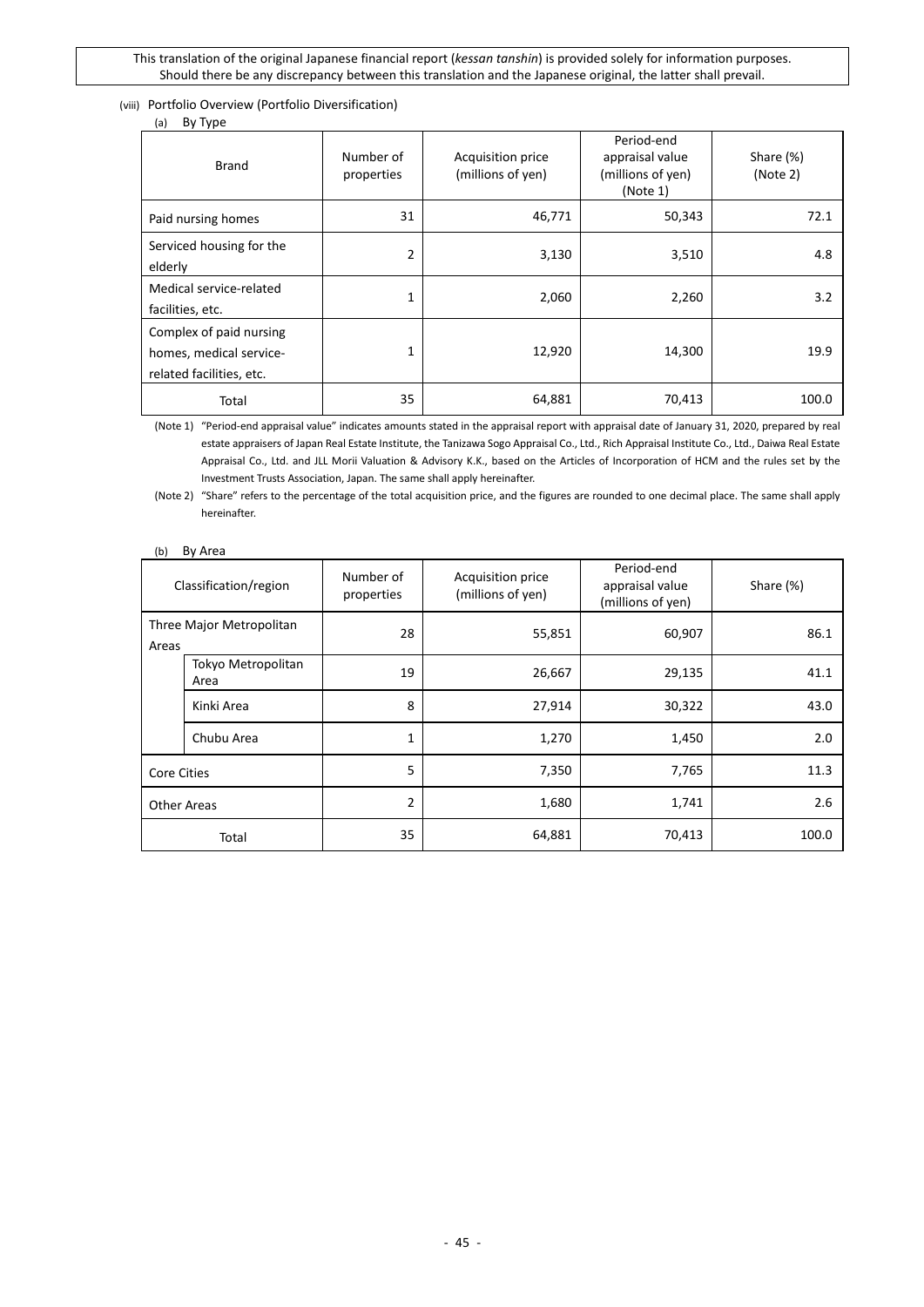This translation of the original Japanese financial report (*kessan tanshin*) is provided solely for information purposes. Should there be any discrepancy between this translation and the Japanese original, the latter shall prevail.

(viii) Portfolio Overview (Portfolio Diversification)

(a) By Type

| Brand | Number of properties | Acquisition price (millions of yen) | Period-end appraisal value (millions of yen) (Note 1) | Share (%) (Note 2) |
|---|---|---|---|---|
| Paid nursing homes | 31 | 46,771 | 50,343 | 72.1 |
| Serviced housing for the elderly | 2 | 3,130 | 3,510 | 4.8 |
| Medical service-related facilities, etc. | 1 | 2,060 | 2,260 | 3.2 |
| Complex of paid nursing homes, medical service-related facilities, etc. | 1 | 12,920 | 14,300 | 19.9 |
| Total | 35 | 64,881 | 70,413 | 100.0 |

(Note 1) "Period-end appraisal value" indicates amounts stated in the appraisal report with appraisal date of January 31, 2020, prepared by real estate appraisers of Japan Real Estate Institute, the Tanizawa Sogo Appraisal Co., Ltd., Rich Appraisal Institute Co., Ltd., Daiwa Real Estate Appraisal Co., Ltd. and JLL Morii Valuation & Advisory K.K., based on the Articles of Incorporation of HCM and the rules set by the Investment Trusts Association, Japan. The same shall apply hereinafter.

(Note 2) "Share" refers to the percentage of the total acquisition price, and the figures are rounded to one decimal place. The same shall apply hereinafter.

(b) By Area

| Classification/region | | Number of properties | Acquisition price (millions of yen) | Period-end appraisal value (millions of yen) | Share (%) |
|---|---|---|---|---|---|
| Three Major Metropolitan Areas | | 28 | 55,851 | 60,907 | 86.1 |
| | Tokyo Metropolitan Area | 19 | 26,667 | 29,135 | 41.1 |
| | Kinki Area | 8 | 27,914 | 30,322 | 43.0 |
| | Chubu Area | 1 | 1,270 | 1,450 | 2.0 |
| Core Cities | | 5 | 7,350 | 7,765 | 11.3 |
| Other Areas | | 2 | 1,680 | 1,741 | 2.6 |
| Total | | 35 | 64,881 | 70,413 | 100.0 |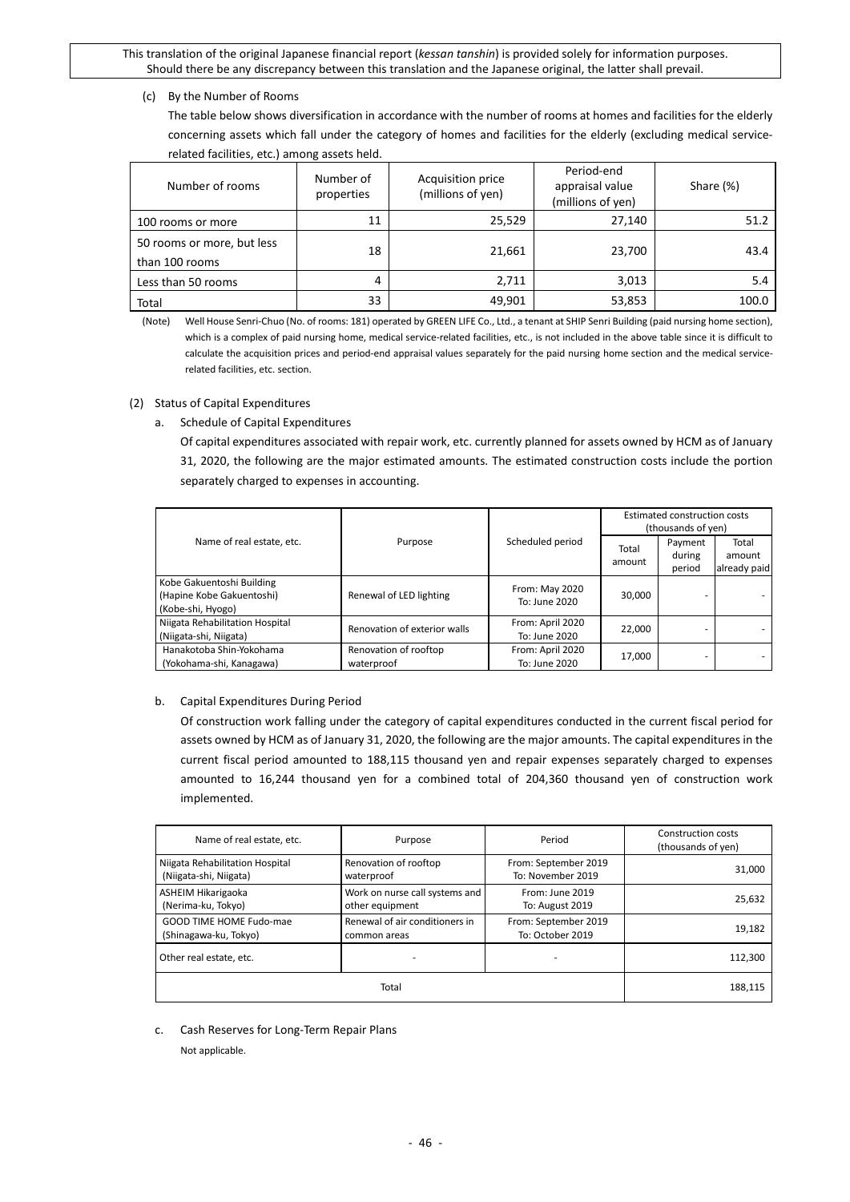This translation of the original Japanese financial report (*kessan tanshin*) is provided solely for information purposes. Should there be any discrepancy between this translation and the Japanese original, the latter shall prevail.

(c) By the Number of Rooms

The table below shows diversification in accordance with the number of rooms at homes and facilities for the elderly concerning assets which fall under the category of homes and facilities for the elderly (excluding medical service-related facilities, etc.) among assets held.

| Number of rooms | Number of properties | Acquisition price (millions of yen) | Period-end appraisal value (millions of yen) | Share (%) |
|---|---|---|---|---|
| 100 rooms or more | 11 | 25,529 | 27,140 | 51.2 |
| 50 rooms or more, but less than 100 rooms | 18 | 21,661 | 23,700 | 43.4 |
| Less than 50 rooms | 4 | 2,711 | 3,013 | 5.4 |
| Total | 33 | 49,901 | 53,853 | 100.0 |

(Note) Well House Senri-Chuo (No. of rooms: 181) operated by GREEN LIFE Co., Ltd., a tenant at SHIP Senri Building (paid nursing home section), which is a complex of paid nursing home, medical service-related facilities, etc., is not included in the above table since it is difficult to calculate the acquisition prices and period-end appraisal values separately for the paid nursing home section and the medical service-related facilities, etc. section.

(2) Status of Capital Expenditures

a. Schedule of Capital Expenditures

Of capital expenditures associated with repair work, etc. currently planned for assets owned by HCM as of January 31, 2020, the following are the major estimated amounts. The estimated construction costs include the portion separately charged to expenses in accounting.

| Name of real estate, etc. | Purpose | Scheduled period | Estimated construction costs (thousands of yen) | | |
|---|---|---|---|---|---|
| | | | Total amount | Payment during period | Total amount already paid |
| Kobe Gakuentoshi Building (Hapine Kobe Gakuentoshi) (Kobe-shi, Hyogo) | Renewal of LED lighting | From: May 2020 To: June 2020 | 30,000 | - | - |
| Niigata Rehabilitation Hospital (Niigata-shi, Niigata) | Renovation of exterior walls | From: April 2020 To: June 2020 | 22,000 | - | - |
| Hanakotoba Shin-Yokohama (Yokohama-shi, Kanagawa) | Renovation of rooftop waterproof | From: April 2020 To: June 2020 | 17,000 | - | - |

b. Capital Expenditures During Period

Of construction work falling under the category of capital expenditures conducted in the current fiscal period for assets owned by HCM as of January 31, 2020, the following are the major amounts. The capital expenditures in the current fiscal period amounted to 188,115 thousand yen and repair expenses separately charged to expenses amounted to 16,244 thousand yen for a combined total of 204,360 thousand yen of construction work implemented.

| Name of real estate, etc. | Purpose | Period | Construction costs (thousands of yen) |
|---|---|---|---|
| Niigata Rehabilitation Hospital (Niigata-shi, Niigata) | Renovation of rooftop waterproof | From: September 2019 To: November 2019 | 31,000 |
| ASHEIM Hikarigaoka (Nerima-ku, Tokyo) | Work on nurse call systems and other equipment | From: June 2019 To: August 2019 | 25,632 |
| GOOD TIME HOME Fudo-mae (Shinagawa-ku, Tokyo) | Renewal of air conditioners in common areas | From: September 2019 To: October 2019 | 19,182 |
| Other real estate, etc. | - | - | 112,300 |
| Total | | | 188,115 |

c. Cash Reserves for Long-Term Repair Plans

Not applicable.